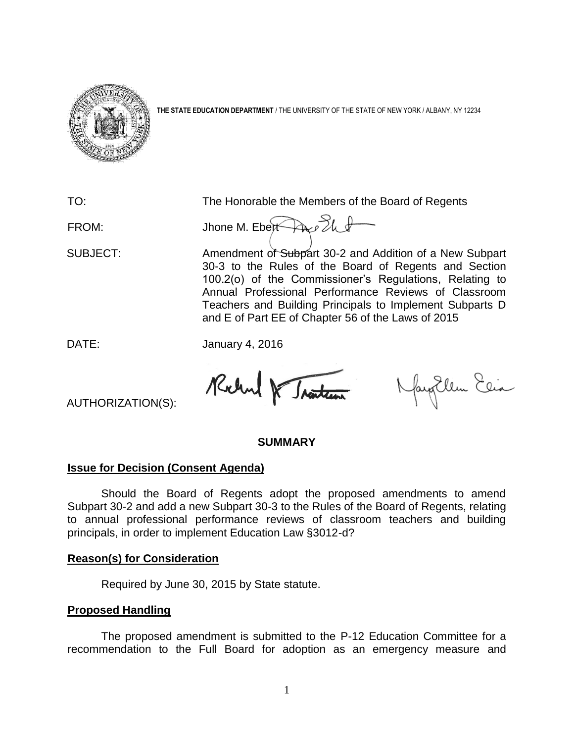**THE STATE EDUCATION DEPARTMENT** / THE UNIVERSITY OF THE STATE OF NEW YORK / ALBANY, NY 12234

TO: The Honorable the Members of the Board of Regents

FROM: Jhone M. Ebert

SUBJECT: Amendment of Subpart 30-2 and Addition of a New Subpart 30-3 to the Rules of the Board of Regents and Section 100.2(o) of the Commissioner's Regulations, Relating to Annual Professional Performance Reviews of Classroom Teachers and Building Principals to Implement Subparts D and E of Part EE of Chapter 56 of the Laws of 2015

DATE: January 4, 2016

AUTHORIZATION(S):

## SUMMARY

### Issue for Decision (Consent Agenda)

Should the Board of Regents adopt the proposed amendments to amend Subpart 30-2 and add a new Subpart 30-3 to the Rules of the Board of Regents, relating to annual professional performance reviews of classroom teachers and building principals, in order to implement Education Law §3012-d?

### Reason(s) for Consideration

Required by June 30, 2015 by State statute.

### Proposed Handling

The proposed amendment is submitted to the P-12 Education Committee for a recommendation to the Full Board for adoption as an emergency measure and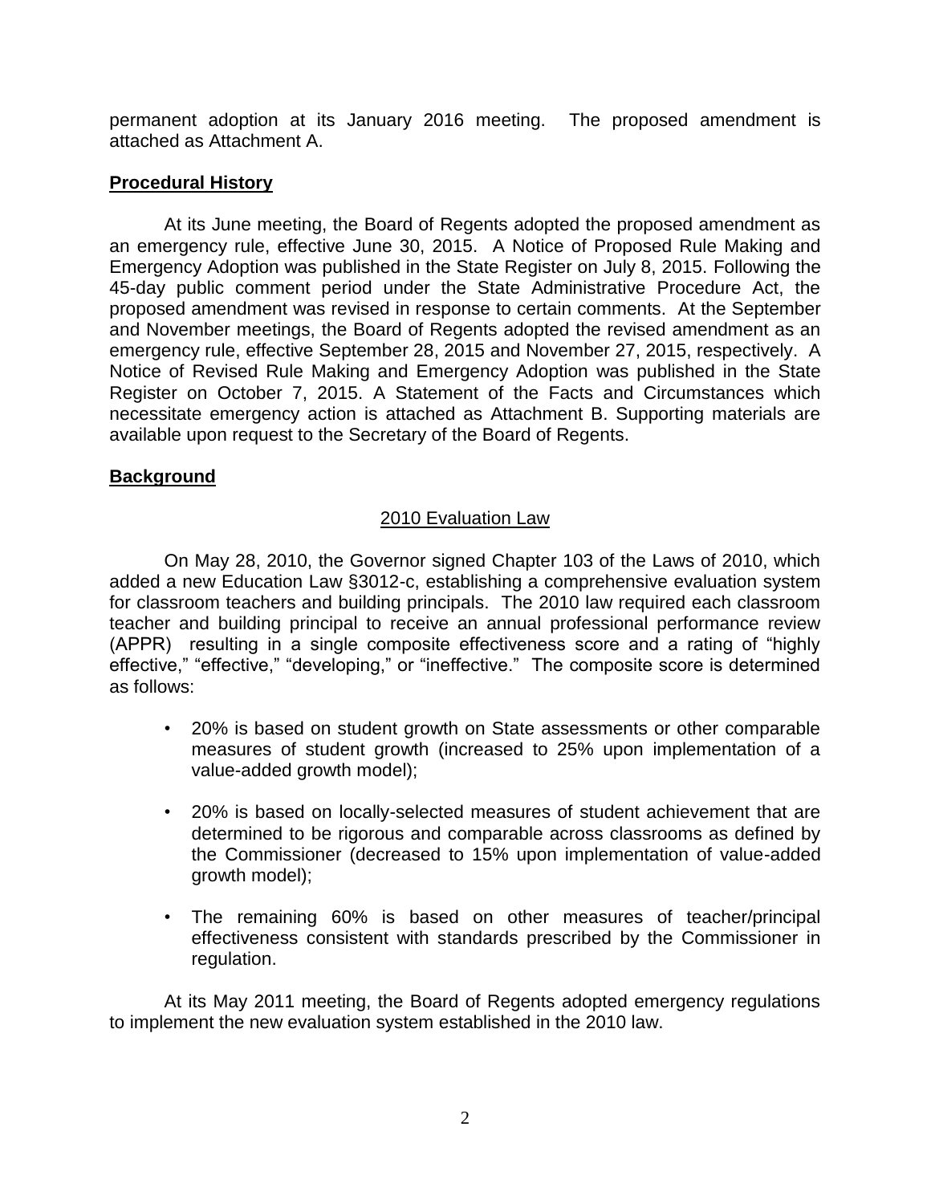permanent adoption at its January 2016 meeting. The proposed amendment is attached as Attachment A.

**Procedural History**

At its June meeting, the Board of Regents adopted the proposed amendment as an emergency rule, effective June 30, 2015. A Notice of Proposed Rule Making and Emergency Adoption was published in the State Register on July 8, 2015. Following the 45-day public comment period under the State Administrative Procedure Act, the proposed amendment was revised in response to certain comments. At the September and November meetings, the Board of Regents adopted the revised amendment as an emergency rule, effective September 28, 2015 and November 27, 2015, respectively. A Notice of Revised Rule Making and Emergency Adoption was published in the State Register on October 7, 2015. A Statement of the Facts and Circumstances which necessitate emergency action is attached as Attachment B. Supporting materials are available upon request to the Secretary of the Board of Regents.

**Background**

2010 Evaluation Law

On May 28, 2010, the Governor signed Chapter 103 of the Laws of 2010, which added a new Education Law §3012-c, establishing a comprehensive evaluation system for classroom teachers and building principals. The 2010 law required each classroom teacher and building principal to receive an annual professional performance review (APPR) resulting in a single composite effectiveness score and a rating of "highly effective," "effective," "developing," or "ineffective." The composite score is determined as follows:

- 20% is based on student growth on State assessments or other comparable measures of student growth (increased to 25% upon implementation of a value-added growth model);
- 20% is based on locally-selected measures of student achievement that are determined to be rigorous and comparable across classrooms as defined by the Commissioner (decreased to 15% upon implementation of value-added growth model);
- The remaining 60% is based on other measures of teacher/principal effectiveness consistent with standards prescribed by the Commissioner in regulation.

At its May 2011 meeting, the Board of Regents adopted emergency regulations to implement the new evaluation system established in the 2010 law.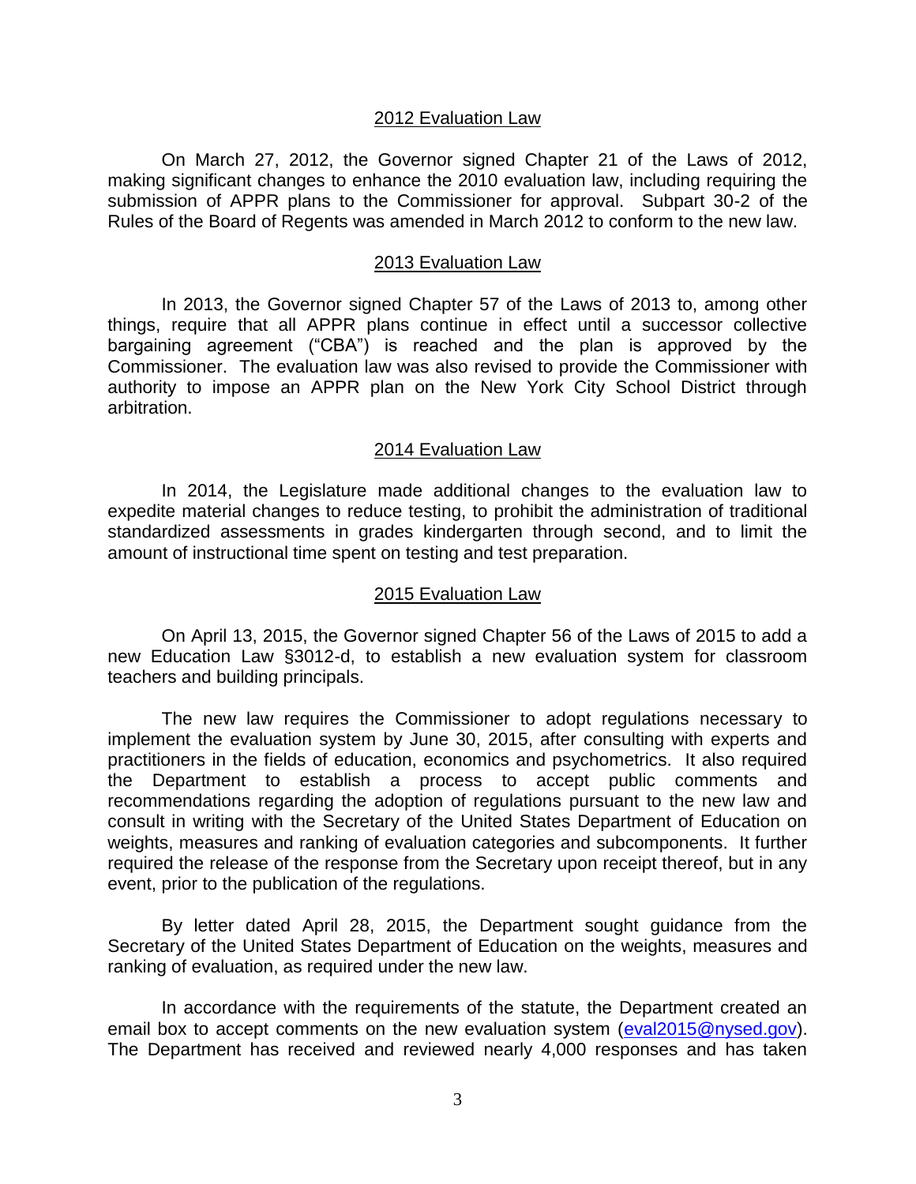## 2012 Evaluation Law

On March 27, 2012, the Governor signed Chapter 21 of the Laws of 2012, making significant changes to enhance the 2010 evaluation law, including requiring the submission of APPR plans to the Commissioner for approval. Subpart 30-2 of the Rules of the Board of Regents was amended in March 2012 to conform to the new law.

## 2013 Evaluation Law

In 2013, the Governor signed Chapter 57 of the Laws of 2013 to, among other things, require that all APPR plans continue in effect until a successor collective bargaining agreement ("CBA") is reached and the plan is approved by the Commissioner. The evaluation law was also revised to provide the Commissioner with authority to impose an APPR plan on the New York City School District through arbitration.

## 2014 Evaluation Law

In 2014, the Legislature made additional changes to the evaluation law to expedite material changes to reduce testing, to prohibit the administration of traditional standardized assessments in grades kindergarten through second, and to limit the amount of instructional time spent on testing and test preparation.

## 2015 Evaluation Law

On April 13, 2015, the Governor signed Chapter 56 of the Laws of 2015 to add a new Education Law §3012-d, to establish a new evaluation system for classroom teachers and building principals.

The new law requires the Commissioner to adopt regulations necessary to implement the evaluation system by June 30, 2015, after consulting with experts and practitioners in the fields of education, economics and psychometrics. It also required the Department to establish a process to accept public comments and recommendations regarding the adoption of regulations pursuant to the new law and consult in writing with the Secretary of the United States Department of Education on weights, measures and ranking of evaluation categories and subcomponents. It further required the release of the response from the Secretary upon receipt thereof, but in any event, prior to the publication of the regulations.

By letter dated April 28, 2015, the Department sought guidance from the Secretary of the United States Department of Education on the weights, measures and ranking of evaluation, as required under the new law.

In accordance with the requirements of the statute, the Department created an email box to accept comments on the new evaluation system (eval2015@nysed.gov). The Department has received and reviewed nearly 4,000 responses and has taken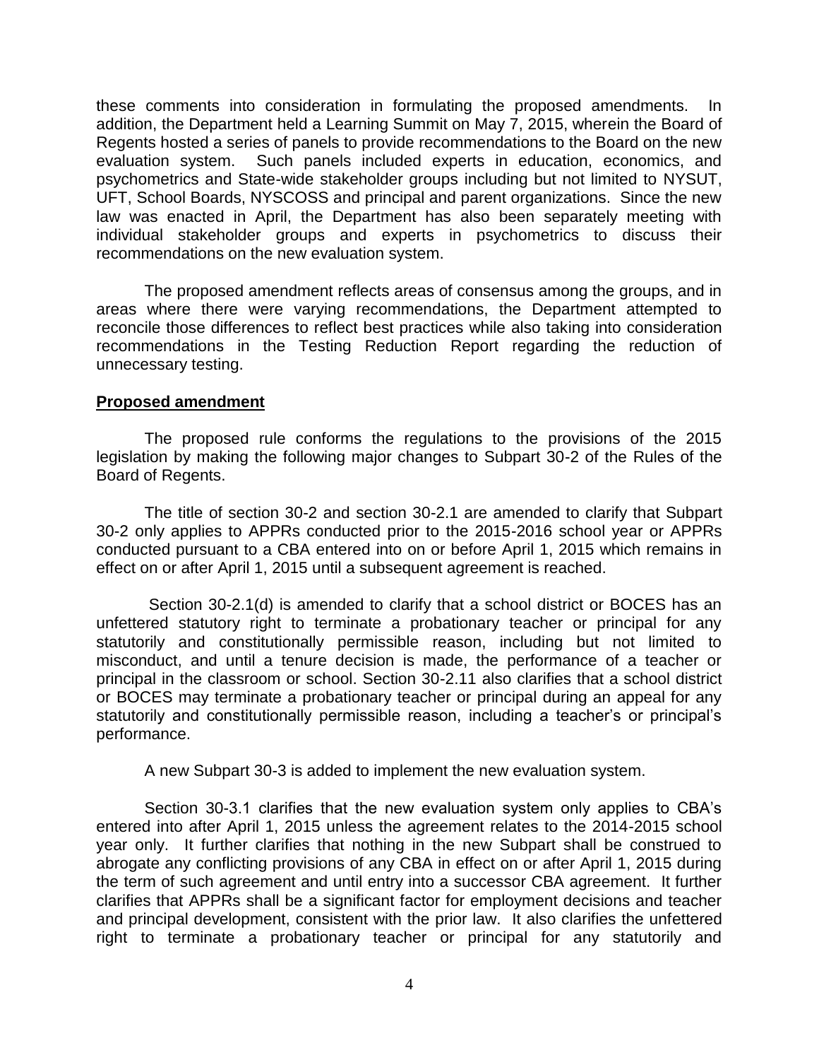these comments into consideration in formulating the proposed amendments. In addition, the Department held a Learning Summit on May 7, 2015, wherein the Board of Regents hosted a series of panels to provide recommendations to the Board on the new evaluation system. Such panels included experts in education, economics, and psychometrics and State-wide stakeholder groups including but not limited to NYSUT, UFT, School Boards, NYSCOSS and principal and parent organizations. Since the new law was enacted in April, the Department has also been separately meeting with individual stakeholder groups and experts in psychometrics to discuss their recommendations on the new evaluation system.

The proposed amendment reflects areas of consensus among the groups, and in areas where there were varying recommendations, the Department attempted to reconcile those differences to reflect best practices while also taking into consideration recommendations in the Testing Reduction Report regarding the reduction of unnecessary testing.

**Proposed amendment**

The proposed rule conforms the regulations to the provisions of the 2015 legislation by making the following major changes to Subpart 30-2 of the Rules of the Board of Regents.

The title of section 30-2 and section 30-2.1 are amended to clarify that Subpart 30-2 only applies to APPRs conducted prior to the 2015-2016 school year or APPRs conducted pursuant to a CBA entered into on or before April 1, 2015 which remains in effect on or after April 1, 2015 until a subsequent agreement is reached.

Section 30-2.1(d) is amended to clarify that a school district or BOCES has an unfettered statutory right to terminate a probationary teacher or principal for any statutorily and constitutionally permissible reason, including but not limited to misconduct, and until a tenure decision is made, the performance of a teacher or principal in the classroom or school. Section 30-2.11 also clarifies that a school district or BOCES may terminate a probationary teacher or principal during an appeal for any statutorily and constitutionally permissible reason, including a teacher's or principal's performance.

A new Subpart 30-3 is added to implement the new evaluation system.

Section 30-3.1 clarifies that the new evaluation system only applies to CBA's entered into after April 1, 2015 unless the agreement relates to the 2014-2015 school year only. It further clarifies that nothing in the new Subpart shall be construed to abrogate any conflicting provisions of any CBA in effect on or after April 1, 2015 during the term of such agreement and until entry into a successor CBA agreement. It further clarifies that APPRs shall be a significant factor for employment decisions and teacher and principal development, consistent with the prior law. It also clarifies the unfettered right to terminate a probationary teacher or principal for any statutorily and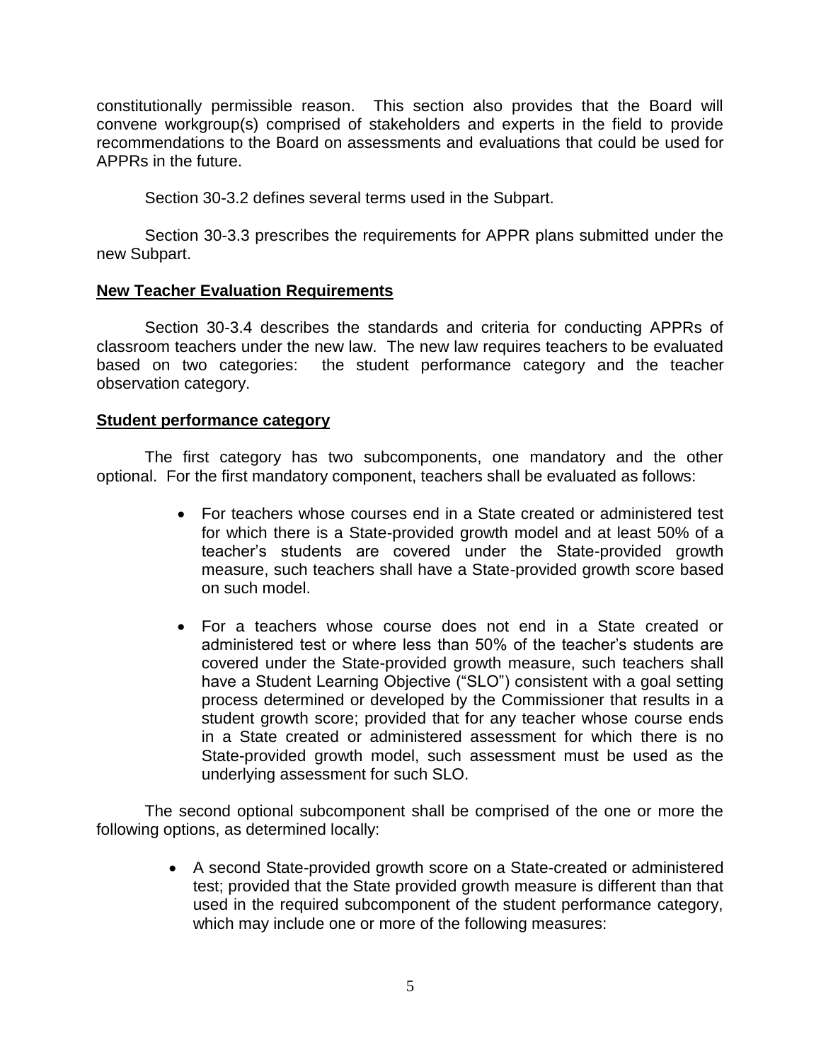constitutionally permissible reason. This section also provides that the Board will convene workgroup(s) comprised of stakeholders and experts in the field to provide recommendations to the Board on assessments and evaluations that could be used for APPRs in the future.

Section 30-3.2 defines several terms used in the Subpart.

Section 30-3.3 prescribes the requirements for APPR plans submitted under the new Subpart.

**New Teacher Evaluation Requirements**

Section 30-3.4 describes the standards and criteria for conducting APPRs of classroom teachers under the new law. The new law requires teachers to be evaluated based on two categories: the student performance category and the teacher observation category.

**Student performance category**

The first category has two subcomponents, one mandatory and the other optional. For the first mandatory component, teachers shall be evaluated as follows:

- For teachers whose courses end in a State created or administered test for which there is a State-provided growth model and at least 50% of a teacher's students are covered under the State-provided growth measure, such teachers shall have a State-provided growth score based on such model.
- For a teachers whose course does not end in a State created or administered test or where less than 50% of the teacher's students are covered under the State-provided growth measure, such teachers shall have a Student Learning Objective ("SLO") consistent with a goal setting process determined or developed by the Commissioner that results in a student growth score; provided that for any teacher whose course ends in a State created or administered assessment for which there is no State-provided growth model, such assessment must be used as the underlying assessment for such SLO.

The second optional subcomponent shall be comprised of the one or more the following options, as determined locally:

- A second State-provided growth score on a State-created or administered test; provided that the State provided growth measure is different than that used in the required subcomponent of the student performance category, which may include one or more of the following measures: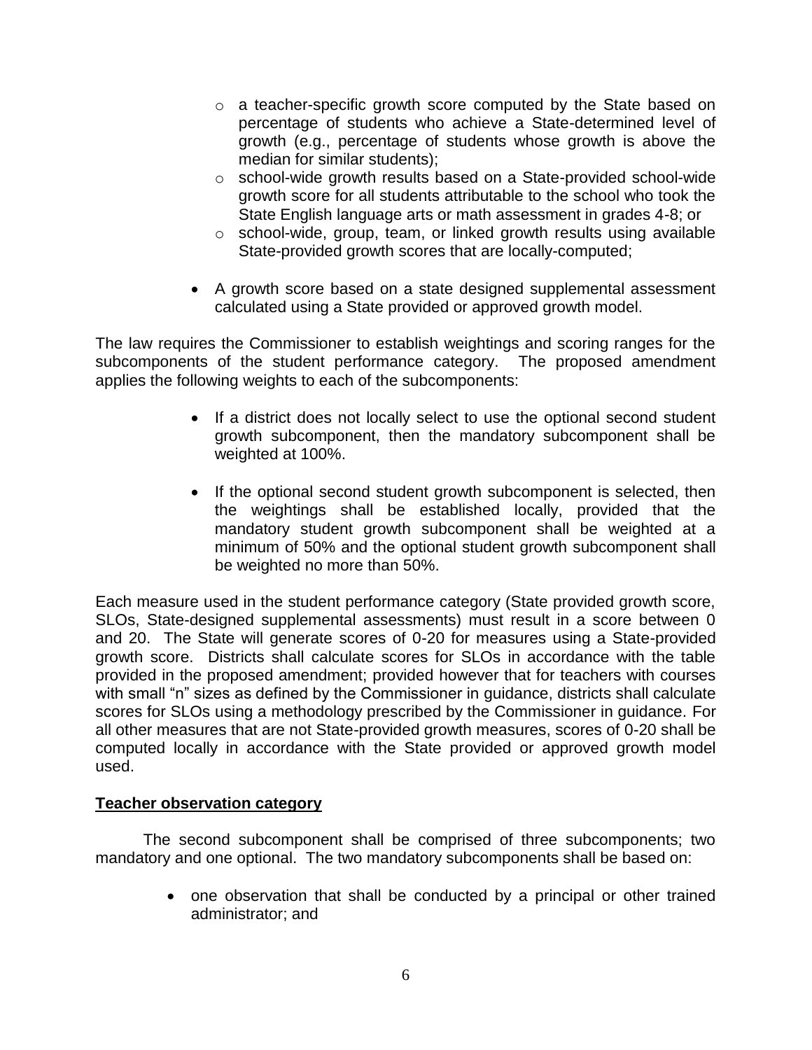- a teacher-specific growth score computed by the State based on percentage of students who achieve a State-determined level of growth (e.g., percentage of students whose growth is above the median for similar students);
    - school-wide growth results based on a State-provided school-wide growth score for all students attributable to the school who took the State English language arts or math assessment in grades 4-8; or
    - school-wide, group, team, or linked growth results using available State-provided growth scores that are locally-computed;

- A growth score based on a state designed supplemental assessment calculated using a State provided or approved growth model.

The law requires the Commissioner to establish weightings and scoring ranges for the subcomponents of the student performance category. The proposed amendment applies the following weights to each of the subcomponents:

- If a district does not locally select to use the optional second student growth subcomponent, then the mandatory subcomponent shall be weighted at 100%.

- If the optional second student growth subcomponent is selected, then the weightings shall be established locally, provided that the mandatory student growth subcomponent shall be weighted at a minimum of 50% and the optional student growth subcomponent shall be weighted no more than 50%.

Each measure used in the student performance category (State provided growth score, SLOs, State-designed supplemental assessments) must result in a score between 0 and 20. The State will generate scores of 0-20 for measures using a State-provided growth score. Districts shall calculate scores for SLOs in accordance with the table provided in the proposed amendment; provided however that for teachers with courses with small "n" sizes as defined by the Commissioner in guidance, districts shall calculate scores for SLOs using a methodology prescribed by the Commissioner in guidance. For all other measures that are not State-provided growth measures, scores of 0-20 shall be computed locally in accordance with the State provided or approved growth model used.

**Teacher observation category**

The second subcomponent shall be comprised of three subcomponents; two mandatory and one optional. The two mandatory subcomponents shall be based on:

- one observation that shall be conducted by a principal or other trained administrator; and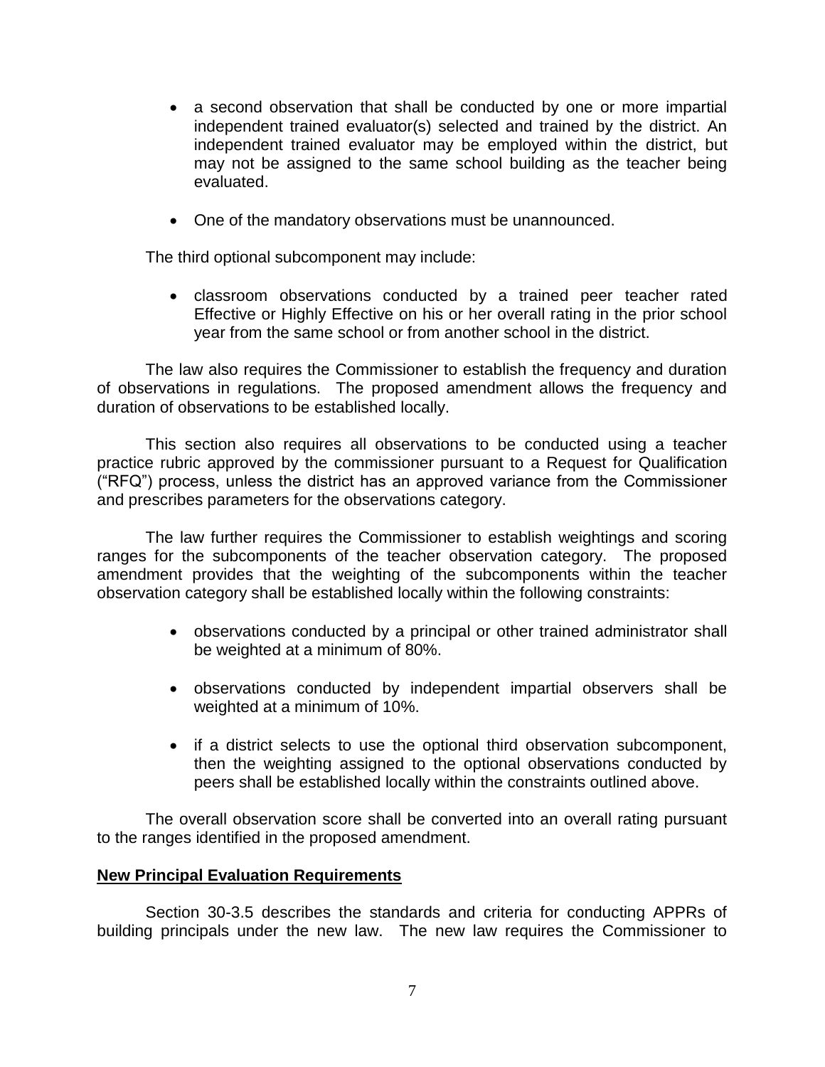- a second observation that shall be conducted by one or more impartial independent trained evaluator(s) selected and trained by the district. An independent trained evaluator may be employed within the district, but may not be assigned to the same school building as the teacher being evaluated.
- One of the mandatory observations must be unannounced.

The third optional subcomponent may include:

- classroom observations conducted by a trained peer teacher rated Effective or Highly Effective on his or her overall rating in the prior school year from the same school or from another school in the district.

The law also requires the Commissioner to establish the frequency and duration of observations in regulations. The proposed amendment allows the frequency and duration of observations to be established locally.

This section also requires all observations to be conducted using a teacher practice rubric approved by the commissioner pursuant to a Request for Qualification ("RFQ") process, unless the district has an approved variance from the Commissioner and prescribes parameters for the observations category.

The law further requires the Commissioner to establish weightings and scoring ranges for the subcomponents of the teacher observation category. The proposed amendment provides that the weighting of the subcomponents within the teacher observation category shall be established locally within the following constraints:

- observations conducted by a principal or other trained administrator shall be weighted at a minimum of 80%.
- observations conducted by independent impartial observers shall be weighted at a minimum of 10%.
- if a district selects to use the optional third observation subcomponent, then the weighting assigned to the optional observations conducted by peers shall be established locally within the constraints outlined above.

The overall observation score shall be converted into an overall rating pursuant to the ranges identified in the proposed amendment.

**New Principal Evaluation Requirements**

Section 30-3.5 describes the standards and criteria for conducting APPRs of building principals under the new law. The new law requires the Commissioner to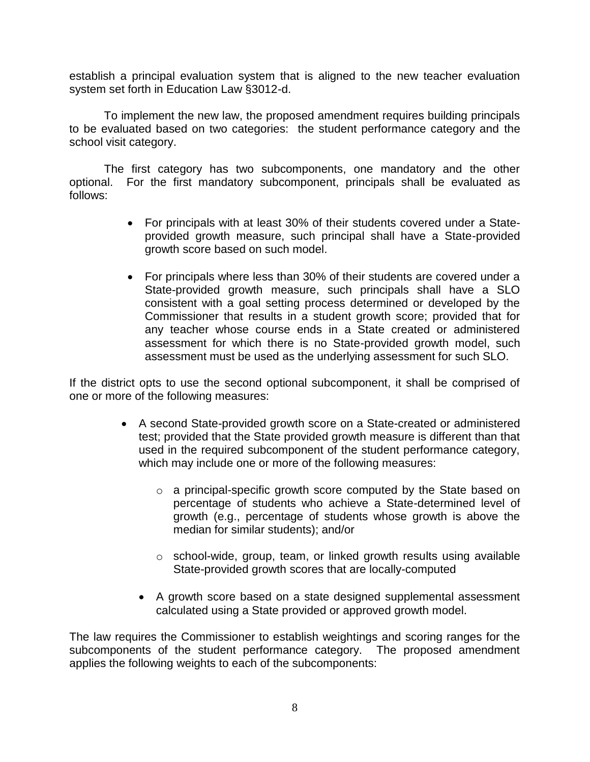establish a principal evaluation system that is aligned to the new teacher evaluation system set forth in Education Law §3012-d.

To implement the new law, the proposed amendment requires building principals to be evaluated based on two categories: the student performance category and the school visit category.

The first category has two subcomponents, one mandatory and the other optional. For the first mandatory subcomponent, principals shall be evaluated as follows:

- For principals with at least 30% of their students covered under a State-provided growth measure, such principal shall have a State-provided growth score based on such model.
- For principals where less than 30% of their students are covered under a State-provided growth measure, such principals shall have a SLO consistent with a goal setting process determined or developed by the Commissioner that results in a student growth score; provided that for any teacher whose course ends in a State created or administered assessment for which there is no State-provided growth model, such assessment must be used as the underlying assessment for such SLO.

If the district opts to use the second optional subcomponent, it shall be comprised of one or more of the following measures:

- A second State-provided growth score on a State-created or administered test; provided that the State provided growth measure is different than that used in the required subcomponent of the student performance category, which may include one or more of the following measures:
  - a principal-specific growth score computed by the State based on percentage of students who achieve a State-determined level of growth (e.g., percentage of students whose growth is above the median for similar students); and/or
  - school-wide, group, team, or linked growth results using available State-provided growth scores that are locally-computed
- A growth score based on a state designed supplemental assessment calculated using a State provided or approved growth model.

The law requires the Commissioner to establish weightings and scoring ranges for the subcomponents of the student performance category. The proposed amendment applies the following weights to each of the subcomponents: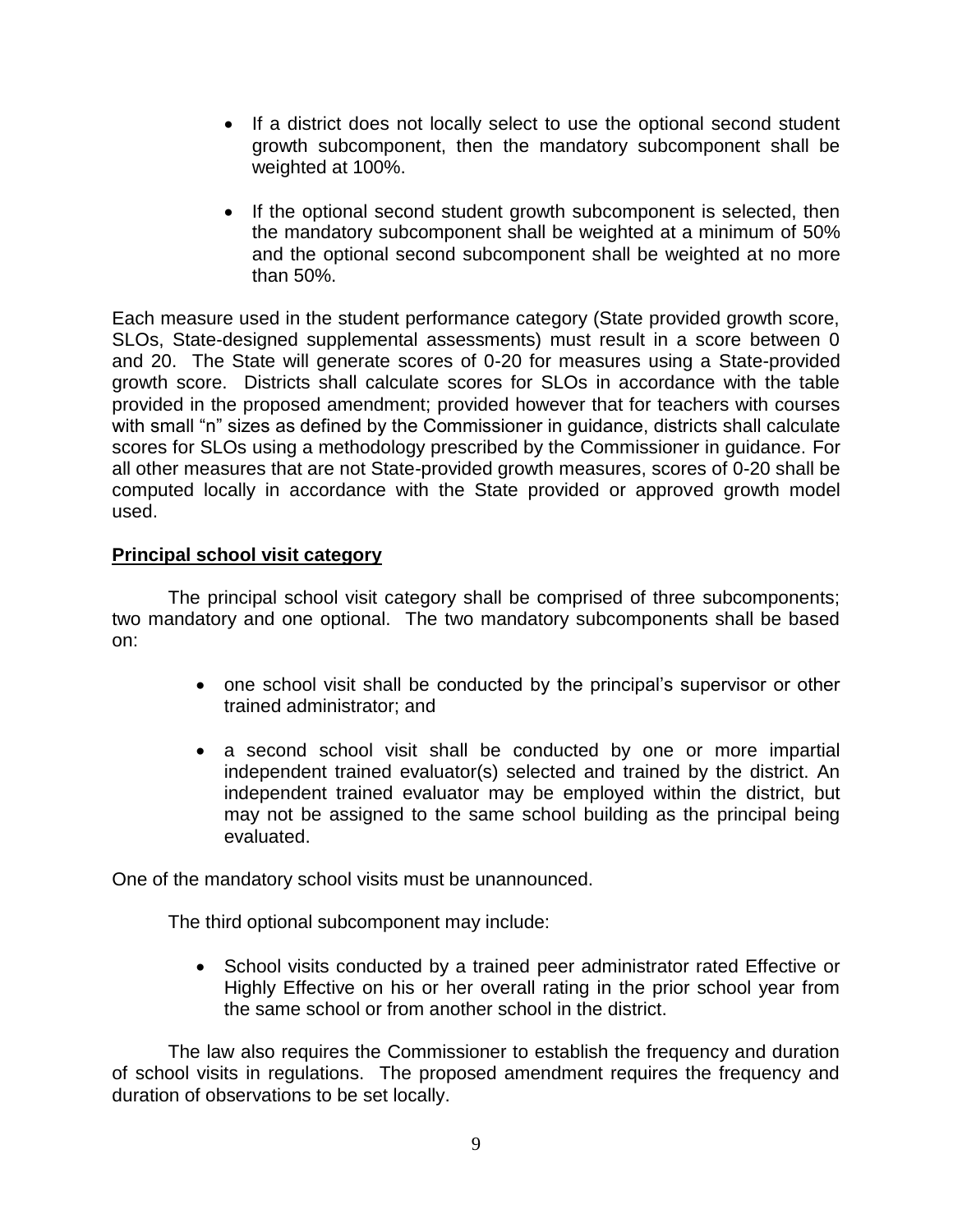- If a district does not locally select to use the optional second student growth subcomponent, then the mandatory subcomponent shall be weighted at 100%.

- If the optional second student growth subcomponent is selected, then the mandatory subcomponent shall be weighted at a minimum of 50% and the optional second subcomponent shall be weighted at no more than 50%.

Each measure used in the student performance category (State provided growth score, SLOs, State-designed supplemental assessments) must result in a score between 0 and 20. The State will generate scores of 0-20 for measures using a State-provided growth score. Districts shall calculate scores for SLOs in accordance with the table provided in the proposed amendment; provided however that for teachers with courses with small "n" sizes as defined by the Commissioner in guidance, districts shall calculate scores for SLOs using a methodology prescribed by the Commissioner in guidance. For all other measures that are not State-provided growth measures, scores of 0-20 shall be computed locally in accordance with the State provided or approved growth model used.

**Principal school visit category**

The principal school visit category shall be comprised of three subcomponents; two mandatory and one optional. The two mandatory subcomponents shall be based on:

- one school visit shall be conducted by the principal's supervisor or other trained administrator; and

- a second school visit shall be conducted by one or more impartial independent trained evaluator(s) selected and trained by the district. An independent trained evaluator may be employed within the district, but may not be assigned to the same school building as the principal being evaluated.

One of the mandatory school visits must be unannounced.

The third optional subcomponent may include:

- School visits conducted by a trained peer administrator rated Effective or Highly Effective on his or her overall rating in the prior school year from the same school or from another school in the district.

The law also requires the Commissioner to establish the frequency and duration of school visits in regulations. The proposed amendment requires the frequency and duration of observations to be set locally.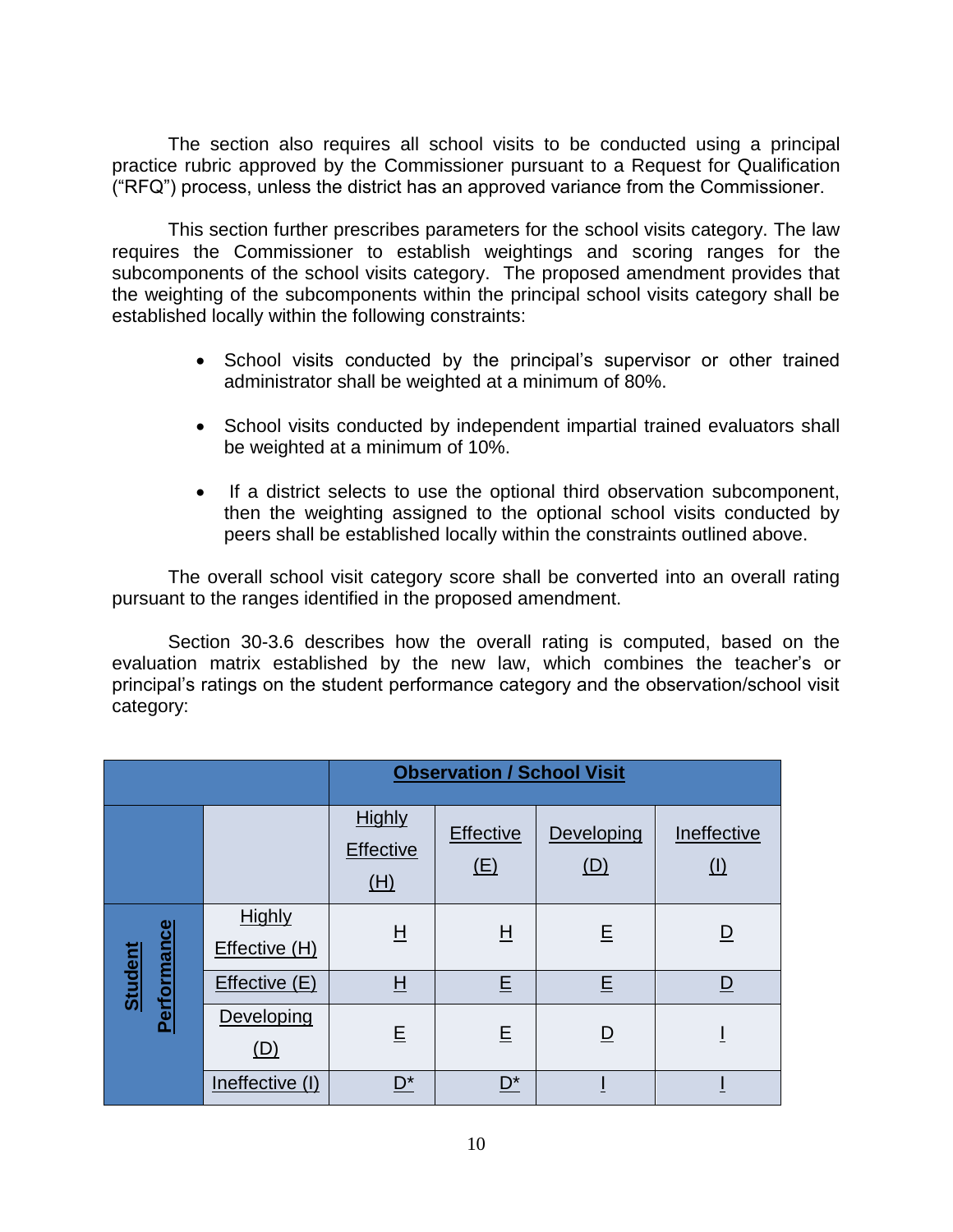The section also requires all school visits to be conducted using a principal practice rubric approved by the Commissioner pursuant to a Request for Qualification ("RFQ") process, unless the district has an approved variance from the Commissioner.

This section further prescribes parameters for the school visits category. The law requires the Commissioner to establish weightings and scoring ranges for the subcomponents of the school visits category. The proposed amendment provides that the weighting of the subcomponents within the principal school visits category shall be established locally within the following constraints:

- School visits conducted by the principal's supervisor or other trained administrator shall be weighted at a minimum of 80%.
- School visits conducted by independent impartial trained evaluators shall be weighted at a minimum of 10%.
- If a district selects to use the optional third observation subcomponent, then the weighting assigned to the optional school visits conducted by peers shall be established locally within the constraints outlined above.

The overall school visit category score shall be converted into an overall rating pursuant to the ranges identified in the proposed amendment.

Section 30-3.6 describes how the overall rating is computed, based on the evaluation matrix established by the new law, which combines the teacher's or principal's ratings on the student performance category and the observation/school visit category:

| | | **Observation / School Visit** | | | |
|---|---|---|---|---|---|
| | | Highly Effective (H) | Effective (E) | Developing (D) | Ineffective (I) |
| **Student Performance** | Highly Effective (H) | H | H | E | D |
| | Effective (E) | H | E | E | D |
| | Developing (D) | E | E | D | I |
| | Ineffective (I) | D* | D* | I | I |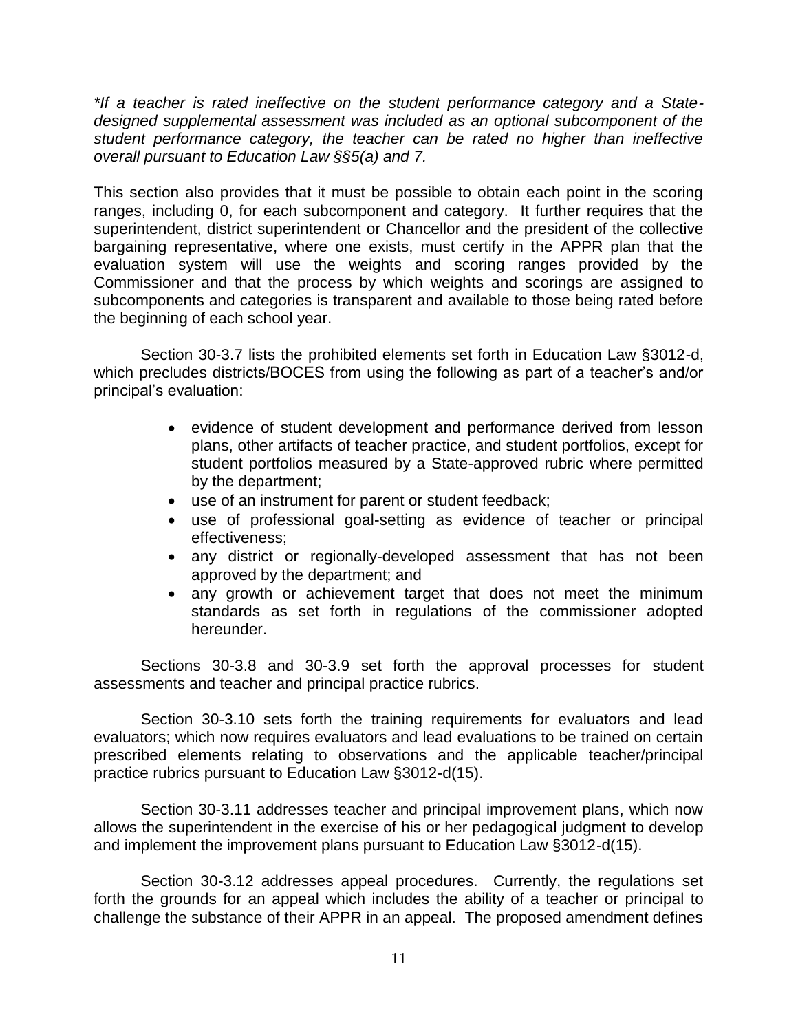*\*If a teacher is rated ineffective on the student performance category and a State-designed supplemental assessment was included as an optional subcomponent of the student performance category, the teacher can be rated no higher than ineffective overall pursuant to Education Law §§5(a) and 7.*

This section also provides that it must be possible to obtain each point in the scoring ranges, including 0, for each subcomponent and category. It further requires that the superintendent, district superintendent or Chancellor and the president of the collective bargaining representative, where one exists, must certify in the APPR plan that the evaluation system will use the weights and scoring ranges provided by the Commissioner and that the process by which weights and scorings are assigned to subcomponents and categories is transparent and available to those being rated before the beginning of each school year.

Section 30-3.7 lists the prohibited elements set forth in Education Law §3012-d, which precludes districts/BOCES from using the following as part of a teacher's and/or principal's evaluation:

- evidence of student development and performance derived from lesson plans, other artifacts of teacher practice, and student portfolios, except for student portfolios measured by a State-approved rubric where permitted by the department;
- use of an instrument for parent or student feedback;
- use of professional goal-setting as evidence of teacher or principal effectiveness;
- any district or regionally-developed assessment that has not been approved by the department; and
- any growth or achievement target that does not meet the minimum standards as set forth in regulations of the commissioner adopted hereunder.

Sections 30-3.8 and 30-3.9 set forth the approval processes for student assessments and teacher and principal practice rubrics.

Section 30-3.10 sets forth the training requirements for evaluators and lead evaluators; which now requires evaluators and lead evaluations to be trained on certain prescribed elements relating to observations and the applicable teacher/principal practice rubrics pursuant to Education Law §3012-d(15).

Section 30-3.11 addresses teacher and principal improvement plans, which now allows the superintendent in the exercise of his or her pedagogical judgment to develop and implement the improvement plans pursuant to Education Law §3012-d(15).

Section 30-3.12 addresses appeal procedures. Currently, the regulations set forth the grounds for an appeal which includes the ability of a teacher or principal to challenge the substance of their APPR in an appeal. The proposed amendment defines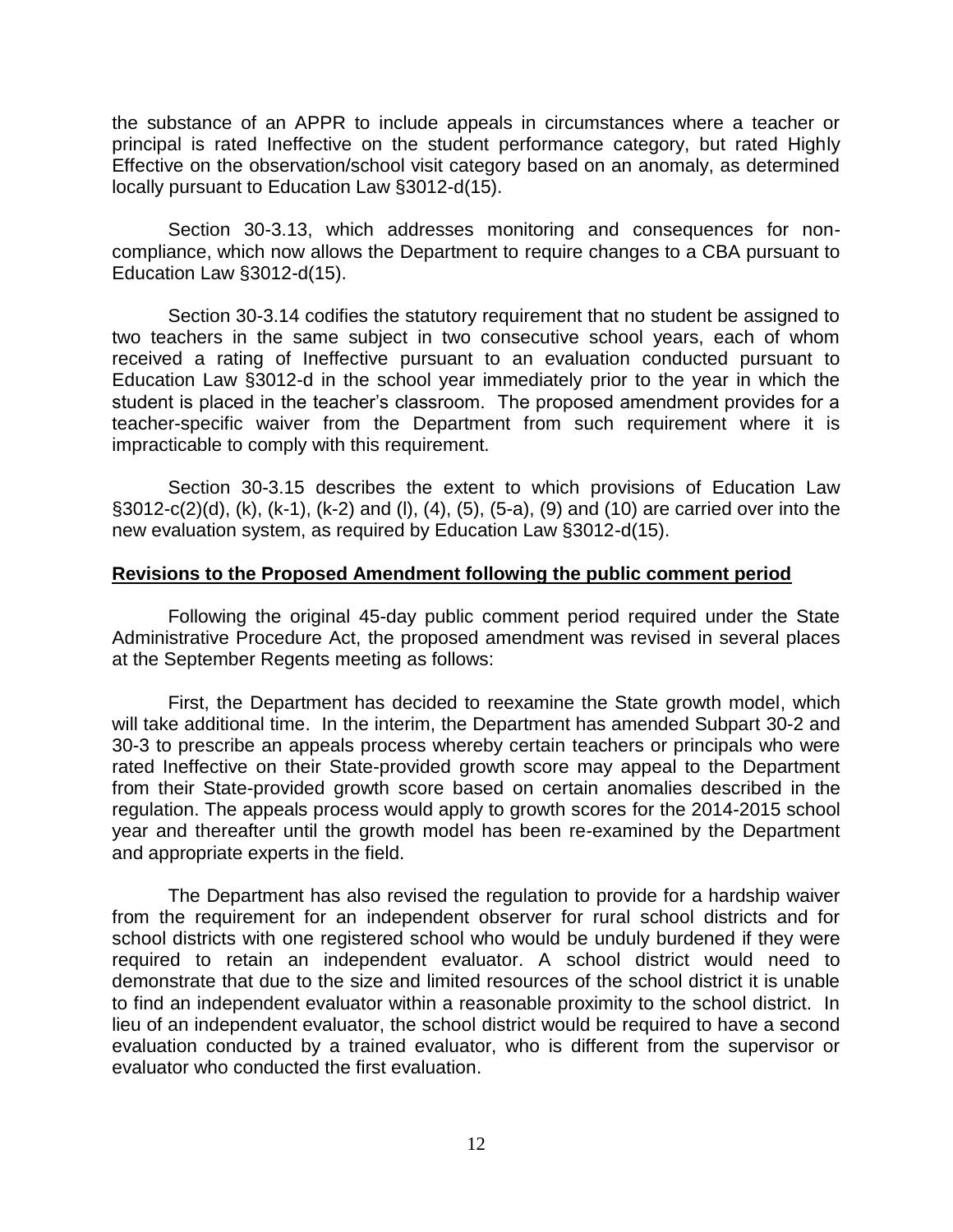the substance of an APPR to include appeals in circumstances where a teacher or principal is rated Ineffective on the student performance category, but rated Highly Effective on the observation/school visit category based on an anomaly, as determined locally pursuant to Education Law §3012-d(15).

Section 30-3.13, which addresses monitoring and consequences for non-compliance, which now allows the Department to require changes to a CBA pursuant to Education Law §3012-d(15).

Section 30-3.14 codifies the statutory requirement that no student be assigned to two teachers in the same subject in two consecutive school years, each of whom received a rating of Ineffective pursuant to an evaluation conducted pursuant to Education Law §3012-d in the school year immediately prior to the year in which the student is placed in the teacher's classroom. The proposed amendment provides for a teacher-specific waiver from the Department from such requirement where it is impracticable to comply with this requirement.

Section 30-3.15 describes the extent to which provisions of Education Law §3012-c(2)(d), (k), (k-1), (k-2) and (l), (4), (5), (5-a), (9) and (10) are carried over into the new evaluation system, as required by Education Law §3012-d(15).

**Revisions to the Proposed Amendment following the public comment period**

Following the original 45-day public comment period required under the State Administrative Procedure Act, the proposed amendment was revised in several places at the September Regents meeting as follows:

First, the Department has decided to reexamine the State growth model, which will take additional time. In the interim, the Department has amended Subpart 30-2 and 30-3 to prescribe an appeals process whereby certain teachers or principals who were rated Ineffective on their State-provided growth score may appeal to the Department from their State-provided growth score based on certain anomalies described in the regulation. The appeals process would apply to growth scores for the 2014-2015 school year and thereafter until the growth model has been re-examined by the Department and appropriate experts in the field.

The Department has also revised the regulation to provide for a hardship waiver from the requirement for an independent observer for rural school districts and for school districts with one registered school who would be unduly burdened if they were required to retain an independent evaluator. A school district would need to demonstrate that due to the size and limited resources of the school district it is unable to find an independent evaluator within a reasonable proximity to the school district. In lieu of an independent evaluator, the school district would be required to have a second evaluation conducted by a trained evaluator, who is different from the supervisor or evaluator who conducted the first evaluation.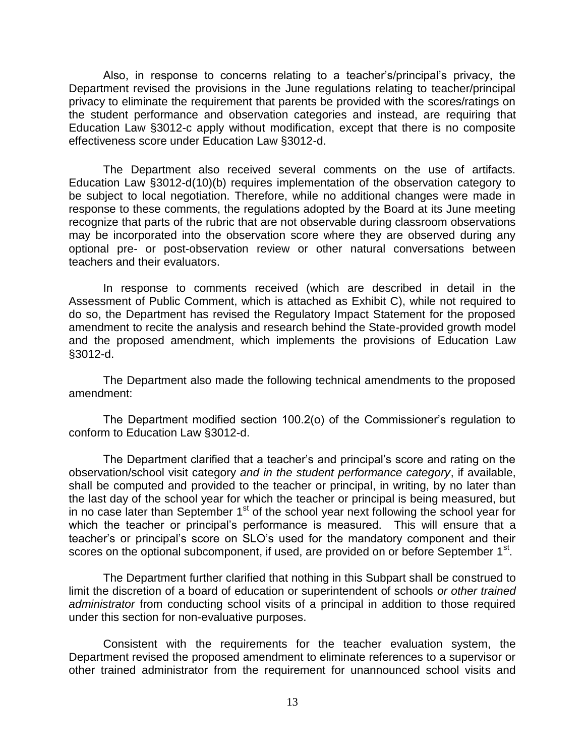Also, in response to concerns relating to a teacher's/principal's privacy, the Department revised the provisions in the June regulations relating to teacher/principal privacy to eliminate the requirement that parents be provided with the scores/ratings on the student performance and observation categories and instead, are requiring that Education Law §3012-c apply without modification, except that there is no composite effectiveness score under Education Law §3012-d.

The Department also received several comments on the use of artifacts. Education Law §3012-d(10)(b) requires implementation of the observation category to be subject to local negotiation. Therefore, while no additional changes were made in response to these comments, the regulations adopted by the Board at its June meeting recognize that parts of the rubric that are not observable during classroom observations may be incorporated into the observation score where they are observed during any optional pre- or post-observation review or other natural conversations between teachers and their evaluators.

In response to comments received (which are described in detail in the Assessment of Public Comment, which is attached as Exhibit C), while not required to do so, the Department has revised the Regulatory Impact Statement for the proposed amendment to recite the analysis and research behind the State-provided growth model and the proposed amendment, which implements the provisions of Education Law §3012-d.

The Department also made the following technical amendments to the proposed amendment:

The Department modified section 100.2(o) of the Commissioner's regulation to conform to Education Law §3012-d.

The Department clarified that a teacher's and principal's score and rating on the observation/school visit category *and in the student performance category*, if available, shall be computed and provided to the teacher or principal, in writing, by no later than the last day of the school year for which the teacher or principal is being measured, but in no case later than September 1st of the school year next following the school year for which the teacher or principal's performance is measured. This will ensure that a teacher's or principal's score on SLO's used for the mandatory component and their scores on the optional subcomponent, if used, are provided on or before September 1st.

The Department further clarified that nothing in this Subpart shall be construed to limit the discretion of a board of education or superintendent of schools *or other trained administrator* from conducting school visits of a principal in addition to those required under this section for non-evaluative purposes.

Consistent with the requirements for the teacher evaluation system, the Department revised the proposed amendment to eliminate references to a supervisor or other trained administrator from the requirement for unannounced school visits and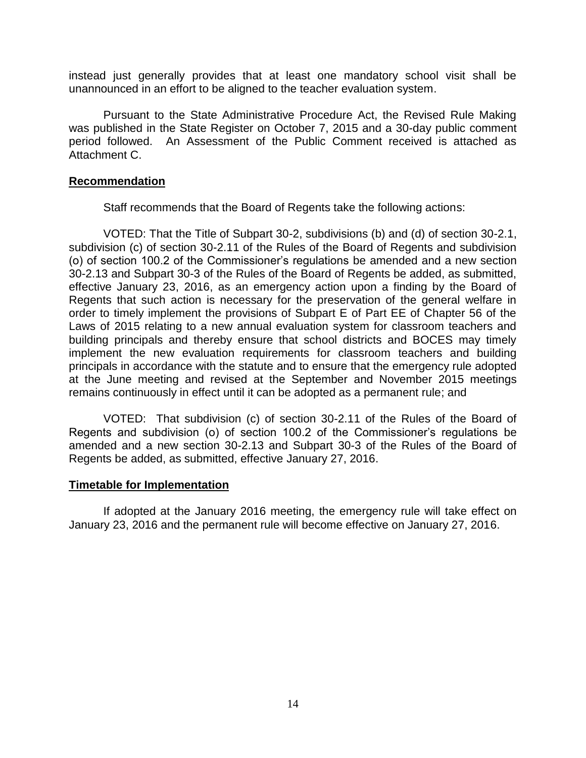instead just generally provides that at least one mandatory school visit shall be unannounced in an effort to be aligned to the teacher evaluation system.

Pursuant to the State Administrative Procedure Act, the Revised Rule Making was published in the State Register on October 7, 2015 and a 30-day public comment period followed. An Assessment of the Public Comment received is attached as Attachment C.

## Recommendation

Staff recommends that the Board of Regents take the following actions:

VOTED: That the Title of Subpart 30-2, subdivisions (b) and (d) of section 30-2.1, subdivision (c) of section 30-2.11 of the Rules of the Board of Regents and subdivision (o) of section 100.2 of the Commissioner's regulations be amended and a new section 30-2.13 and Subpart 30-3 of the Rules of the Board of Regents be added, as submitted, effective January 23, 2016, as an emergency action upon a finding by the Board of Regents that such action is necessary for the preservation of the general welfare in order to timely implement the provisions of Subpart E of Part EE of Chapter 56 of the Laws of 2015 relating to a new annual evaluation system for classroom teachers and building principals and thereby ensure that school districts and BOCES may timely implement the new evaluation requirements for classroom teachers and building principals in accordance with the statute and to ensure that the emergency rule adopted at the June meeting and revised at the September and November 2015 meetings remains continuously in effect until it can be adopted as a permanent rule; and

VOTED: That subdivision (c) of section 30-2.11 of the Rules of the Board of Regents and subdivision (o) of section 100.2 of the Commissioner's regulations be amended and a new section 30-2.13 and Subpart 30-3 of the Rules of the Board of Regents be added, as submitted, effective January 27, 2016.

## Timetable for Implementation

If adopted at the January 2016 meeting, the emergency rule will take effect on January 23, 2016 and the permanent rule will become effective on January 27, 2016.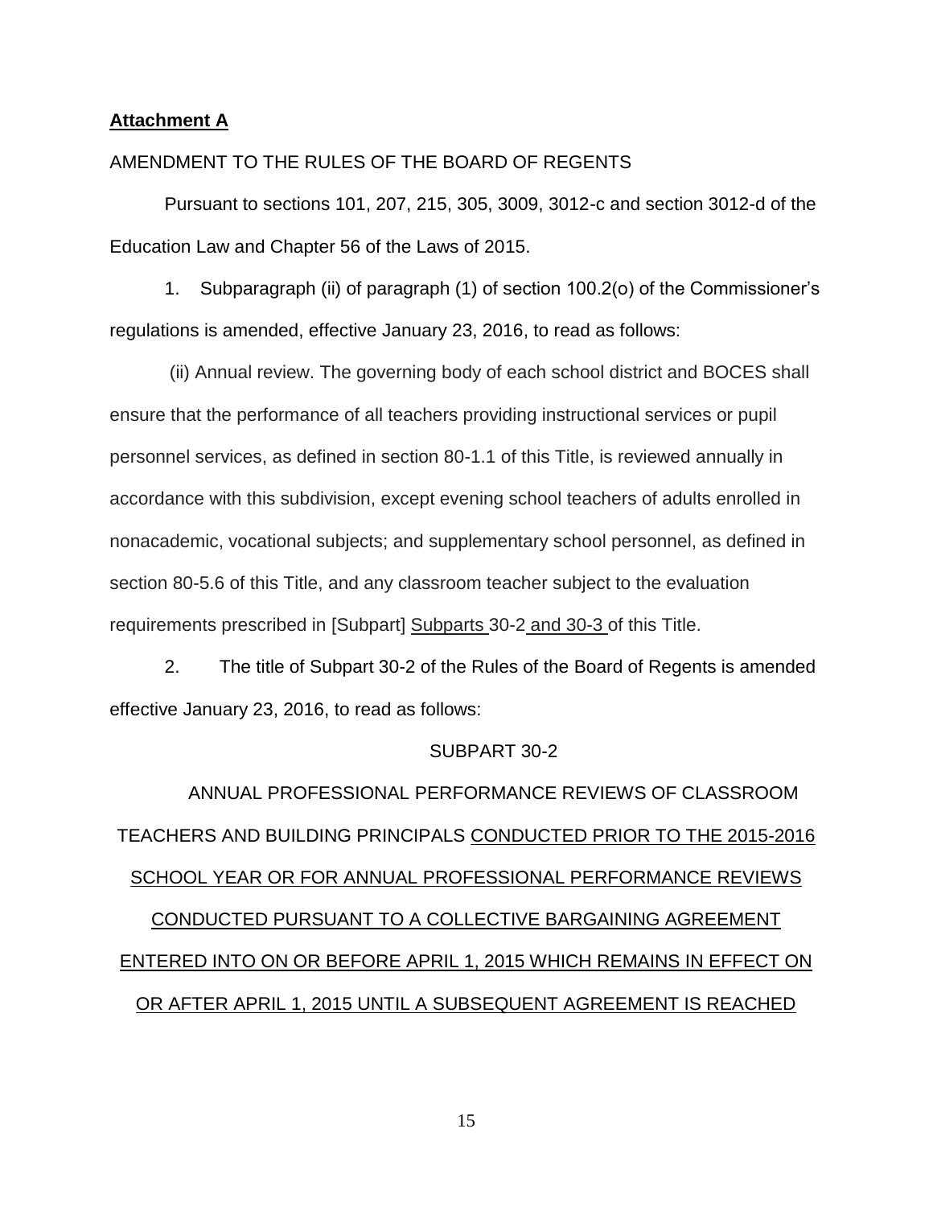**Attachment A**

AMENDMENT TO THE RULES OF THE BOARD OF REGENTS

Pursuant to sections 101, 207, 215, 305, 3009, 3012-c and section 3012-d of the Education Law and Chapter 56 of the Laws of 2015.

1. Subparagraph (ii) of paragraph (1) of section 100.2(o) of the Commissioner's regulations is amended, effective January 23, 2016, to read as follows:

(ii) Annual review. The governing body of each school district and BOCES shall ensure that the performance of all teachers providing instructional services or pupil personnel services, as defined in section 80-1.1 of this Title, is reviewed annually in accordance with this subdivision, except evening school teachers of adults enrolled in nonacademic, vocational subjects; and supplementary school personnel, as defined in section 80-5.6 of this Title, and any classroom teacher subject to the evaluation requirements prescribed in [Subpart] <u>Subparts</u> 30-2 <u>and 30-3</u> of this Title.

2. The title of Subpart 30-2 of the Rules of the Board of Regents is amended effective January 23, 2016, to read as follows:

SUBPART 30-2

ANNUAL PROFESSIONAL PERFORMANCE REVIEWS OF CLASSROOM TEACHERS AND BUILDING PRINCIPALS <u>CONDUCTED PRIOR TO THE 2015-2016 SCHOOL YEAR OR FOR ANNUAL PROFESSIONAL PERFORMANCE REVIEWS CONDUCTED PURSUANT TO A COLLECTIVE BARGAINING AGREEMENT ENTERED INTO ON OR BEFORE APRIL 1, 2015 WHICH REMAINS IN EFFECT ON OR AFTER APRIL 1, 2015 UNTIL A SUBSEQUENT AGREEMENT IS REACHED</u>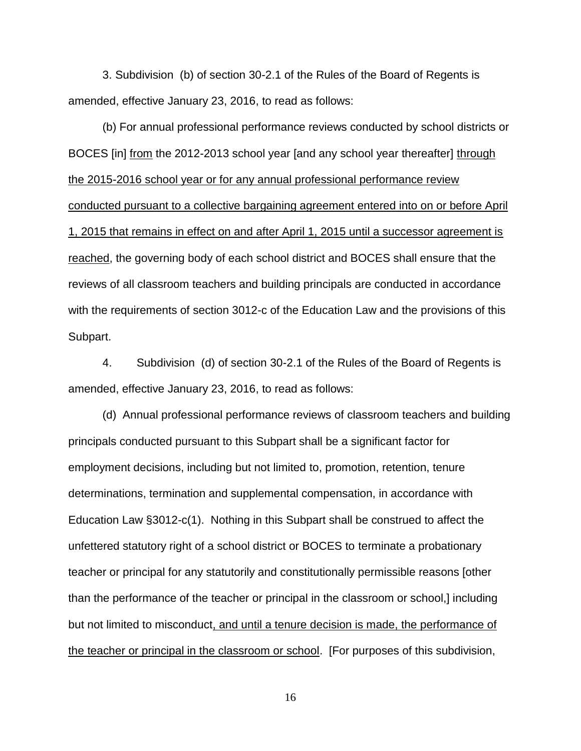3. Subdivision (b) of section 30-2.1 of the Rules of the Board of Regents is amended, effective January 23, 2016, to read as follows:

(b) For annual professional performance reviews conducted by school districts or BOCES [in] <u>from</u> the 2012-2013 school year [and any school year thereafter] <u>through the 2015-2016 school year or for any annual professional performance review conducted pursuant to a collective bargaining agreement entered into on or before April 1, 2015 that remains in effect on and after April 1, 2015 until a successor agreement is reached</u>, the governing body of each school district and BOCES shall ensure that the reviews of all classroom teachers and building principals are conducted in accordance with the requirements of section 3012-c of the Education Law and the provisions of this Subpart.

4. Subdivision (d) of section 30-2.1 of the Rules of the Board of Regents is amended, effective January 23, 2016, to read as follows:

(d) Annual professional performance reviews of classroom teachers and building principals conducted pursuant to this Subpart shall be a significant factor for employment decisions, including but not limited to, promotion, retention, tenure determinations, termination and supplemental compensation, in accordance with Education Law §3012-c(1). Nothing in this Subpart shall be construed to affect the unfettered statutory right of a school district or BOCES to terminate a probationary teacher or principal for any statutorily and constitutionally permissible reasons [other than the performance of the teacher or principal in the classroom or school,] including but not limited to misconduct<u>, and until a tenure decision is made, the performance of the teacher or principal in the classroom or school</u>. [For purposes of this subdivision,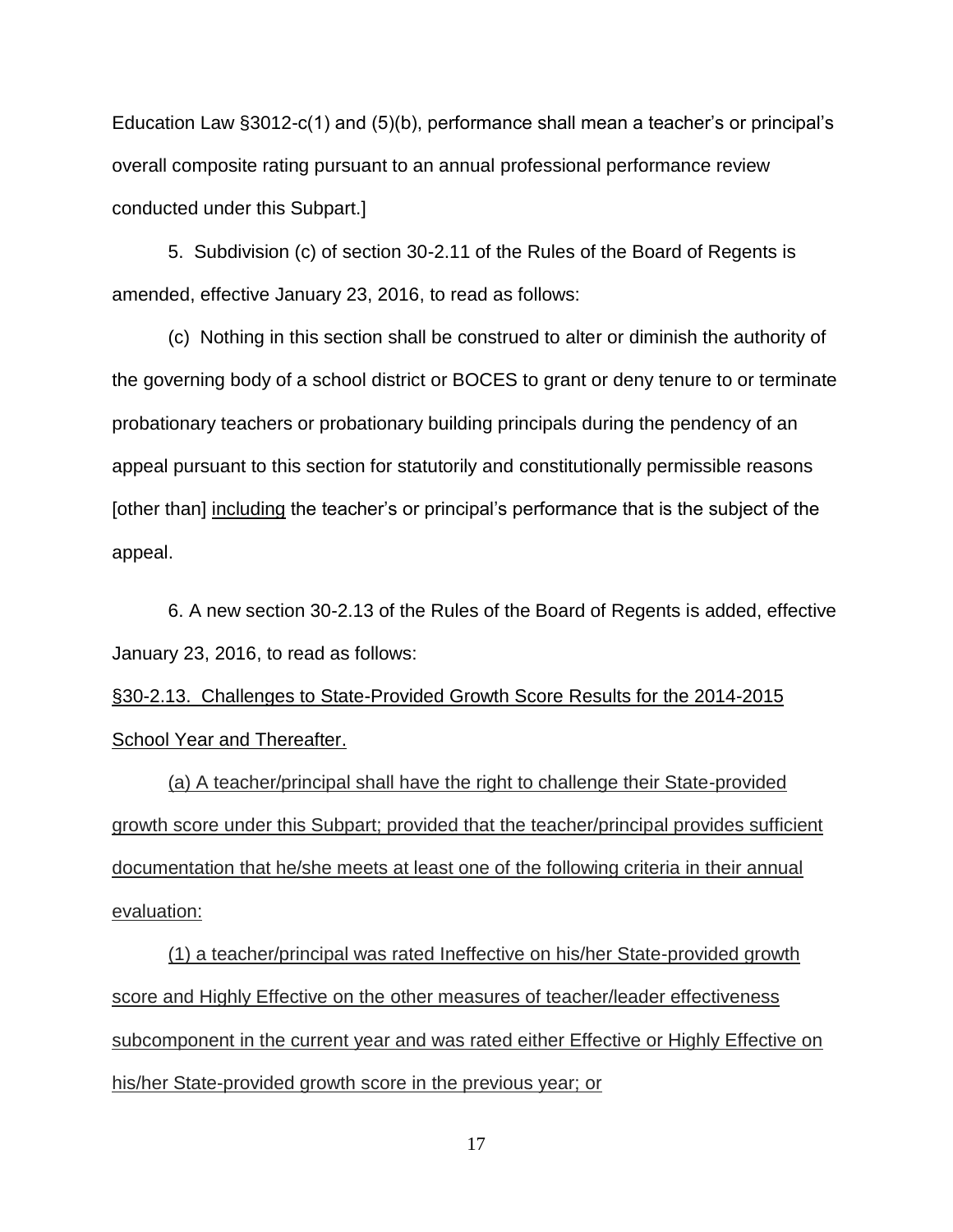Education Law §3012-c(1) and (5)(b), performance shall mean a teacher's or principal's overall composite rating pursuant to an annual professional performance review conducted under this Subpart.]

5. Subdivision (c) of section 30-2.11 of the Rules of the Board of Regents is amended, effective January 23, 2016, to read as follows:

(c) Nothing in this section shall be construed to alter or diminish the authority of the governing body of a school district or BOCES to grant or deny tenure to or terminate probationary teachers or probationary building principals during the pendency of an appeal pursuant to this section for statutorily and constitutionally permissible reasons [other than] <u>including</u> the teacher's or principal's performance that is the subject of the appeal.

6. A new section 30-2.13 of the Rules of the Board of Regents is added, effective January 23, 2016, to read as follows:

<u>§30-2.13. Challenges to State-Provided Growth Score Results for the 2014-2015 School Year and Thereafter.</u>

<u>(a) A teacher/principal shall have the right to challenge their State-provided growth score under this Subpart; provided that the teacher/principal provides sufficient documentation that he/she meets at least one of the following criteria in their annual evaluation:</u>

<u>(1) a teacher/principal was rated Ineffective on his/her State-provided growth score and Highly Effective on the other measures of teacher/leader effectiveness subcomponent in the current year and was rated either Effective or Highly Effective on his/her State-provided growth score in the previous year; or</u>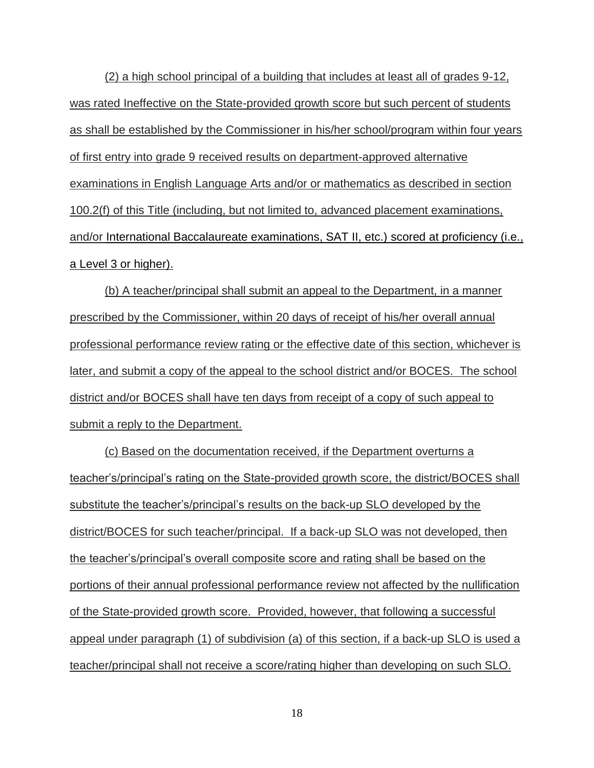(2) a high school principal of a building that includes at least all of grades 9-12, was rated Ineffective on the State-provided growth score but such percent of students as shall be established by the Commissioner in his/her school/program within four years of first entry into grade 9 received results on department-approved alternative examinations in English Language Arts and/or or mathematics as described in section 100.2(f) of this Title (including, but not limited to, advanced placement examinations, and/or International Baccalaureate examinations, SAT II, etc.) scored at proficiency (i.e., a Level 3 or higher).

(b) A teacher/principal shall submit an appeal to the Department, in a manner prescribed by the Commissioner, within 20 days of receipt of his/her overall annual professional performance review rating or the effective date of this section, whichever is later, and submit a copy of the appeal to the school district and/or BOCES. The school district and/or BOCES shall have ten days from receipt of a copy of such appeal to submit a reply to the Department.

(c) Based on the documentation received, if the Department overturns a teacher's/principal's rating on the State-provided growth score, the district/BOCES shall substitute the teacher's/principal's results on the back-up SLO developed by the district/BOCES for such teacher/principal. If a back-up SLO was not developed, then the teacher's/principal's overall composite score and rating shall be based on the portions of their annual professional performance review not affected by the nullification of the State-provided growth score. Provided, however, that following a successful appeal under paragraph (1) of subdivision (a) of this section, if a back-up SLO is used a teacher/principal shall not receive a score/rating higher than developing on such SLO.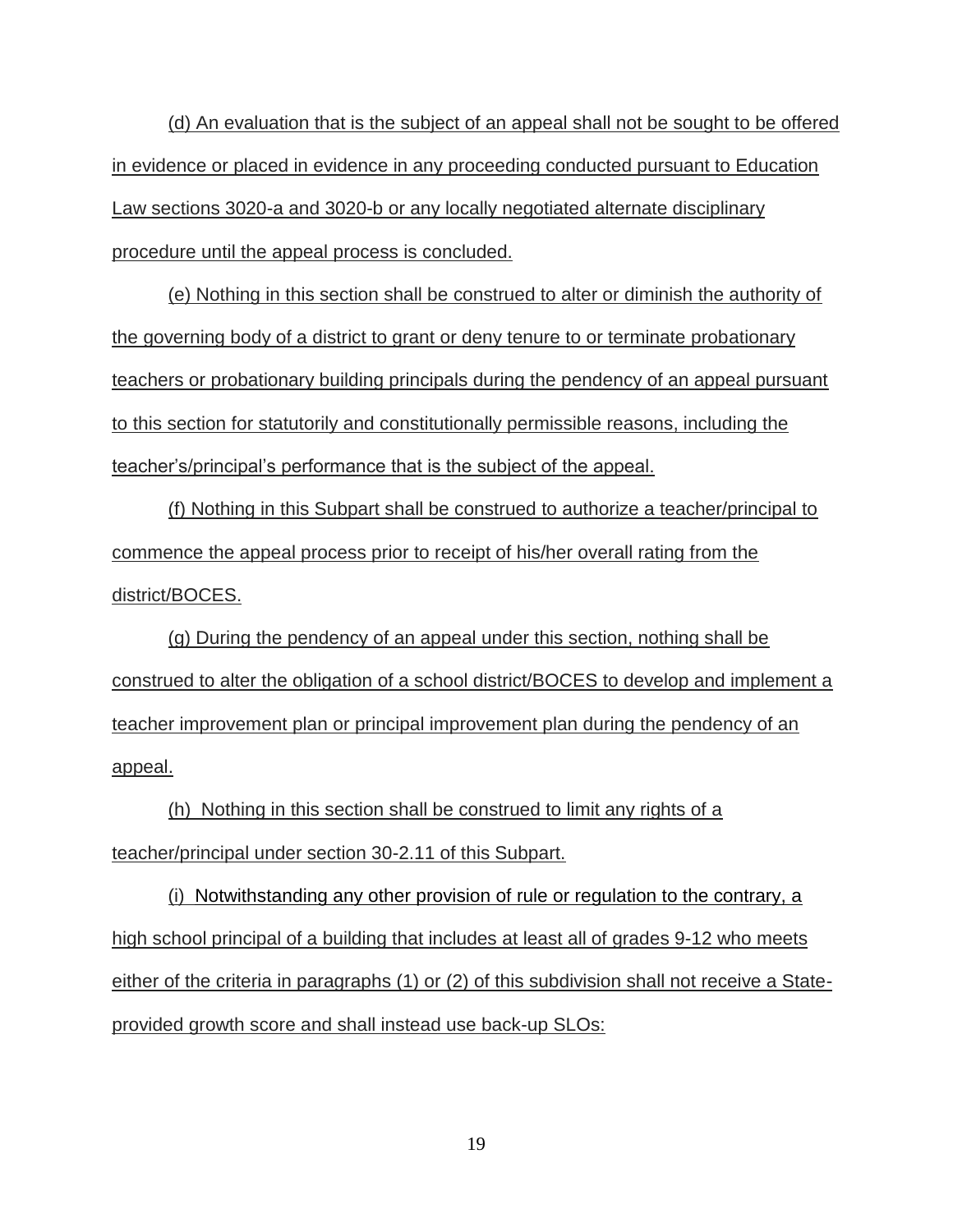(d) An evaluation that is the subject of an appeal shall not be sought to be offered in evidence or placed in evidence in any proceeding conducted pursuant to Education Law sections 3020-a and 3020-b or any locally negotiated alternate disciplinary procedure until the appeal process is concluded.

(e) Nothing in this section shall be construed to alter or diminish the authority of the governing body of a district to grant or deny tenure to or terminate probationary teachers or probationary building principals during the pendency of an appeal pursuant to this section for statutorily and constitutionally permissible reasons, including the teacher's/principal's performance that is the subject of the appeal.

(f) Nothing in this Subpart shall be construed to authorize a teacher/principal to commence the appeal process prior to receipt of his/her overall rating from the district/BOCES.

(g) During the pendency of an appeal under this section, nothing shall be construed to alter the obligation of a school district/BOCES to develop and implement a teacher improvement plan or principal improvement plan during the pendency of an appeal.

(h) Nothing in this section shall be construed to limit any rights of a teacher/principal under section 30-2.11 of this Subpart.

(i) Notwithstanding any other provision of rule or regulation to the contrary, a high school principal of a building that includes at least all of grades 9-12 who meets either of the criteria in paragraphs (1) or (2) of this subdivision shall not receive a State-provided growth score and shall instead use back-up SLOs: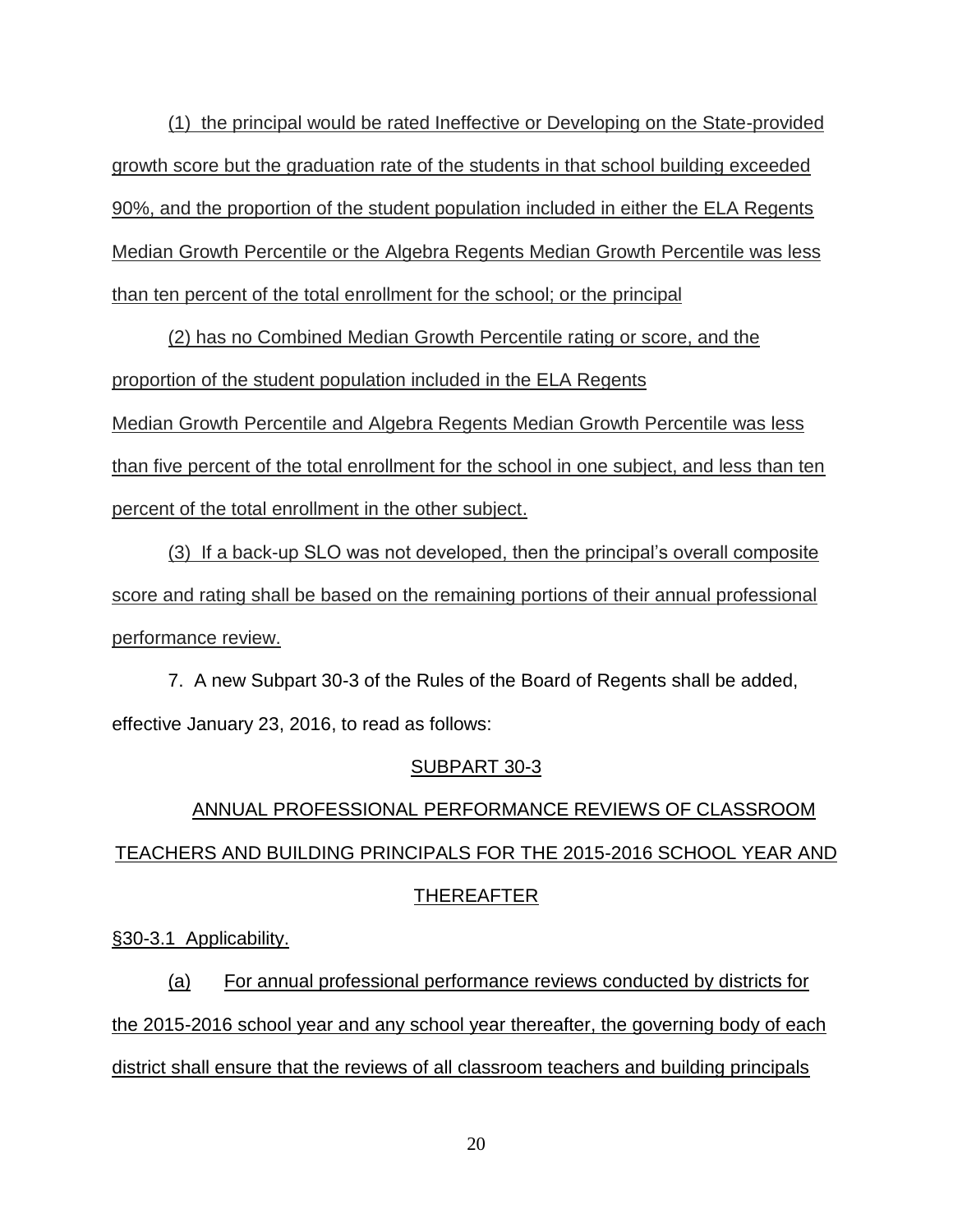(1) the principal would be rated Ineffective or Developing on the State-provided growth score but the graduation rate of the students in that school building exceeded 90%, and the proportion of the student population included in either the ELA Regents Median Growth Percentile or the Algebra Regents Median Growth Percentile was less than ten percent of the total enrollment for the school; or the principal

(2) has no Combined Median Growth Percentile rating or score, and the proportion of the student population included in the ELA Regents Median Growth Percentile and Algebra Regents Median Growth Percentile was less than five percent of the total enrollment for the school in one subject, and less than ten percent of the total enrollment in the other subject.

(3) If a back-up SLO was not developed, then the principal's overall composite score and rating shall be based on the remaining portions of their annual professional performance review.

7. A new Subpart 30-3 of the Rules of the Board of Regents shall be added, effective January 23, 2016, to read as follows:

## SUBPART 30-3

## ANNUAL PROFESSIONAL PERFORMANCE REVIEWS OF CLASSROOM TEACHERS AND BUILDING PRINCIPALS FOR THE 2015-2016 SCHOOL YEAR AND THEREAFTER

§30-3.1 Applicability.

(a) For annual professional performance reviews conducted by districts for the 2015-2016 school year and any school year thereafter, the governing body of each district shall ensure that the reviews of all classroom teachers and building principals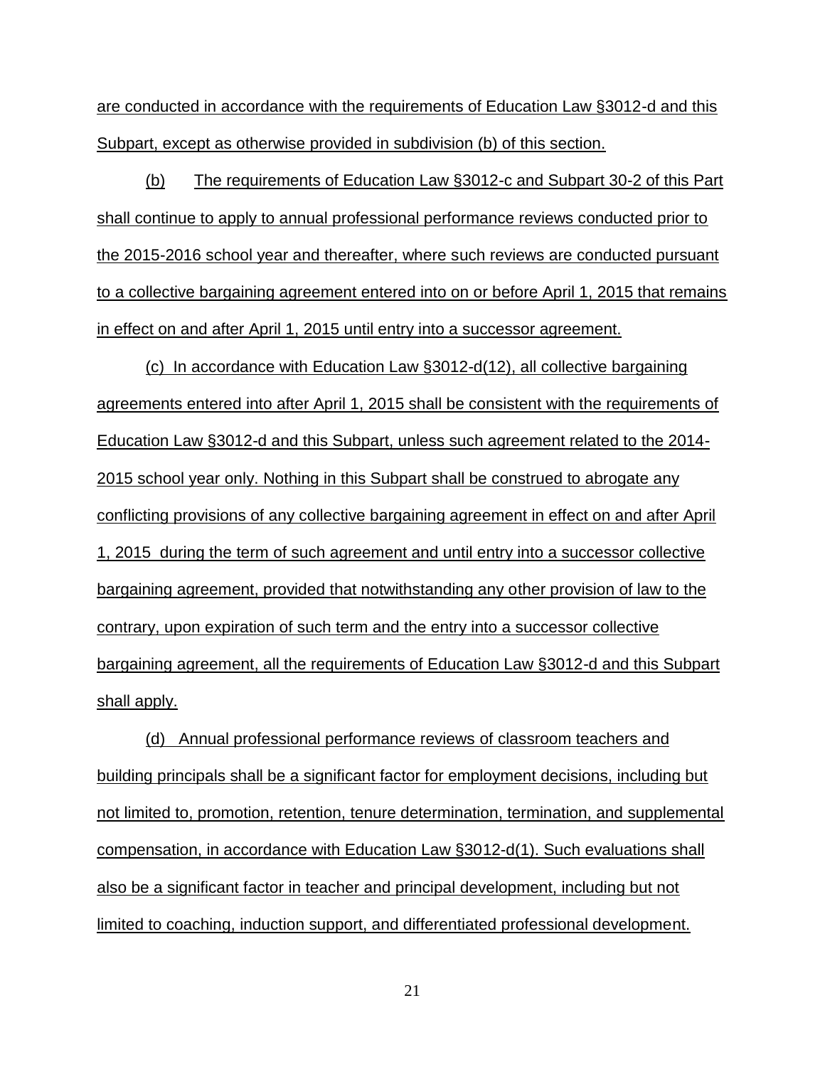are conducted in accordance with the requirements of Education Law §3012-d and this Subpart, except as otherwise provided in subdivision (b) of this section.

(b) The requirements of Education Law §3012-c and Subpart 30-2 of this Part shall continue to apply to annual professional performance reviews conducted prior to the 2015-2016 school year and thereafter, where such reviews are conducted pursuant to a collective bargaining agreement entered into on or before April 1, 2015 that remains in effect on and after April 1, 2015 until entry into a successor agreement.

(c) In accordance with Education Law §3012-d(12), all collective bargaining agreements entered into after April 1, 2015 shall be consistent with the requirements of Education Law §3012-d and this Subpart, unless such agreement related to the 2014-2015 school year only. Nothing in this Subpart shall be construed to abrogate any conflicting provisions of any collective bargaining agreement in effect on and after April 1, 2015 during the term of such agreement and until entry into a successor collective bargaining agreement, provided that notwithstanding any other provision of law to the contrary, upon expiration of such term and the entry into a successor collective bargaining agreement, all the requirements of Education Law §3012-d and this Subpart shall apply.

(d) Annual professional performance reviews of classroom teachers and building principals shall be a significant factor for employment decisions, including but not limited to, promotion, retention, tenure determination, termination, and supplemental compensation, in accordance with Education Law §3012-d(1). Such evaluations shall also be a significant factor in teacher and principal development, including but not limited to coaching, induction support, and differentiated professional development.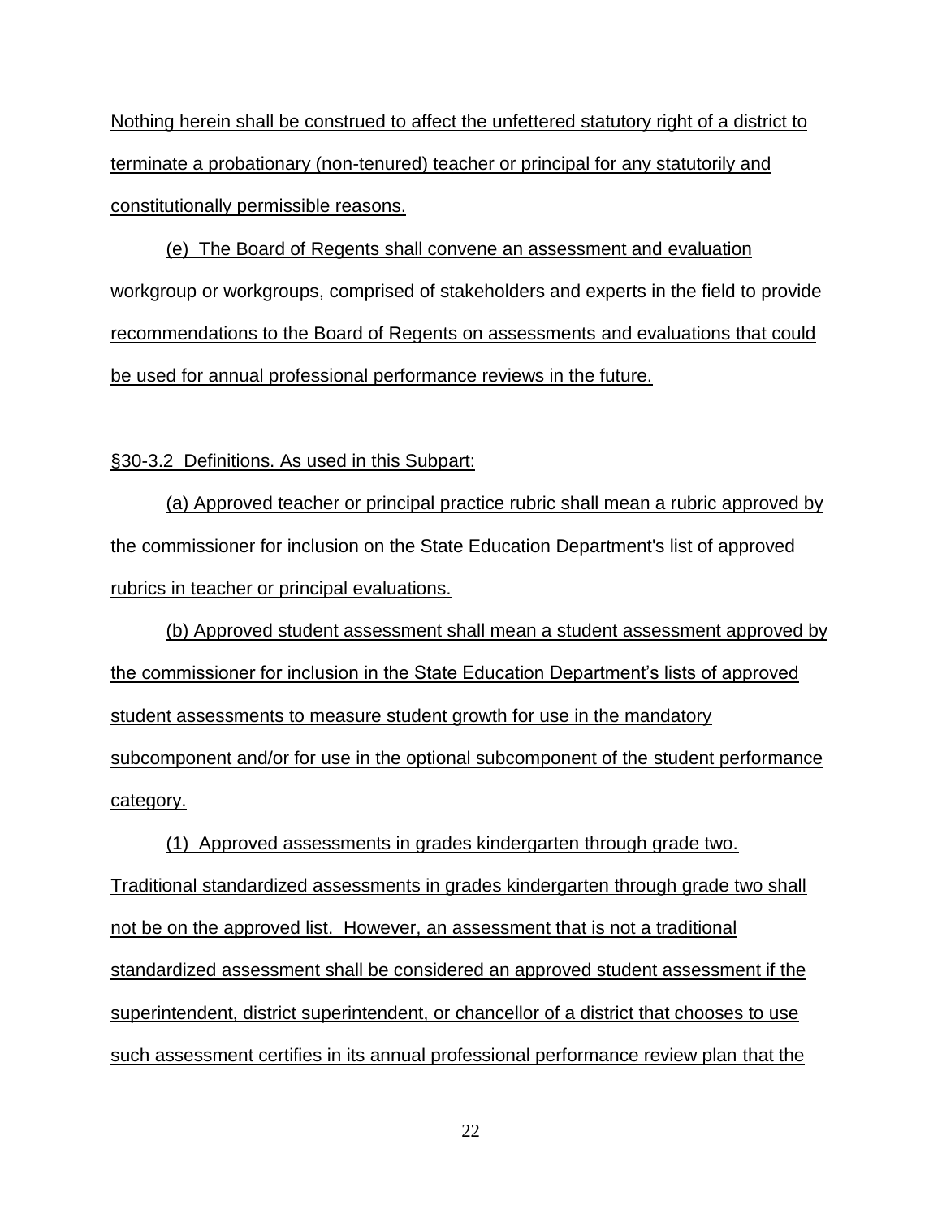Nothing herein shall be construed to affect the unfettered statutory right of a district to terminate a probationary (non-tenured) teacher or principal for any statutorily and constitutionally permissible reasons.

(e) The Board of Regents shall convene an assessment and evaluation workgroup or workgroups, comprised of stakeholders and experts in the field to provide recommendations to the Board of Regents on assessments and evaluations that could be used for annual professional performance reviews in the future.

§30-3.2 Definitions. As used in this Subpart:

(a) Approved teacher or principal practice rubric shall mean a rubric approved by the commissioner for inclusion on the State Education Department's list of approved rubrics in teacher or principal evaluations.

(b) Approved student assessment shall mean a student assessment approved by the commissioner for inclusion in the State Education Department's lists of approved student assessments to measure student growth for use in the mandatory subcomponent and/or for use in the optional subcomponent of the student performance category.

(1) Approved assessments in grades kindergarten through grade two. Traditional standardized assessments in grades kindergarten through grade two shall not be on the approved list. However, an assessment that is not a traditional standardized assessment shall be considered an approved student assessment if the superintendent, district superintendent, or chancellor of a district that chooses to use such assessment certifies in its annual professional performance review plan that the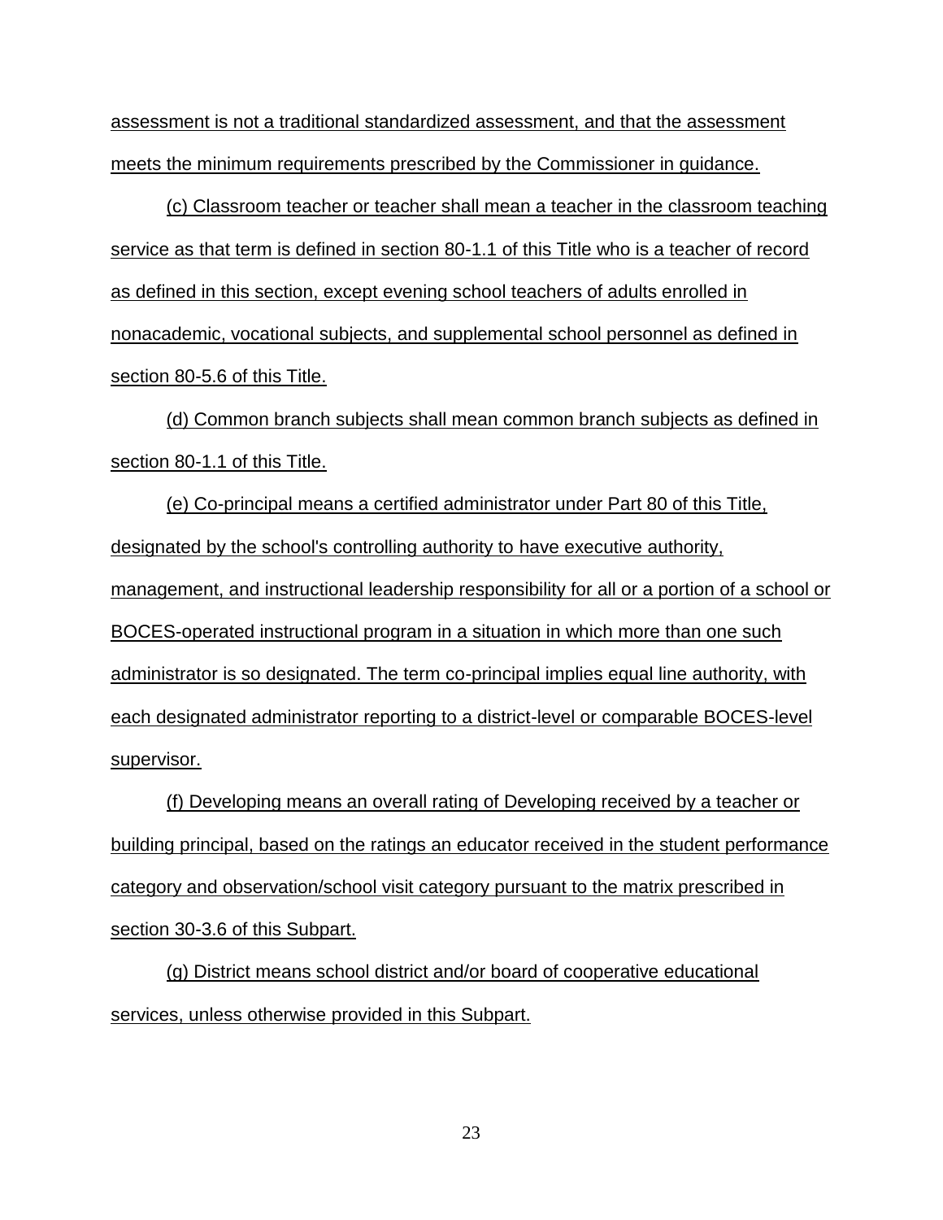assessment is not a traditional standardized assessment, and that the assessment meets the minimum requirements prescribed by the Commissioner in guidance.

(c) Classroom teacher or teacher shall mean a teacher in the classroom teaching service as that term is defined in section 80-1.1 of this Title who is a teacher of record as defined in this section, except evening school teachers of adults enrolled in nonacademic, vocational subjects, and supplemental school personnel as defined in section 80-5.6 of this Title.

(d) Common branch subjects shall mean common branch subjects as defined in section 80-1.1 of this Title.

(e) Co-principal means a certified administrator under Part 80 of this Title, designated by the school's controlling authority to have executive authority, management, and instructional leadership responsibility for all or a portion of a school or BOCES-operated instructional program in a situation in which more than one such administrator is so designated. The term co-principal implies equal line authority, with each designated administrator reporting to a district-level or comparable BOCES-level supervisor.

(f) Developing means an overall rating of Developing received by a teacher or building principal, based on the ratings an educator received in the student performance category and observation/school visit category pursuant to the matrix prescribed in section 30-3.6 of this Subpart.

(g) District means school district and/or board of cooperative educational services, unless otherwise provided in this Subpart.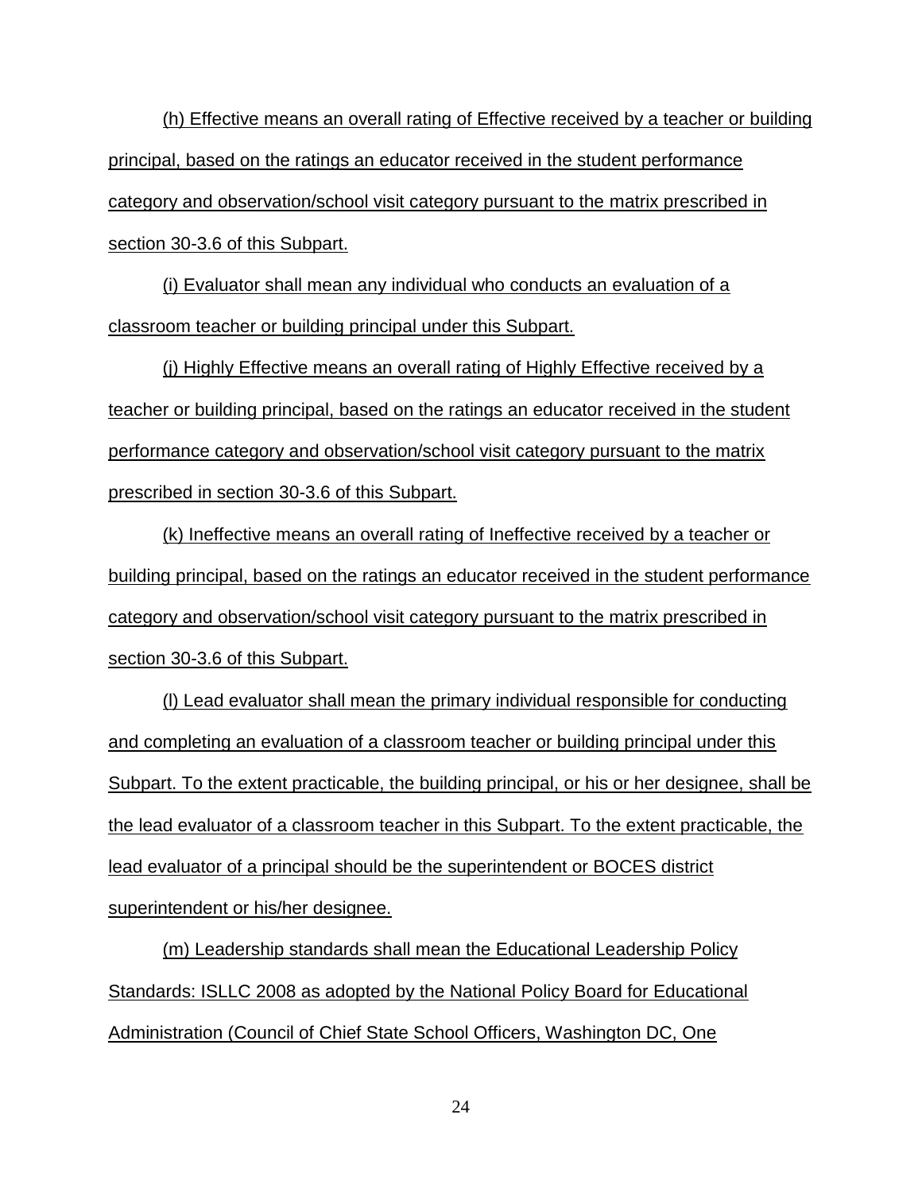(h) Effective means an overall rating of Effective received by a teacher or building principal, based on the ratings an educator received in the student performance category and observation/school visit category pursuant to the matrix prescribed in section 30-3.6 of this Subpart.

(i) Evaluator shall mean any individual who conducts an evaluation of a classroom teacher or building principal under this Subpart.

(j) Highly Effective means an overall rating of Highly Effective received by a teacher or building principal, based on the ratings an educator received in the student performance category and observation/school visit category pursuant to the matrix prescribed in section 30-3.6 of this Subpart.

(k) Ineffective means an overall rating of Ineffective received by a teacher or building principal, based on the ratings an educator received in the student performance category and observation/school visit category pursuant to the matrix prescribed in section 30-3.6 of this Subpart.

(l) Lead evaluator shall mean the primary individual responsible for conducting and completing an evaluation of a classroom teacher or building principal under this Subpart. To the extent practicable, the building principal, or his or her designee, shall be the lead evaluator of a classroom teacher in this Subpart. To the extent practicable, the lead evaluator of a principal should be the superintendent or BOCES district superintendent or his/her designee.

(m) Leadership standards shall mean the Educational Leadership Policy Standards: ISLLC 2008 as adopted by the National Policy Board for Educational Administration (Council of Chief State School Officers, Washington DC, One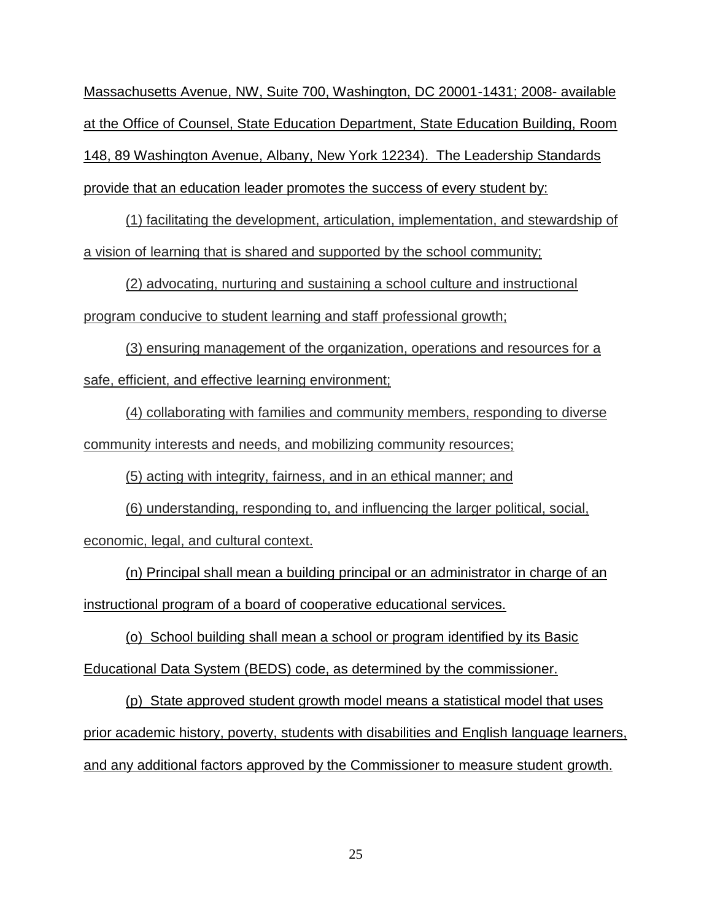Massachusetts Avenue, NW, Suite 700, Washington, DC 20001-1431; 2008- available at the Office of Counsel, State Education Department, State Education Building, Room 148, 89 Washington Avenue, Albany, New York 12234). The Leadership Standards provide that an education leader promotes the success of every student by:

(1) facilitating the development, articulation, implementation, and stewardship of a vision of learning that is shared and supported by the school community;

(2) advocating, nurturing and sustaining a school culture and instructional program conducive to student learning and staff professional growth;

(3) ensuring management of the organization, operations and resources for a safe, efficient, and effective learning environment;

(4) collaborating with families and community members, responding to diverse community interests and needs, and mobilizing community resources;

(5) acting with integrity, fairness, and in an ethical manner; and

(6) understanding, responding to, and influencing the larger political, social, economic, legal, and cultural context.

(n) Principal shall mean a building principal or an administrator in charge of an instructional program of a board of cooperative educational services.

(o) School building shall mean a school or program identified by its Basic Educational Data System (BEDS) code, as determined by the commissioner.

(p) State approved student growth model means a statistical model that uses prior academic history, poverty, students with disabilities and English language learners, and any additional factors approved by the Commissioner to measure student growth.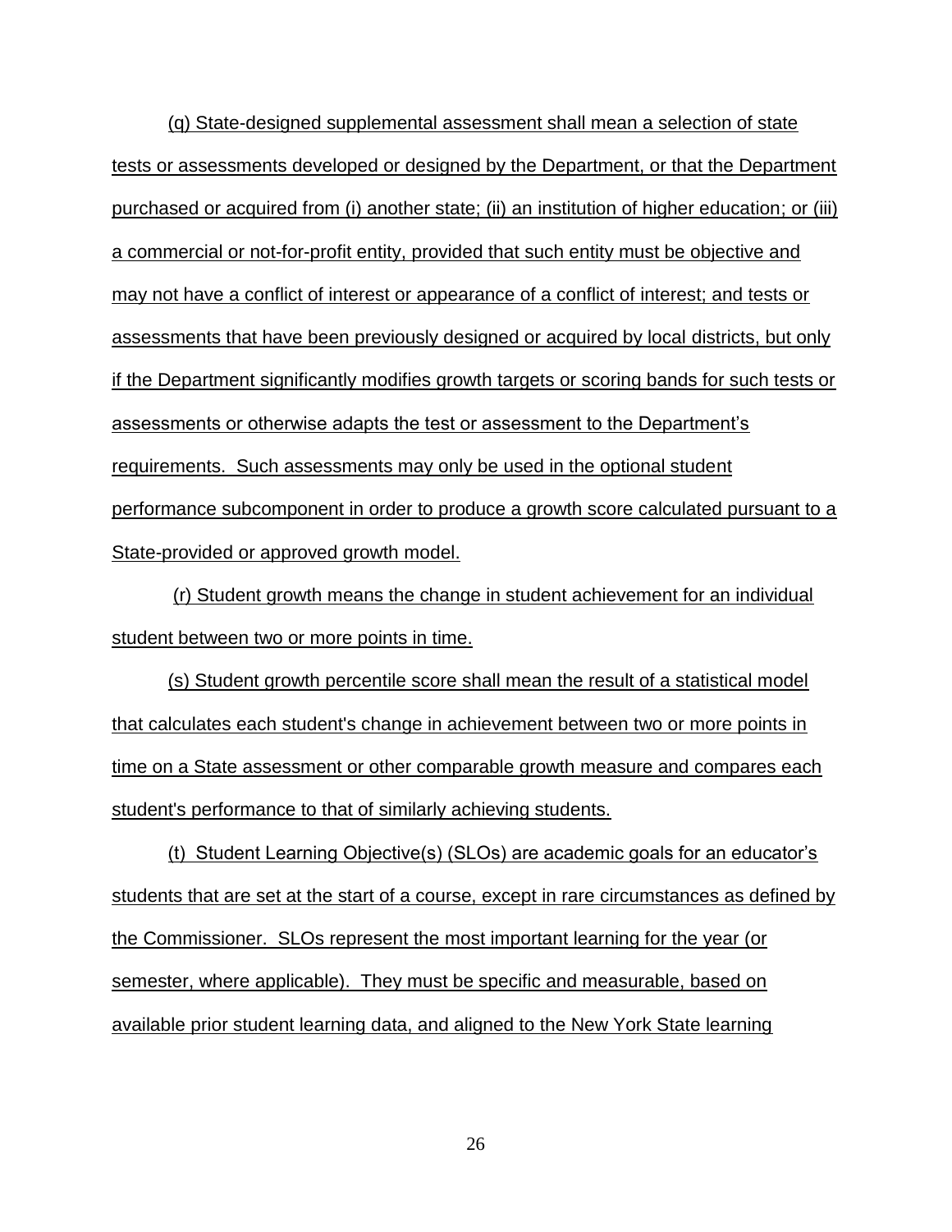(q) State-designed supplemental assessment shall mean a selection of state tests or assessments developed or designed by the Department, or that the Department purchased or acquired from (i) another state; (ii) an institution of higher education; or (iii) a commercial or not-for-profit entity, provided that such entity must be objective and may not have a conflict of interest or appearance of a conflict of interest; and tests or assessments that have been previously designed or acquired by local districts, but only if the Department significantly modifies growth targets or scoring bands for such tests or assessments or otherwise adapts the test or assessment to the Department's requirements. Such assessments may only be used in the optional student performance subcomponent in order to produce a growth score calculated pursuant to a State-provided or approved growth model.

(r) Student growth means the change in student achievement for an individual student between two or more points in time.

(s) Student growth percentile score shall mean the result of a statistical model that calculates each student's change in achievement between two or more points in time on a State assessment or other comparable growth measure and compares each student's performance to that of similarly achieving students.

(t) Student Learning Objective(s) (SLOs) are academic goals for an educator's students that are set at the start of a course, except in rare circumstances as defined by the Commissioner. SLOs represent the most important learning for the year (or semester, where applicable). They must be specific and measurable, based on available prior student learning data, and aligned to the New York State learning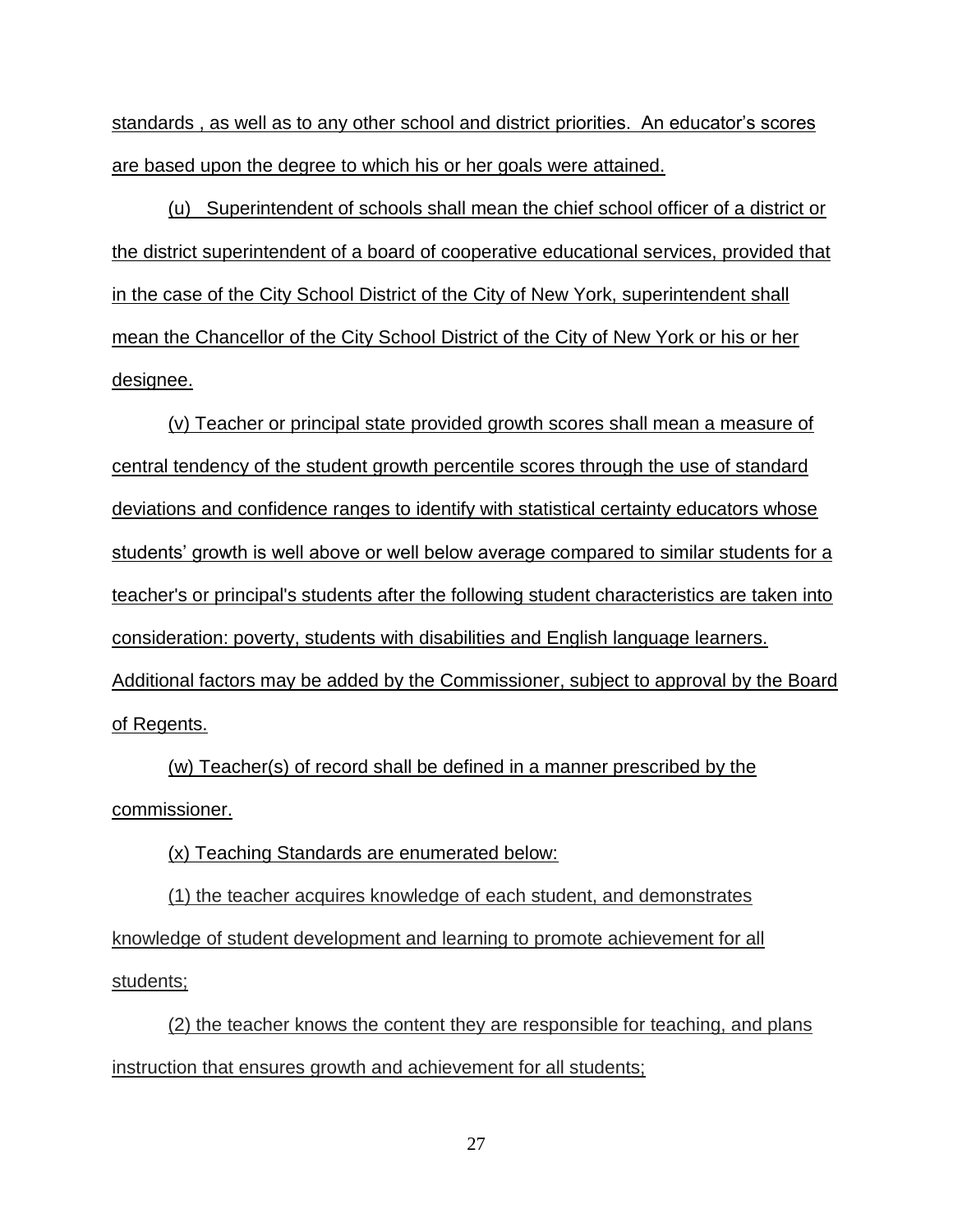standards , as well as to any other school and district priorities. An educator's scores are based upon the degree to which his or her goals were attained.

(u) Superintendent of schools shall mean the chief school officer of a district or the district superintendent of a board of cooperative educational services, provided that in the case of the City School District of the City of New York, superintendent shall mean the Chancellor of the City School District of the City of New York or his or her designee.

(v) Teacher or principal state provided growth scores shall mean a measure of central tendency of the student growth percentile scores through the use of standard deviations and confidence ranges to identify with statistical certainty educators whose students' growth is well above or well below average compared to similar students for a teacher's or principal's students after the following student characteristics are taken into consideration: poverty, students with disabilities and English language learners. Additional factors may be added by the Commissioner, subject to approval by the Board of Regents.

(w) Teacher(s) of record shall be defined in a manner prescribed by the commissioner.

(x) Teaching Standards are enumerated below:

(1) the teacher acquires knowledge of each student, and demonstrates knowledge of student development and learning to promote achievement for all students;

(2) the teacher knows the content they are responsible for teaching, and plans instruction that ensures growth and achievement for all students;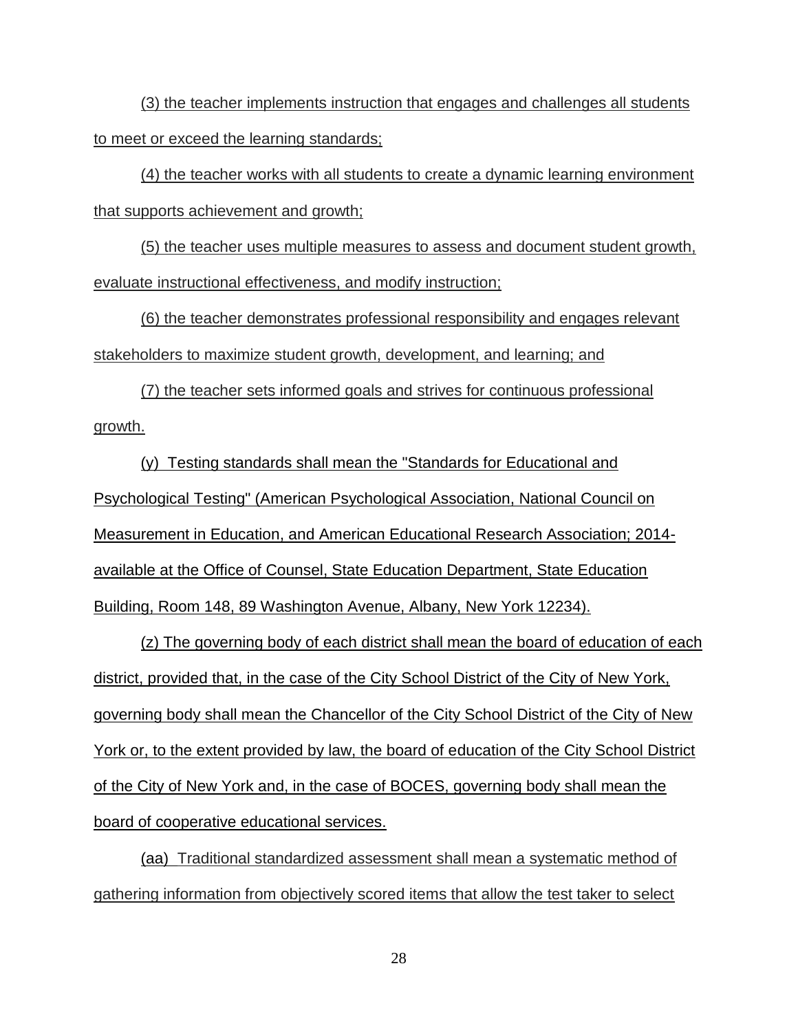(3) the teacher implements instruction that engages and challenges all students to meet or exceed the learning standards;

(4) the teacher works with all students to create a dynamic learning environment that supports achievement and growth;

(5) the teacher uses multiple measures to assess and document student growth, evaluate instructional effectiveness, and modify instruction;

(6) the teacher demonstrates professional responsibility and engages relevant stakeholders to maximize student growth, development, and learning; and

(7) the teacher sets informed goals and strives for continuous professional growth.

(y) Testing standards shall mean the "Standards for Educational and Psychological Testing" (American Psychological Association, National Council on Measurement in Education, and American Educational Research Association; 2014- available at the Office of Counsel, State Education Department, State Education Building, Room 148, 89 Washington Avenue, Albany, New York 12234).

(z) The governing body of each district shall mean the board of education of each district, provided that, in the case of the City School District of the City of New York, governing body shall mean the Chancellor of the City School District of the City of New York or, to the extent provided by law, the board of education of the City School District of the City of New York and, in the case of BOCES, governing body shall mean the board of cooperative educational services.

(aa) Traditional standardized assessment shall mean a systematic method of gathering information from objectively scored items that allow the test taker to select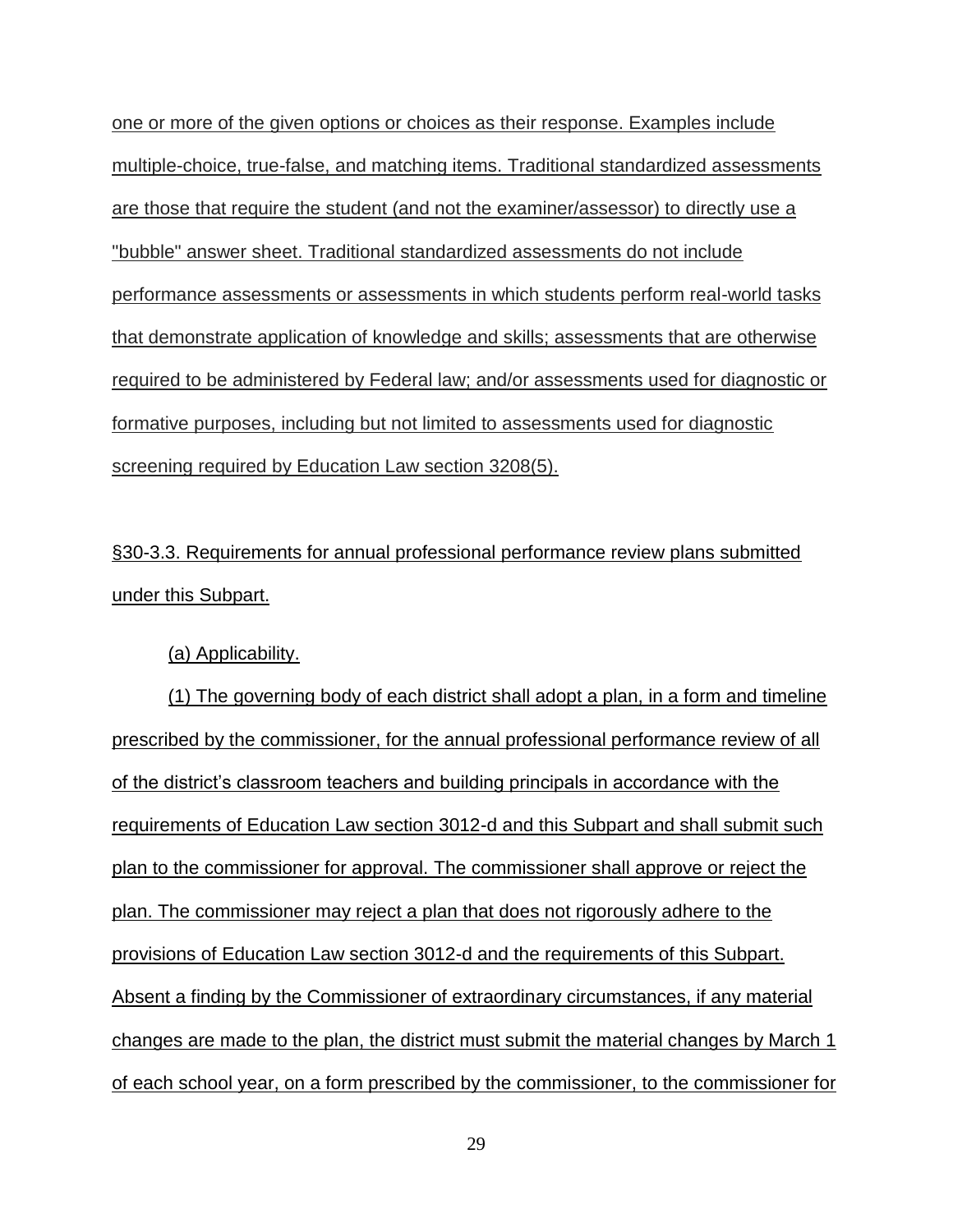one or more of the given options or choices as their response. Examples include multiple-choice, true-false, and matching items. Traditional standardized assessments are those that require the student (and not the examiner/assessor) to directly use a "bubble" answer sheet. Traditional standardized assessments do not include performance assessments or assessments in which students perform real-world tasks that demonstrate application of knowledge and skills; assessments that are otherwise required to be administered by Federal law; and/or assessments used for diagnostic or formative purposes, including but not limited to assessments used for diagnostic screening required by Education Law section 3208(5).

§30-3.3. Requirements for annual professional performance review plans submitted under this Subpart.

(a) Applicability.

(1) The governing body of each district shall adopt a plan, in a form and timeline prescribed by the commissioner, for the annual professional performance review of all of the district's classroom teachers and building principals in accordance with the requirements of Education Law section 3012-d and this Subpart and shall submit such plan to the commissioner for approval. The commissioner shall approve or reject the plan. The commissioner may reject a plan that does not rigorously adhere to the provisions of Education Law section 3012-d and the requirements of this Subpart. Absent a finding by the Commissioner of extraordinary circumstances, if any material changes are made to the plan, the district must submit the material changes by March 1 of each school year, on a form prescribed by the commissioner, to the commissioner for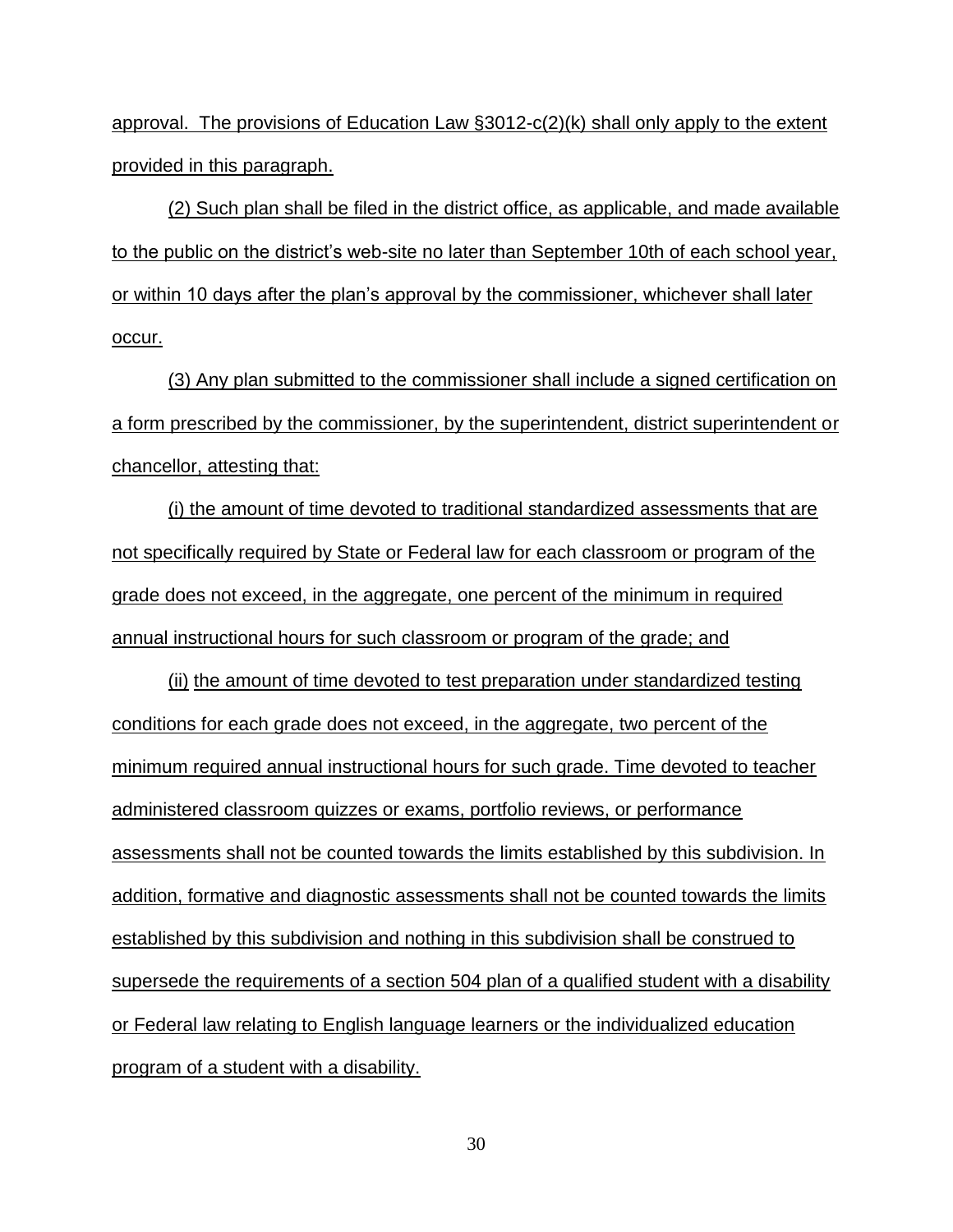approval. The provisions of Education Law §3012-c(2)(k) shall only apply to the extent provided in this paragraph.

(2) Such plan shall be filed in the district office, as applicable, and made available to the public on the district's web-site no later than September 10th of each school year, or within 10 days after the plan's approval by the commissioner, whichever shall later occur.

(3) Any plan submitted to the commissioner shall include a signed certification on a form prescribed by the commissioner, by the superintendent, district superintendent or chancellor, attesting that:

(i) the amount of time devoted to traditional standardized assessments that are not specifically required by State or Federal law for each classroom or program of the grade does not exceed, in the aggregate, one percent of the minimum in required annual instructional hours for such classroom or program of the grade; and

(ii) the amount of time devoted to test preparation under standardized testing conditions for each grade does not exceed, in the aggregate, two percent of the minimum required annual instructional hours for such grade. Time devoted to teacher administered classroom quizzes or exams, portfolio reviews, or performance assessments shall not be counted towards the limits established by this subdivision. In addition, formative and diagnostic assessments shall not be counted towards the limits established by this subdivision and nothing in this subdivision shall be construed to supersede the requirements of a section 504 plan of a qualified student with a disability or Federal law relating to English language learners or the individualized education program of a student with a disability.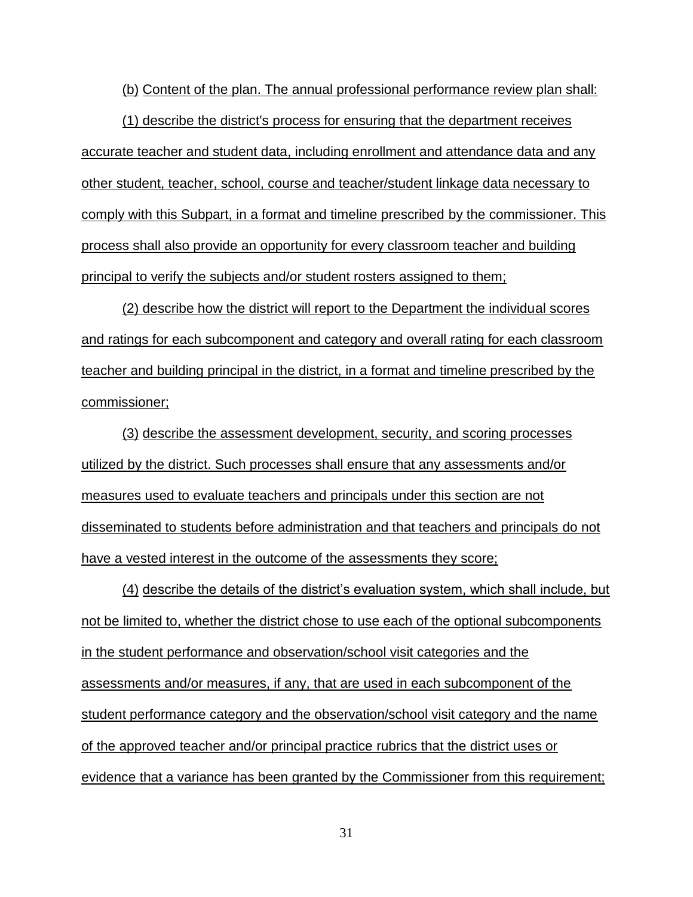(b) Content of the plan. The annual professional performance review plan shall:

(1) describe the district's process for ensuring that the department receives accurate teacher and student data, including enrollment and attendance data and any other student, teacher, school, course and teacher/student linkage data necessary to comply with this Subpart, in a format and timeline prescribed by the commissioner. This process shall also provide an opportunity for every classroom teacher and building principal to verify the subjects and/or student rosters assigned to them;

(2) describe how the district will report to the Department the individual scores and ratings for each subcomponent and category and overall rating for each classroom teacher and building principal in the district, in a format and timeline prescribed by the commissioner;

(3) describe the assessment development, security, and scoring processes utilized by the district. Such processes shall ensure that any assessments and/or measures used to evaluate teachers and principals under this section are not disseminated to students before administration and that teachers and principals do not have a vested interest in the outcome of the assessments they score;

(4) describe the details of the district's evaluation system, which shall include, but not be limited to, whether the district chose to use each of the optional subcomponents in the student performance and observation/school visit categories and the assessments and/or measures, if any, that are used in each subcomponent of the student performance category and the observation/school visit category and the name of the approved teacher and/or principal practice rubrics that the district uses or evidence that a variance has been granted by the Commissioner from this requirement;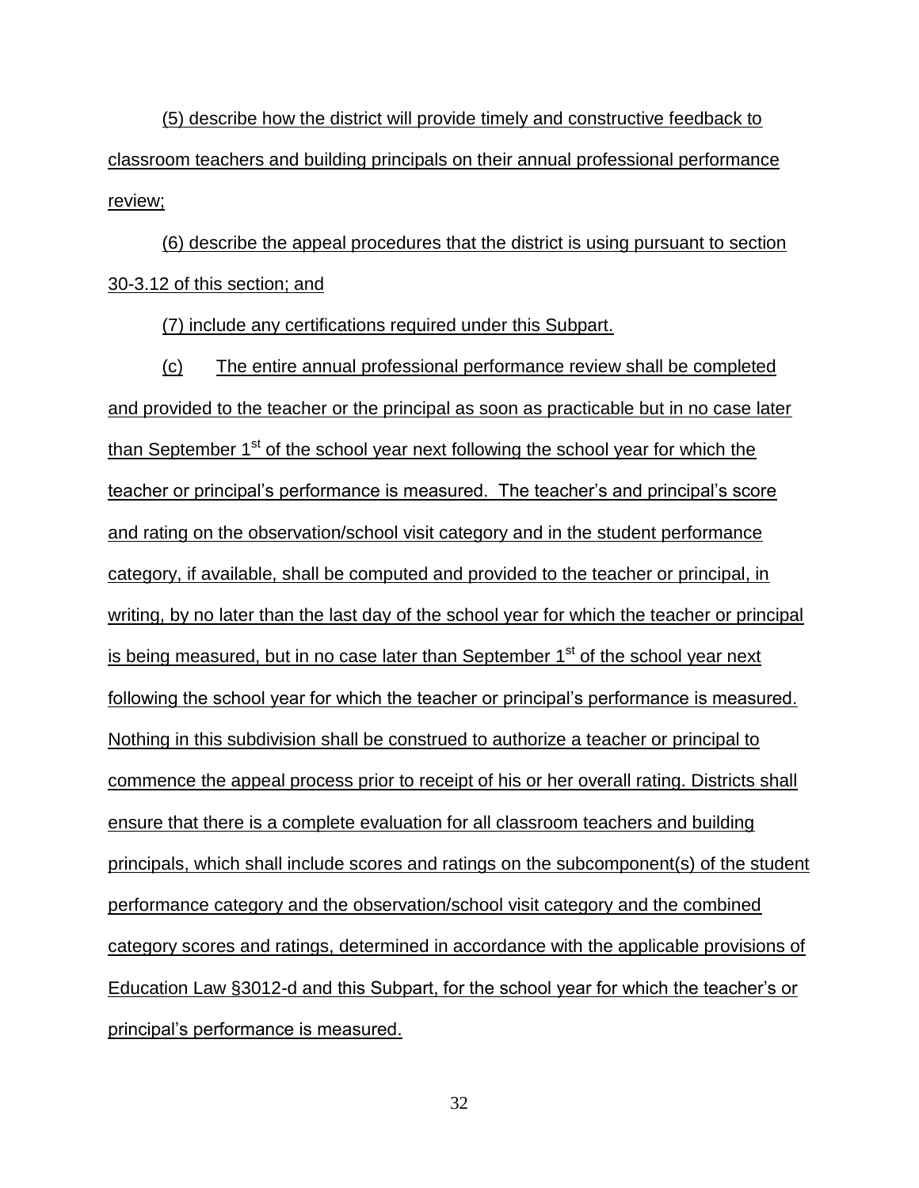(5) describe how the district will provide timely and constructive feedback to classroom teachers and building principals on their annual professional performance review;

(6) describe the appeal procedures that the district is using pursuant to section 30-3.12 of this section; and

(7) include any certifications required under this Subpart.

(c) The entire annual professional performance review shall be completed and provided to the teacher or the principal as soon as practicable but in no case later than September 1st of the school year next following the school year for which the teacher or principal's performance is measured. The teacher's and principal's score and rating on the observation/school visit category and in the student performance category, if available, shall be computed and provided to the teacher or principal, in writing, by no later than the last day of the school year for which the teacher or principal is being measured, but in no case later than September 1st of the school year next following the school year for which the teacher or principal's performance is measured. Nothing in this subdivision shall be construed to authorize a teacher or principal to commence the appeal process prior to receipt of his or her overall rating. Districts shall ensure that there is a complete evaluation for all classroom teachers and building principals, which shall include scores and ratings on the subcomponent(s) of the student performance category and the observation/school visit category and the combined category scores and ratings, determined in accordance with the applicable provisions of Education Law §3012-d and this Subpart, for the school year for which the teacher's or principal's performance is measured.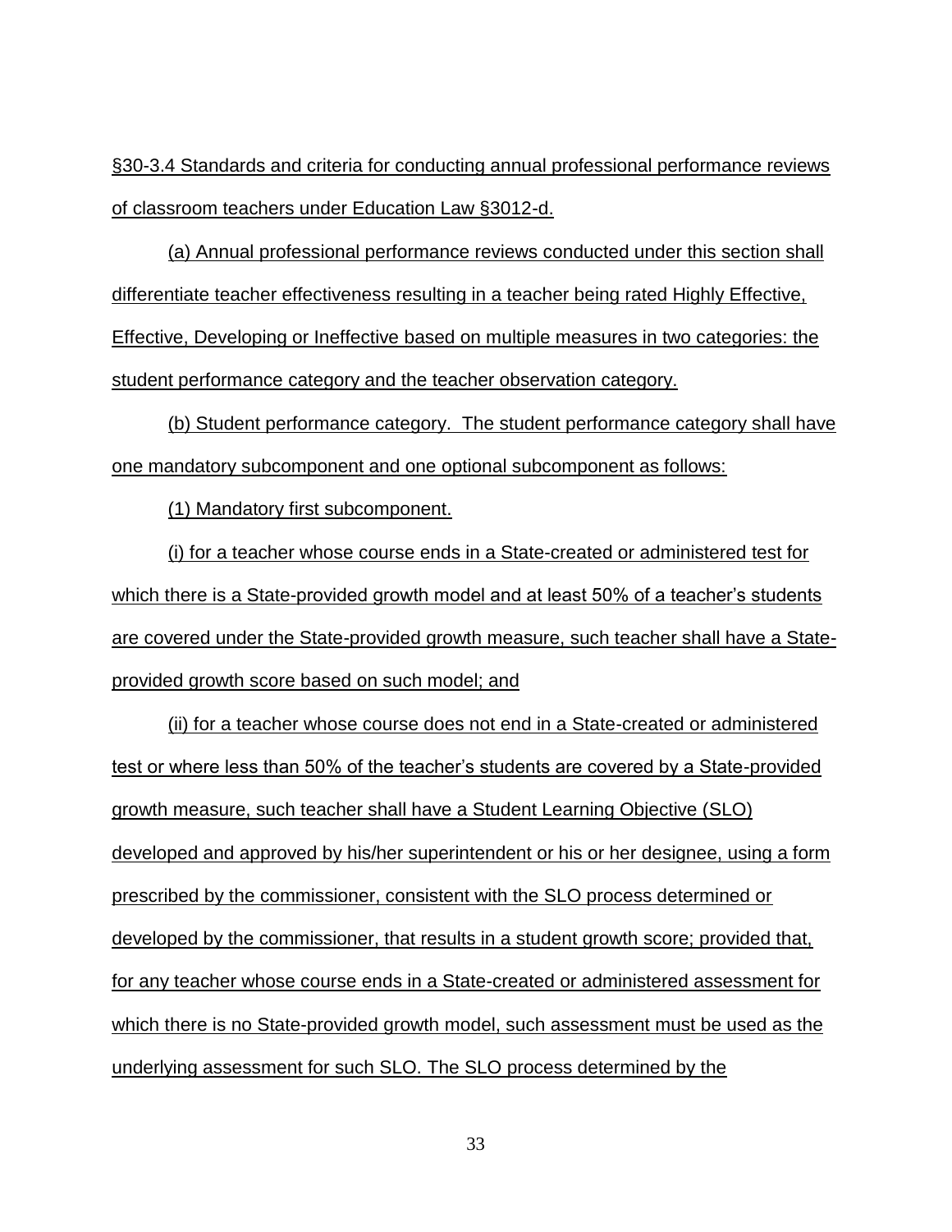§30-3.4 Standards and criteria for conducting annual professional performance reviews of classroom teachers under Education Law §3012-d.

(a) Annual professional performance reviews conducted under this section shall differentiate teacher effectiveness resulting in a teacher being rated Highly Effective, Effective, Developing or Ineffective based on multiple measures in two categories: the student performance category and the teacher observation category.

(b) Student performance category. The student performance category shall have one mandatory subcomponent and one optional subcomponent as follows:

(1) Mandatory first subcomponent.

(i) for a teacher whose course ends in a State-created or administered test for which there is a State-provided growth model and at least 50% of a teacher's students are covered under the State-provided growth measure, such teacher shall have a State-provided growth score based on such model; and

(ii) for a teacher whose course does not end in a State-created or administered test or where less than 50% of the teacher's students are covered by a State-provided growth measure, such teacher shall have a Student Learning Objective (SLO) developed and approved by his/her superintendent or his or her designee, using a form prescribed by the commissioner, consistent with the SLO process determined or developed by the commissioner, that results in a student growth score; provided that, for any teacher whose course ends in a State-created or administered assessment for which there is no State-provided growth model, such assessment must be used as the underlying assessment for such SLO. The SLO process determined by the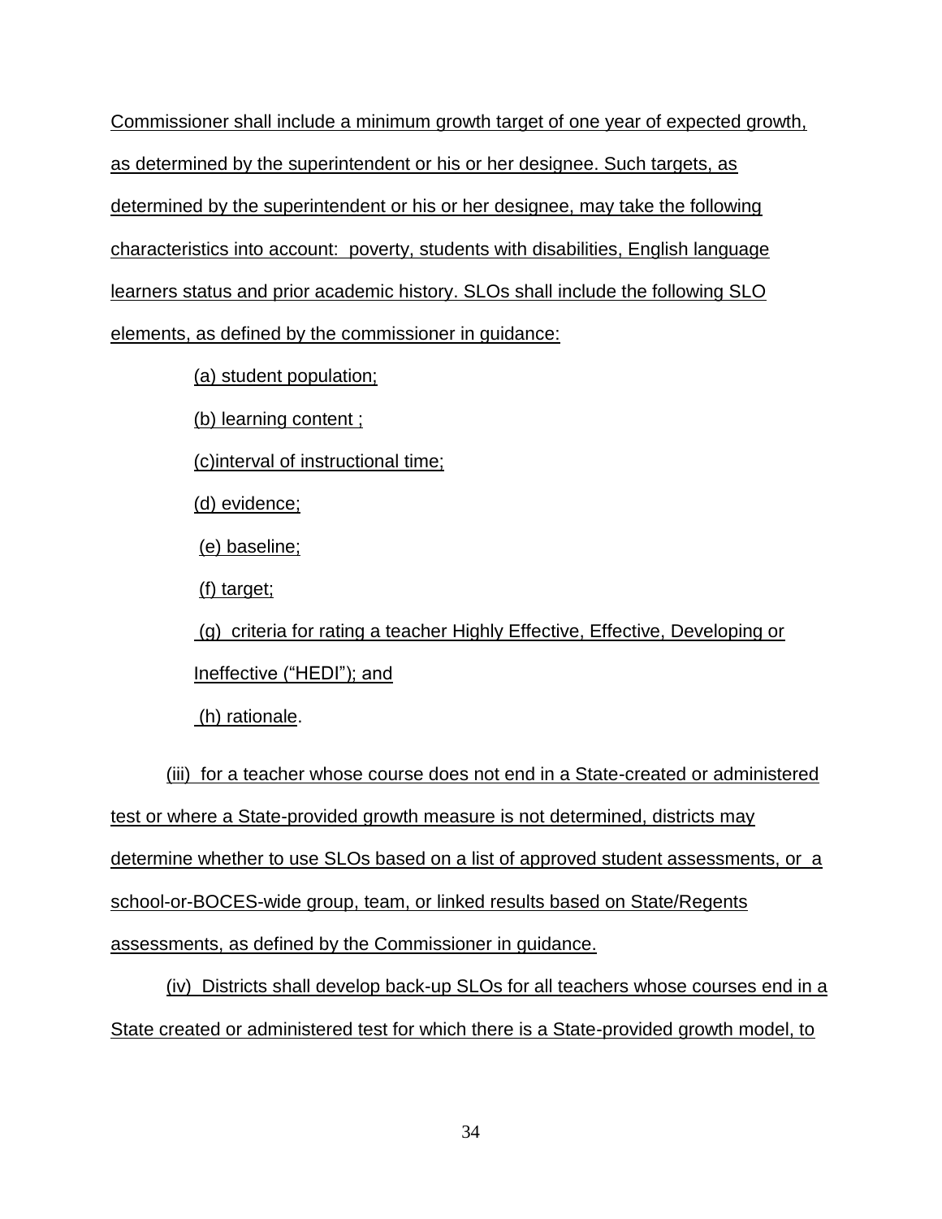Commissioner shall include a minimum growth target of one year of expected growth, as determined by the superintendent or his or her designee. Such targets, as determined by the superintendent or his or her designee, may take the following characteristics into account: poverty, students with disabilities, English language learners status and prior academic history. SLOs shall include the following SLO elements, as defined by the commissioner in guidance:

(a) student population;

(b) learning content ;

(c)interval of instructional time;

(d) evidence;

(e) baseline;

(f) target;

(g) criteria for rating a teacher Highly Effective, Effective, Developing or Ineffective ("HEDI"); and

(h) rationale.

(iii) for a teacher whose course does not end in a State-created or administered test or where a State-provided growth measure is not determined, districts may determine whether to use SLOs based on a list of approved student assessments, or a school-or-BOCES-wide group, team, or linked results based on State/Regents assessments, as defined by the Commissioner in guidance.

(iv) Districts shall develop back-up SLOs for all teachers whose courses end in a State created or administered test for which there is a State-provided growth model, to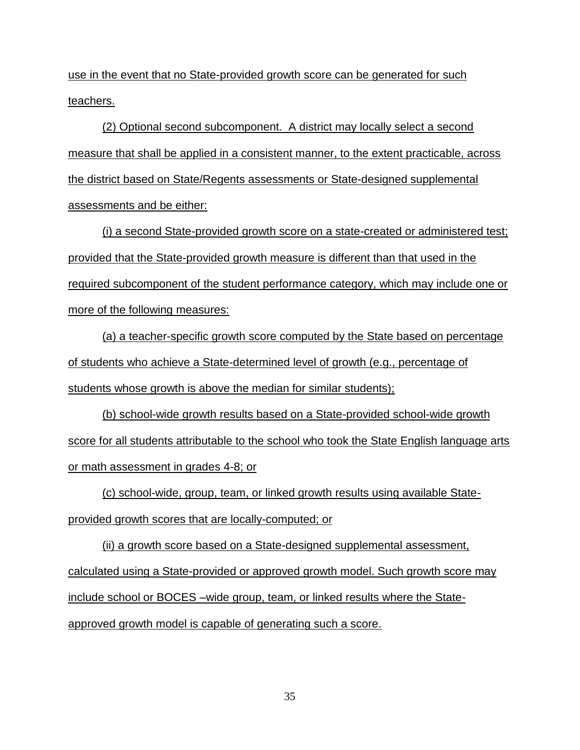use in the event that no State-provided growth score can be generated for such teachers.

(2) Optional second subcomponent. A district may locally select a second measure that shall be applied in a consistent manner, to the extent practicable, across the district based on State/Regents assessments or State-designed supplemental assessments and be either:

(i) a second State-provided growth score on a state-created or administered test; provided that the State-provided growth measure is different than that used in the required subcomponent of the student performance category, which may include one or more of the following measures:

(a) a teacher-specific growth score computed by the State based on percentage of students who achieve a State-determined level of growth (e.g., percentage of students whose growth is above the median for similar students);

(b) school-wide growth results based on a State-provided school-wide growth score for all students attributable to the school who took the State English language arts or math assessment in grades 4-8; or

(c) school-wide, group, team, or linked growth results using available State-provided growth scores that are locally-computed; or

(ii) a growth score based on a State-designed supplemental assessment, calculated using a State-provided or approved growth model. Such growth score may include school or BOCES –wide group, team, or linked results where the State-approved growth model is capable of generating such a score.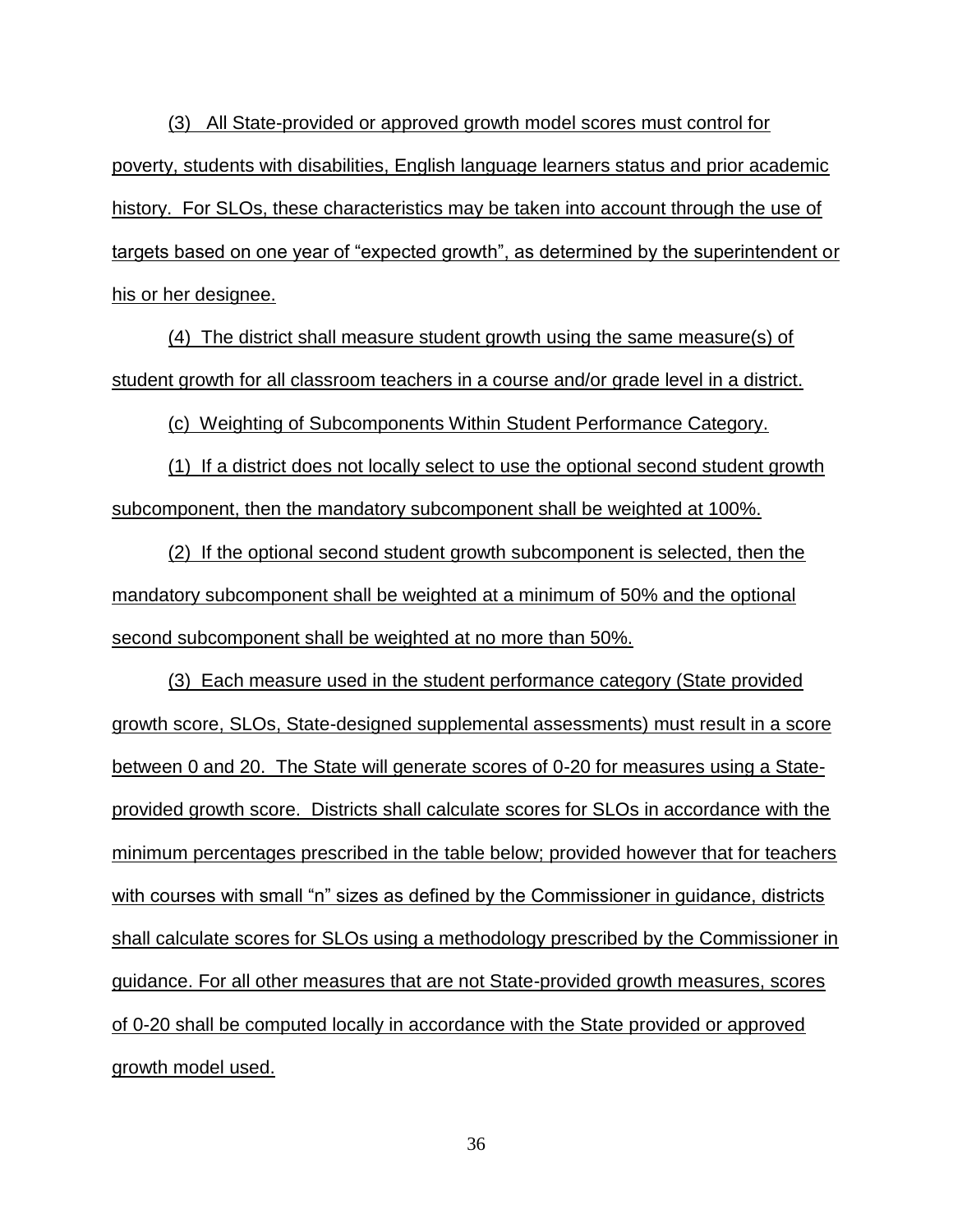(3) All State-provided or approved growth model scores must control for poverty, students with disabilities, English language learners status and prior academic history. For SLOs, these characteristics may be taken into account through the use of targets based on one year of "expected growth", as determined by the superintendent or his or her designee.

(4) The district shall measure student growth using the same measure(s) of student growth for all classroom teachers in a course and/or grade level in a district.

(c) Weighting of Subcomponents Within Student Performance Category.

(1) If a district does not locally select to use the optional second student growth subcomponent, then the mandatory subcomponent shall be weighted at 100%.

(2) If the optional second student growth subcomponent is selected, then the mandatory subcomponent shall be weighted at a minimum of 50% and the optional second subcomponent shall be weighted at no more than 50%.

(3) Each measure used in the student performance category (State provided growth score, SLOs, State-designed supplemental assessments) must result in a score between 0 and 20. The State will generate scores of 0-20 for measures using a State-provided growth score. Districts shall calculate scores for SLOs in accordance with the minimum percentages prescribed in the table below; provided however that for teachers with courses with small "n" sizes as defined by the Commissioner in guidance, districts shall calculate scores for SLOs using a methodology prescribed by the Commissioner in guidance. For all other measures that are not State-provided growth measures, scores of 0-20 shall be computed locally in accordance with the State provided or approved growth model used.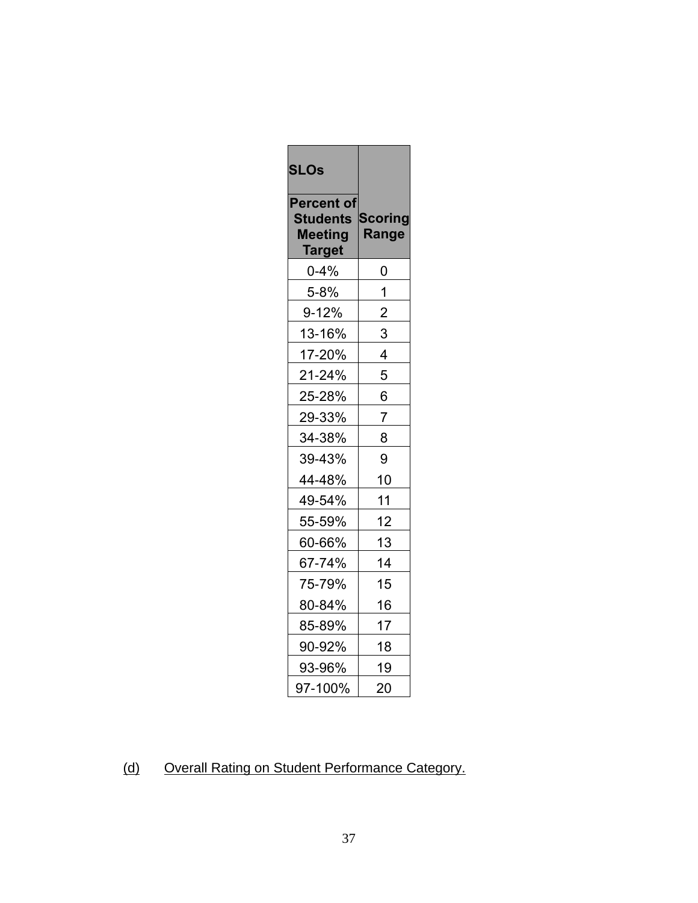| SLOs | |
|---|---|
| Percent of Students Meeting Target | Scoring Range |
| 0-4% | 0 |
| 5-8% | 1 |
| 9-12% | 2 |
| 13-16% | 3 |
| 17-20% | 4 |
| 21-24% | 5 |
| 25-28% | 6 |
| 29-33% | 7 |
| 34-38% | 8 |
| 39-43% | 9 |
| 44-48% | 10 |
| 49-54% | 11 |
| 55-59% | 12 |
| 60-66% | 13 |
| 67-74% | 14 |
| 75-79% | 15 |
| 80-84% | 16 |
| 85-89% | 17 |
| 90-92% | 18 |
| 93-96% | 19 |
| 97-100% | 20 |

(d) Overall Rating on Student Performance Category.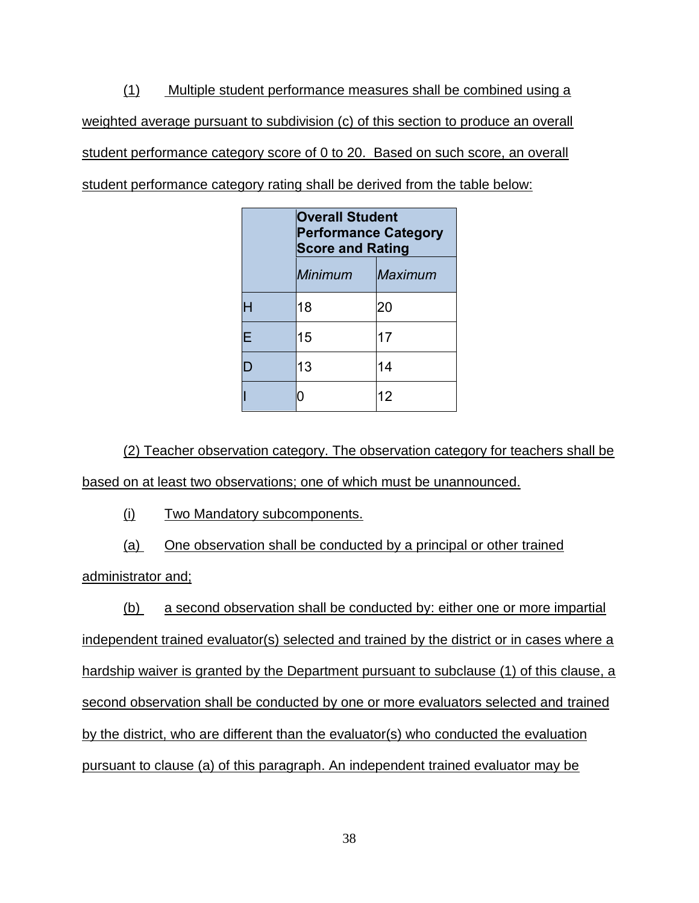(1) Multiple student performance measures shall be combined using a weighted average pursuant to subdivision (c) of this section to produce an overall student performance category score of 0 to 20. Based on such score, an overall student performance category rating shall be derived from the table below:

| | **Overall Student Performance Category Score and Rating** | |
|---|---|---|
| | *Minimum* | *Maximum* |
| H | 18 | 20 |
| E | 15 | 17 |
| D | 13 | 14 |
| I | 0 | 12 |

(2) Teacher observation category. The observation category for teachers shall be based on at least two observations; one of which must be unannounced.

(i) Two Mandatory subcomponents.

(a) One observation shall be conducted by a principal or other trained administrator and;

(b) a second observation shall be conducted by: either one or more impartial independent trained evaluator(s) selected and trained by the district or in cases where a hardship waiver is granted by the Department pursuant to subclause (1) of this clause, a second observation shall be conducted by one or more evaluators selected and trained by the district, who are different than the evaluator(s) who conducted the evaluation pursuant to clause (a) of this paragraph. An independent trained evaluator may be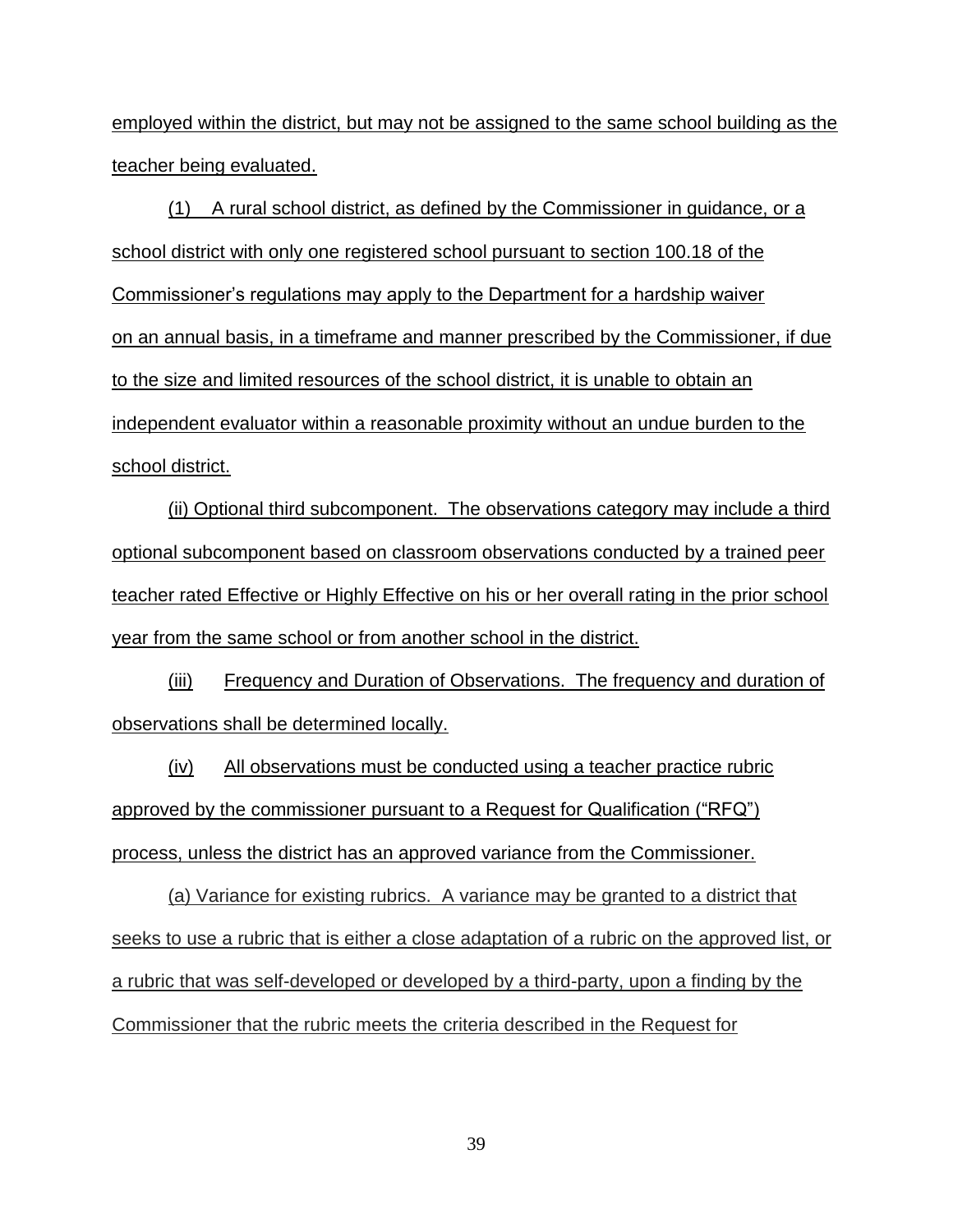employed within the district, but may not be assigned to the same school building as the teacher being evaluated.

(1) A rural school district, as defined by the Commissioner in guidance, or a school district with only one registered school pursuant to section 100.18 of the Commissioner's regulations may apply to the Department for a hardship waiver on an annual basis, in a timeframe and manner prescribed by the Commissioner, if due to the size and limited resources of the school district, it is unable to obtain an independent evaluator within a reasonable proximity without an undue burden to the school district.

(ii) Optional third subcomponent. The observations category may include a third optional subcomponent based on classroom observations conducted by a trained peer teacher rated Effective or Highly Effective on his or her overall rating in the prior school year from the same school or from another school in the district.

(iii) Frequency and Duration of Observations. The frequency and duration of observations shall be determined locally.

(iv) All observations must be conducted using a teacher practice rubric approved by the commissioner pursuant to a Request for Qualification ("RFQ") process, unless the district has an approved variance from the Commissioner.

(a) Variance for existing rubrics. A variance may be granted to a district that seeks to use a rubric that is either a close adaptation of a rubric on the approved list, or a rubric that was self-developed or developed by a third-party, upon a finding by the Commissioner that the rubric meets the criteria described in the Request for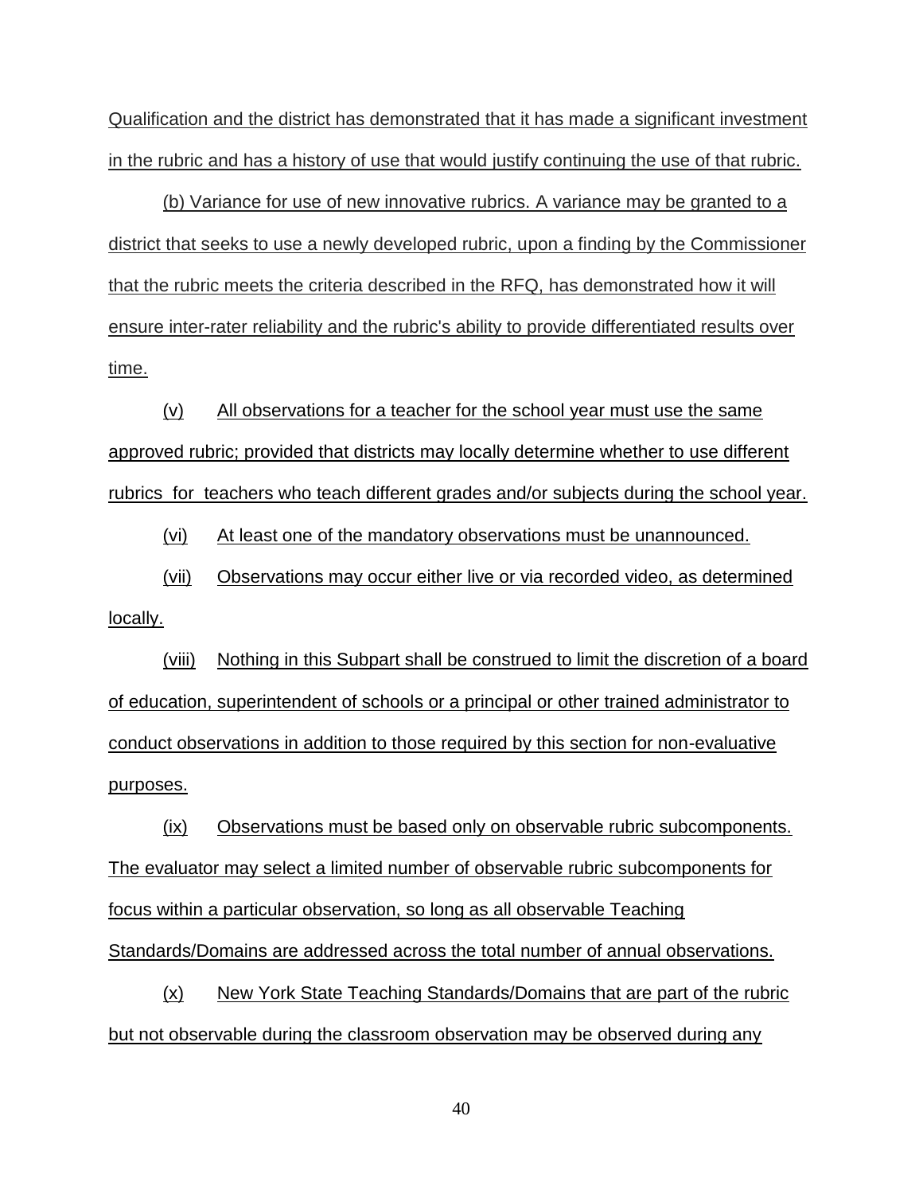Qualification and the district has demonstrated that it has made a significant investment in the rubric and has a history of use that would justify continuing the use of that rubric.

(b) Variance for use of new innovative rubrics. A variance may be granted to a district that seeks to use a newly developed rubric, upon a finding by the Commissioner that the rubric meets the criteria described in the RFQ, has demonstrated how it will ensure inter-rater reliability and the rubric's ability to provide differentiated results over time.

(v) All observations for a teacher for the school year must use the same approved rubric; provided that districts may locally determine whether to use different rubrics for teachers who teach different grades and/or subjects during the school year.

(vi) At least one of the mandatory observations must be unannounced.

(vii) Observations may occur either live or via recorded video, as determined locally.

(viii) Nothing in this Subpart shall be construed to limit the discretion of a board of education, superintendent of schools or a principal or other trained administrator to conduct observations in addition to those required by this section for non-evaluative purposes.

(ix) Observations must be based only on observable rubric subcomponents. The evaluator may select a limited number of observable rubric subcomponents for focus within a particular observation, so long as all observable Teaching Standards/Domains are addressed across the total number of annual observations.

(x) New York State Teaching Standards/Domains that are part of the rubric but not observable during the classroom observation may be observed during any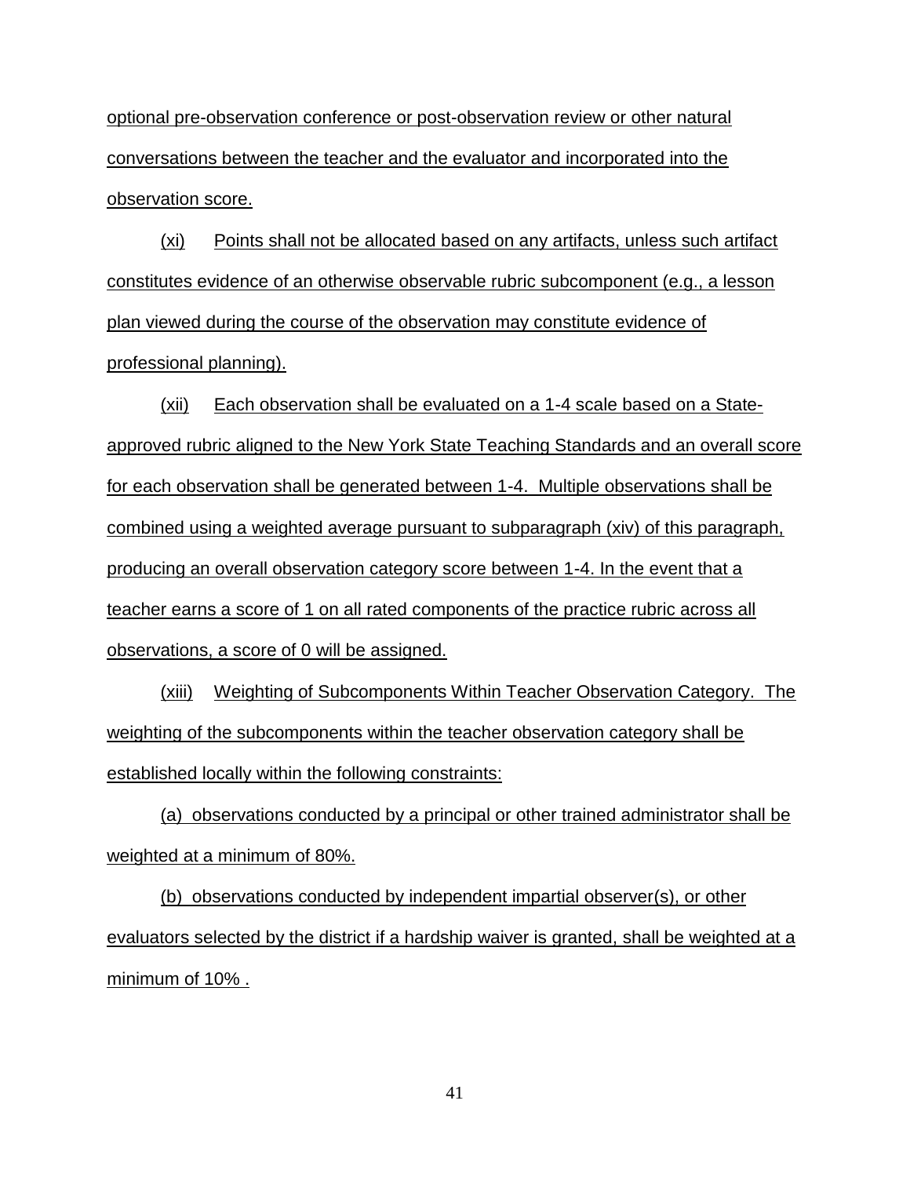optional pre-observation conference or post-observation review or other natural conversations between the teacher and the evaluator and incorporated into the observation score.

(xi) Points shall not be allocated based on any artifacts, unless such artifact constitutes evidence of an otherwise observable rubric subcomponent (e.g., a lesson plan viewed during the course of the observation may constitute evidence of professional planning).

(xii) Each observation shall be evaluated on a 1-4 scale based on a State-approved rubric aligned to the New York State Teaching Standards and an overall score for each observation shall be generated between 1-4. Multiple observations shall be combined using a weighted average pursuant to subparagraph (xiv) of this paragraph, producing an overall observation category score between 1-4. In the event that a teacher earns a score of 1 on all rated components of the practice rubric across all observations, a score of 0 will be assigned.

(xiii) Weighting of Subcomponents Within Teacher Observation Category. The weighting of the subcomponents within the teacher observation category shall be established locally within the following constraints:

(a) observations conducted by a principal or other trained administrator shall be weighted at a minimum of 80%.

(b) observations conducted by independent impartial observer(s), or other evaluators selected by the district if a hardship waiver is granted, shall be weighted at a minimum of 10% .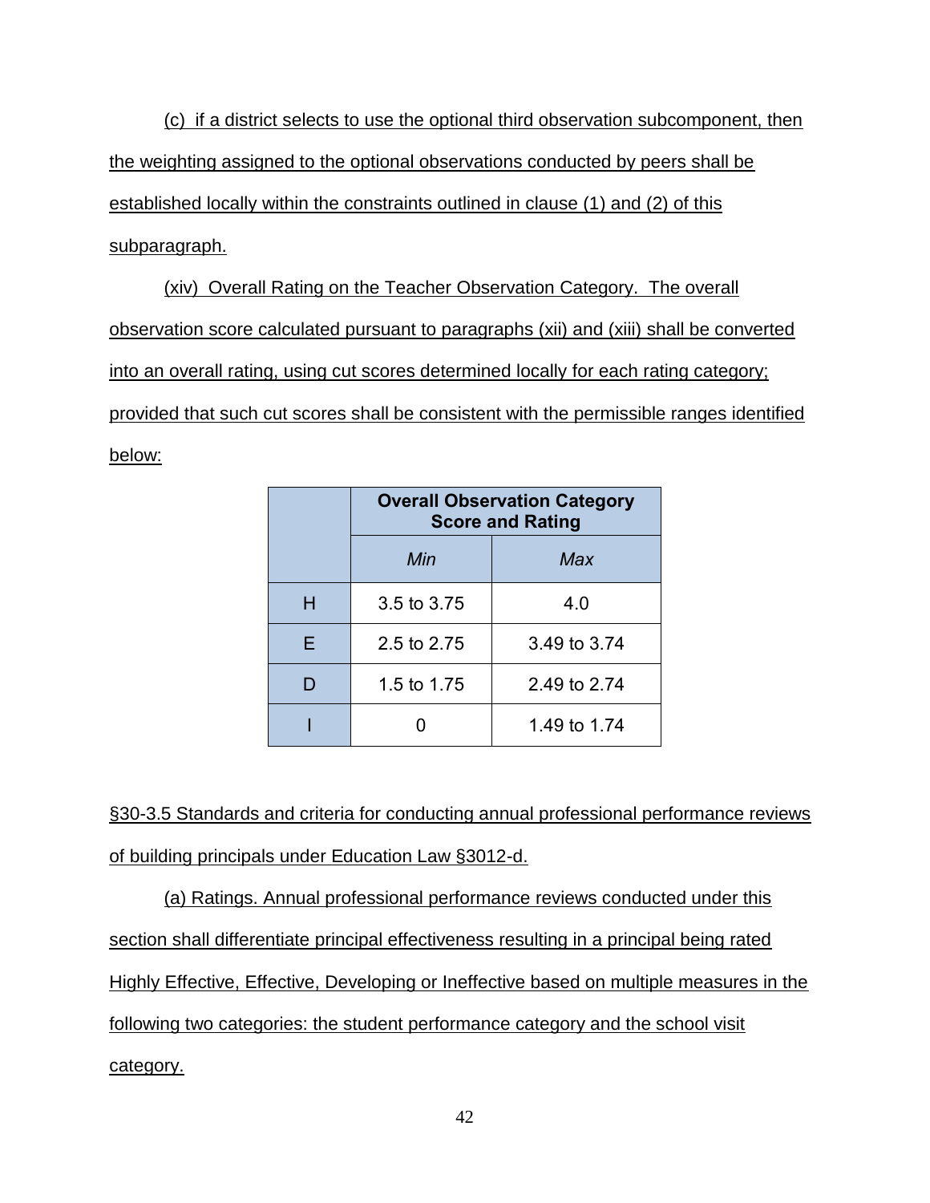(c) if a district selects to use the optional third observation subcomponent, then the weighting assigned to the optional observations conducted by peers shall be established locally within the constraints outlined in clause (1) and (2) of this subparagraph.

(xiv) Overall Rating on the Teacher Observation Category. The overall observation score calculated pursuant to paragraphs (xii) and (xiii) shall be converted into an overall rating, using cut scores determined locally for each rating category; provided that such cut scores shall be consistent with the permissible ranges identified below:

| | **Overall Observation Category Score and Rating** | |
|---|---|---|
| | *Min* | *Max* |
| H | 3.5 to 3.75 | 4.0 |
| E | 2.5 to 2.75 | 3.49 to 3.74 |
| D | 1.5 to 1.75 | 2.49 to 2.74 |
| I | 0 | 1.49 to 1.74 |

§30-3.5 Standards and criteria for conducting annual professional performance reviews of building principals under Education Law §3012-d.

(a) Ratings. Annual professional performance reviews conducted under this section shall differentiate principal effectiveness resulting in a principal being rated Highly Effective, Effective, Developing or Ineffective based on multiple measures in the following two categories: the student performance category and the school visit category.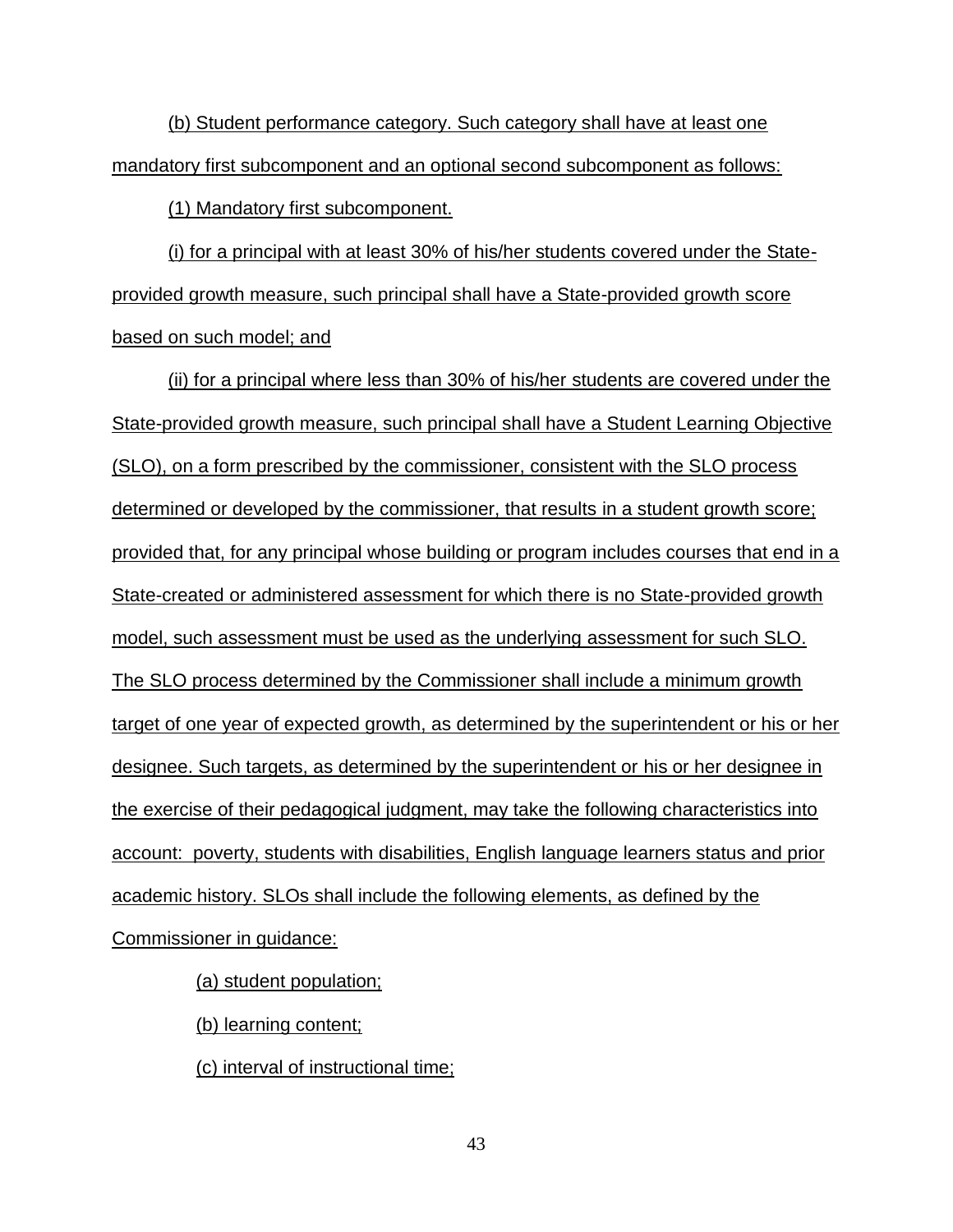(b) Student performance category. Such category shall have at least one mandatory first subcomponent and an optional second subcomponent as follows:

(1) Mandatory first subcomponent.

(i) for a principal with at least 30% of his/her students covered under the State-provided growth measure, such principal shall have a State-provided growth score based on such model; and

(ii) for a principal where less than 30% of his/her students are covered under the State-provided growth measure, such principal shall have a Student Learning Objective (SLO), on a form prescribed by the commissioner, consistent with the SLO process determined or developed by the commissioner, that results in a student growth score; provided that, for any principal whose building or program includes courses that end in a State-created or administered assessment for which there is no State-provided growth model, such assessment must be used as the underlying assessment for such SLO. The SLO process determined by the Commissioner shall include a minimum growth target of one year of expected growth, as determined by the superintendent or his or her designee. Such targets, as determined by the superintendent or his or her designee in the exercise of their pedagogical judgment, may take the following characteristics into account: poverty, students with disabilities, English language learners status and prior academic history. SLOs shall include the following elements, as defined by the Commissioner in guidance:

(a) student population;

(b) learning content;

(c) interval of instructional time;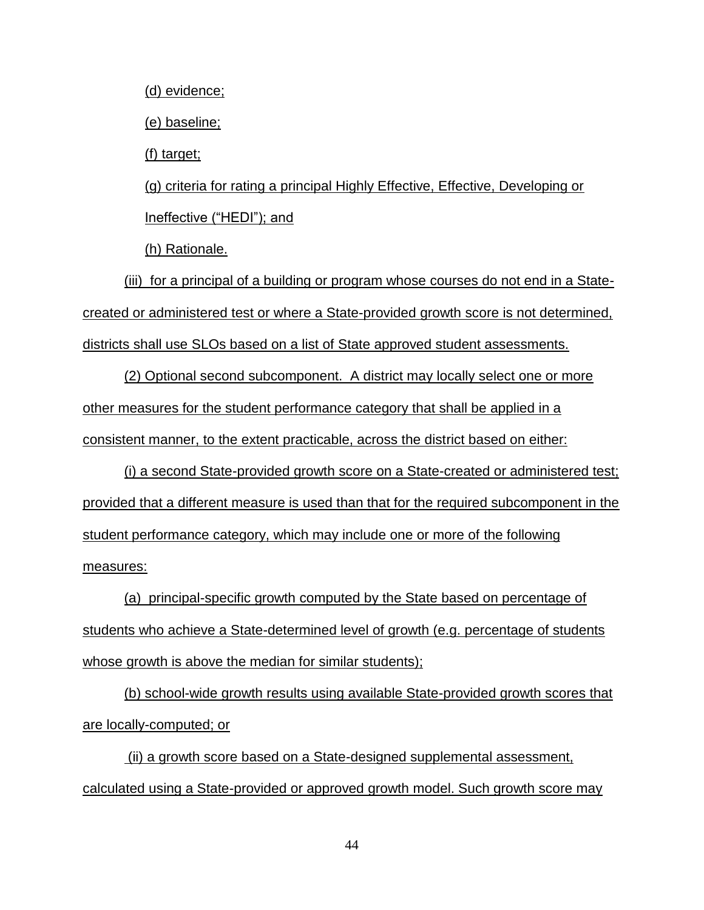(d) evidence;

(e) baseline;

(f) target;

(g) criteria for rating a principal Highly Effective, Effective, Developing or Ineffective ("HEDI"); and

(h) Rationale.

(iii) for a principal of a building or program whose courses do not end in a State-created or administered test or where a State-provided growth score is not determined, districts shall use SLOs based on a list of State approved student assessments.

(2) Optional second subcomponent. A district may locally select one or more other measures for the student performance category that shall be applied in a consistent manner, to the extent practicable, across the district based on either:

(i) a second State-provided growth score on a State-created or administered test; provided that a different measure is used than that for the required subcomponent in the student performance category, which may include one or more of the following measures:

(a) principal-specific growth computed by the State based on percentage of students who achieve a State-determined level of growth (e.g. percentage of students whose growth is above the median for similar students);

(b) school-wide growth results using available State-provided growth scores that are locally-computed; or

(ii) a growth score based on a State-designed supplemental assessment, calculated using a State-provided or approved growth model. Such growth score may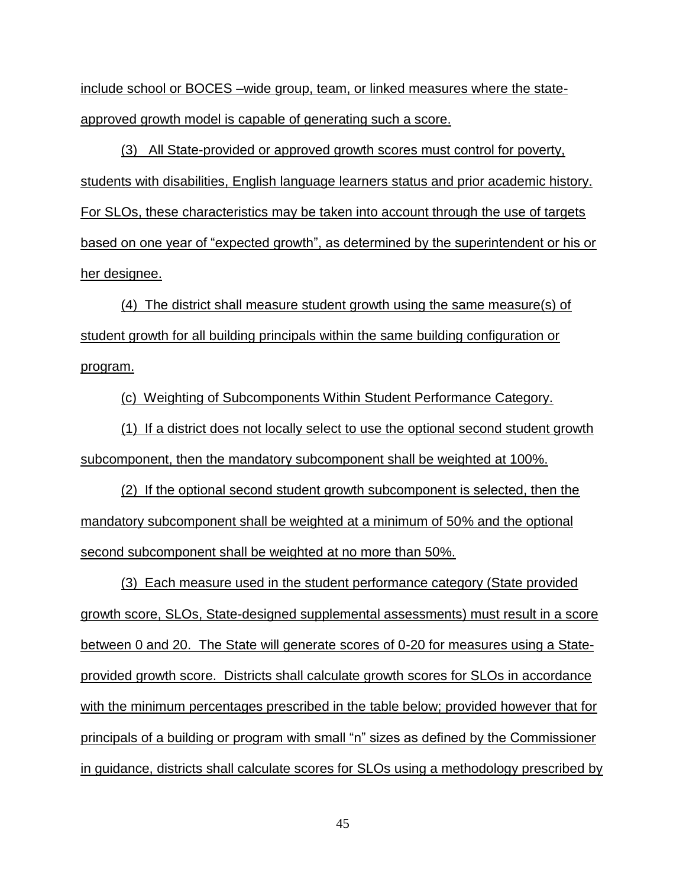include school or BOCES –wide group, team, or linked measures where the state-approved growth model is capable of generating such a score.

(3) All State-provided or approved growth scores must control for poverty, students with disabilities, English language learners status and prior academic history. For SLOs, these characteristics may be taken into account through the use of targets based on one year of "expected growth", as determined by the superintendent or his or her designee.

(4) The district shall measure student growth using the same measure(s) of student growth for all building principals within the same building configuration or program.

(c) Weighting of Subcomponents Within Student Performance Category.

(1) If a district does not locally select to use the optional second student growth subcomponent, then the mandatory subcomponent shall be weighted at 100%.

(2) If the optional second student growth subcomponent is selected, then the mandatory subcomponent shall be weighted at a minimum of 50% and the optional second subcomponent shall be weighted at no more than 50%.

(3) Each measure used in the student performance category (State provided growth score, SLOs, State-designed supplemental assessments) must result in a score between 0 and 20. The State will generate scores of 0-20 for measures using a State-provided growth score. Districts shall calculate growth scores for SLOs in accordance with the minimum percentages prescribed in the table below; provided however that for principals of a building or program with small "n" sizes as defined by the Commissioner in guidance, districts shall calculate scores for SLOs using a methodology prescribed by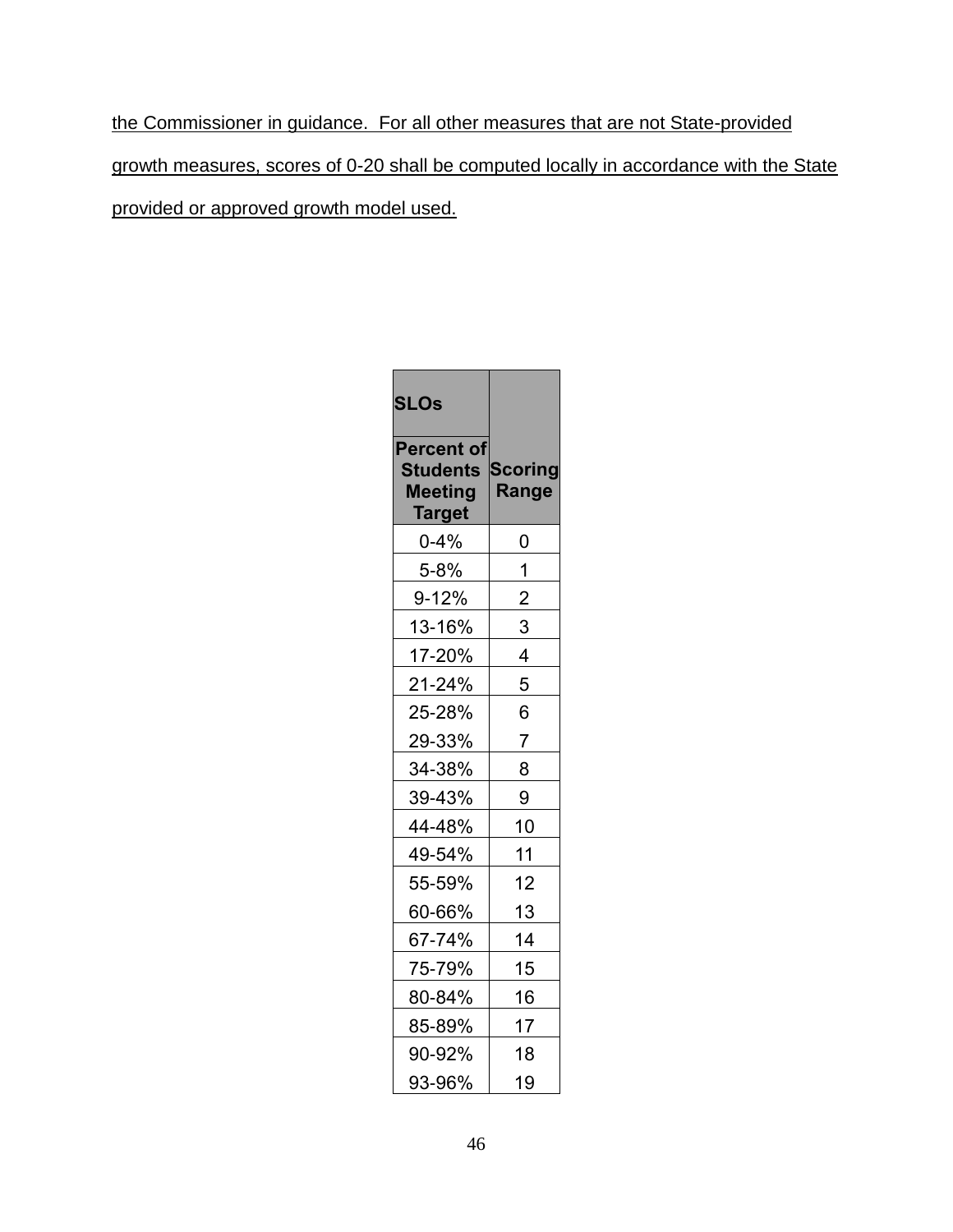<u>the Commissioner in guidance. For all other measures that are not State-provided growth measures, scores of 0-20 shall be computed locally in accordance with the State provided or approved growth model used.</u>

| SLOs | |
|---|---|
| **Percent of Students Meeting Target** | **Scoring Range** |
| 0-4% | 0 |
| 5-8% | 1 |
| 9-12% | 2 |
| 13-16% | 3 |
| 17-20% | 4 |
| 21-24% | 5 |
| 25-28% | 6 |
| 29-33% | 7 |
| 34-38% | 8 |
| 39-43% | 9 |
| 44-48% | 10 |
| 49-54% | 11 |
| 55-59% | 12 |
| 60-66% | 13 |
| 67-74% | 14 |
| 75-79% | 15 |
| 80-84% | 16 |
| 85-89% | 17 |
| 90-92% | 18 |
| 93-96% | 19 |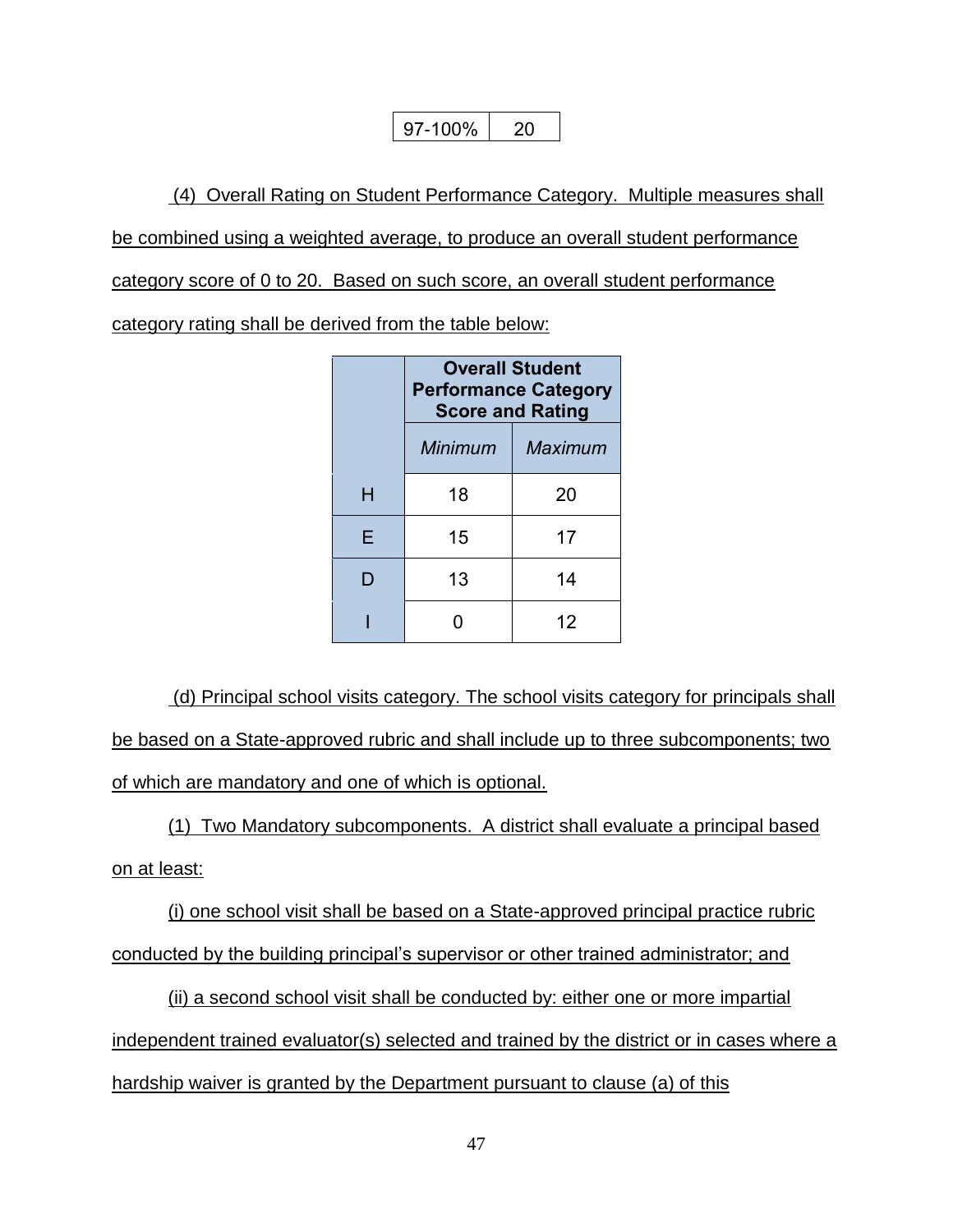| 97-100% | 20 |
|---|---|

(4) Overall Rating on Student Performance Category. Multiple measures shall be combined using a weighted average, to produce an overall student performance category score of 0 to 20. Based on such score, an overall student performance category rating shall be derived from the table below:

| | **Overall Student Performance Category Score and Rating** | |
|---|---|---|
| | *Minimum* | *Maximum* |
| H | 18 | 20 |
| E | 15 | 17 |
| D | 13 | 14 |
| I | 0 | 12 |

(d) Principal school visits category. The school visits category for principals shall be based on a State-approved rubric and shall include up to three subcomponents; two of which are mandatory and one of which is optional.

(1) Two Mandatory subcomponents. A district shall evaluate a principal based on at least:

(i) one school visit shall be based on a State-approved principal practice rubric conducted by the building principal's supervisor or other trained administrator; and

(ii) a second school visit shall be conducted by: either one or more impartial independent trained evaluator(s) selected and trained by the district or in cases where a hardship waiver is granted by the Department pursuant to clause (a) of this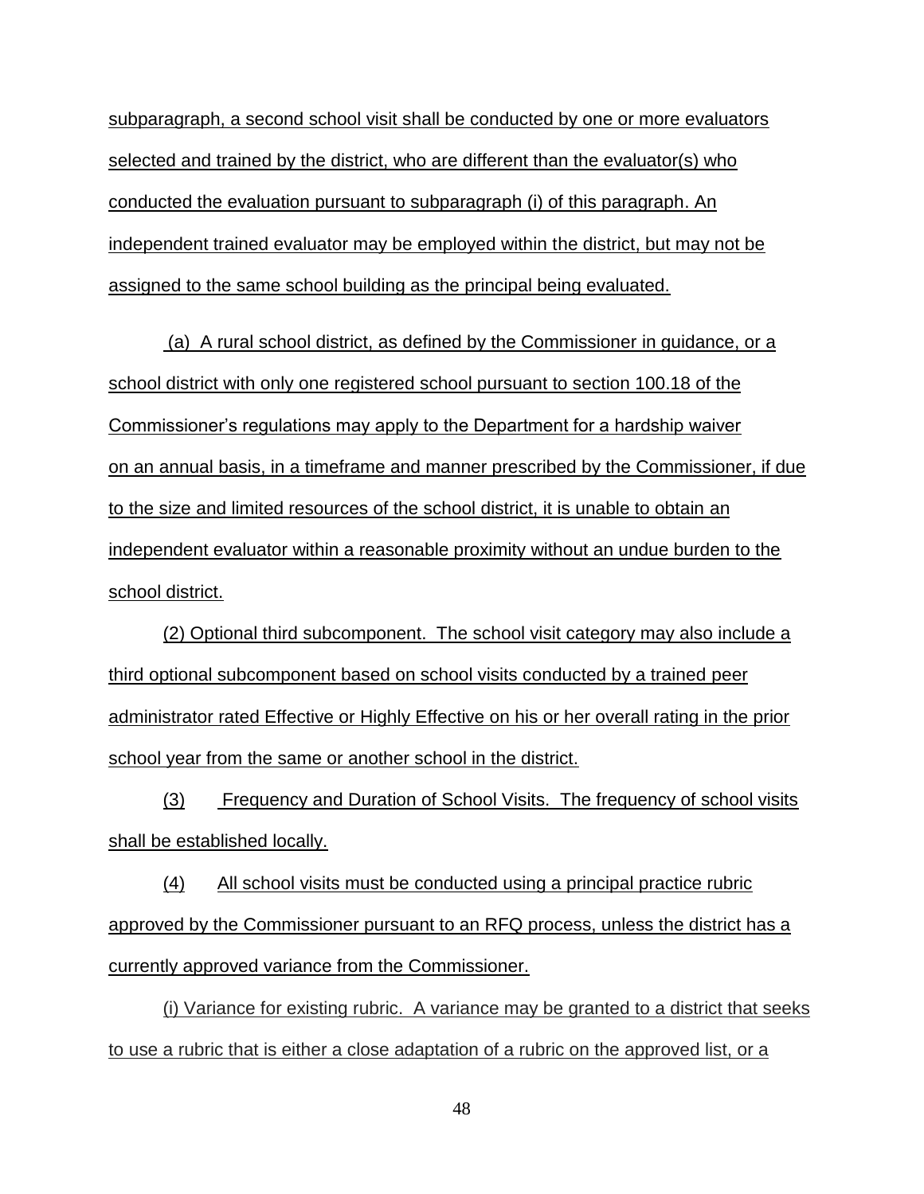subparagraph, a second school visit shall be conducted by one or more evaluators selected and trained by the district, who are different than the evaluator(s) who conducted the evaluation pursuant to subparagraph (i) of this paragraph. An independent trained evaluator may be employed within the district, but may not be assigned to the same school building as the principal being evaluated.

(a) A rural school district, as defined by the Commissioner in guidance, or a school district with only one registered school pursuant to section 100.18 of the Commissioner's regulations may apply to the Department for a hardship waiver on an annual basis, in a timeframe and manner prescribed by the Commissioner, if due to the size and limited resources of the school district, it is unable to obtain an independent evaluator within a reasonable proximity without an undue burden to the school district.

(2) Optional third subcomponent. The school visit category may also include a third optional subcomponent based on school visits conducted by a trained peer administrator rated Effective or Highly Effective on his or her overall rating in the prior school year from the same or another school in the district.

(3) Frequency and Duration of School Visits. The frequency of school visits shall be established locally.

(4) All school visits must be conducted using a principal practice rubric approved by the Commissioner pursuant to an RFQ process, unless the district has a currently approved variance from the Commissioner.

(i) Variance for existing rubric. A variance may be granted to a district that seeks to use a rubric that is either a close adaptation of a rubric on the approved list, or a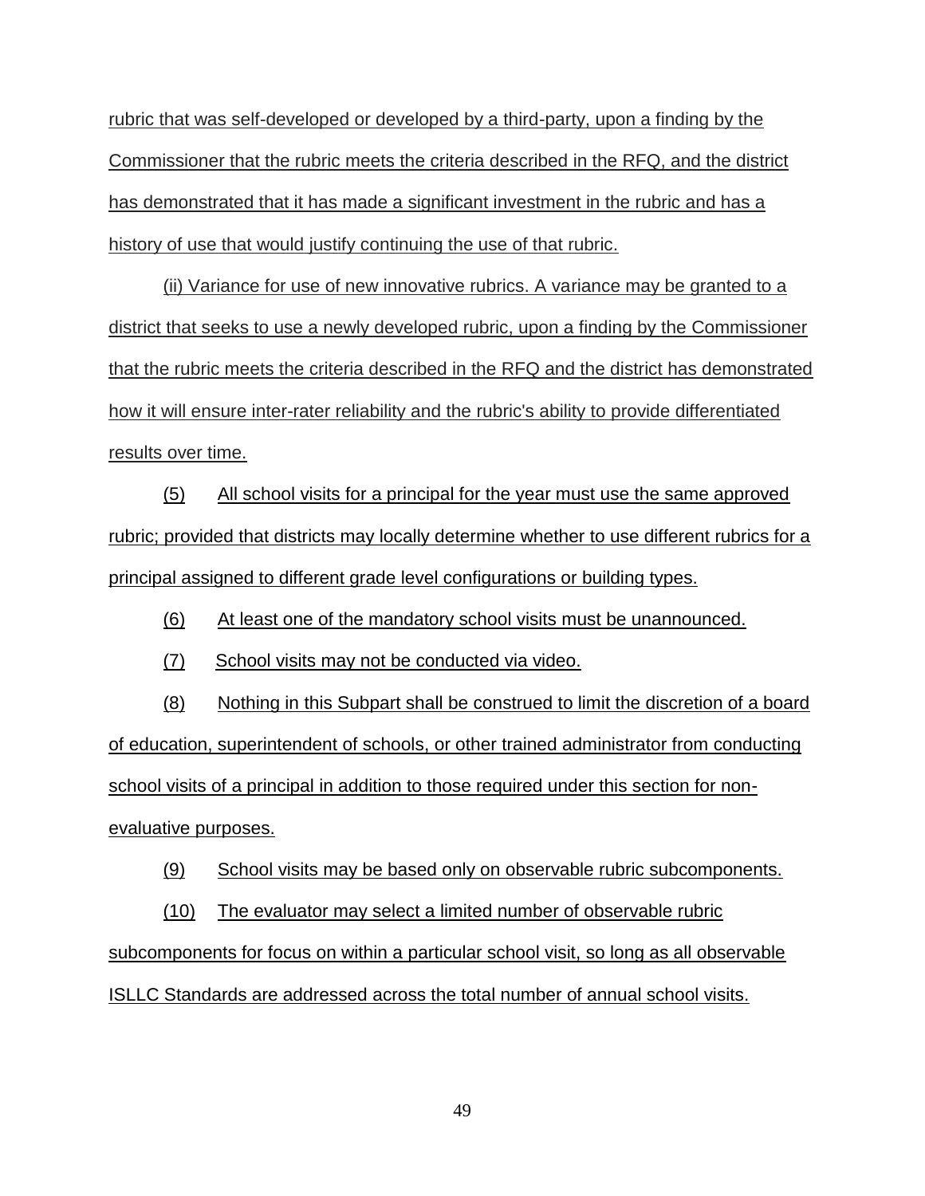rubric that was self-developed or developed by a third-party, upon a finding by the Commissioner that the rubric meets the criteria described in the RFQ, and the district has demonstrated that it has made a significant investment in the rubric and has a history of use that would justify continuing the use of that rubric.

(ii) Variance for use of new innovative rubrics. A variance may be granted to a district that seeks to use a newly developed rubric, upon a finding by the Commissioner that the rubric meets the criteria described in the RFQ and the district has demonstrated how it will ensure inter-rater reliability and the rubric's ability to provide differentiated results over time.

(5) All school visits for a principal for the year must use the same approved rubric; provided that districts may locally determine whether to use different rubrics for a principal assigned to different grade level configurations or building types.

(6) At least one of the mandatory school visits must be unannounced.

(7) School visits may not be conducted via video.

(8) Nothing in this Subpart shall be construed to limit the discretion of a board of education, superintendent of schools, or other trained administrator from conducting school visits of a principal in addition to those required under this section for non-evaluative purposes.

(9) School visits may be based only on observable rubric subcomponents.

(10) The evaluator may select a limited number of observable rubric subcomponents for focus on within a particular school visit, so long as all observable ISLLC Standards are addressed across the total number of annual school visits.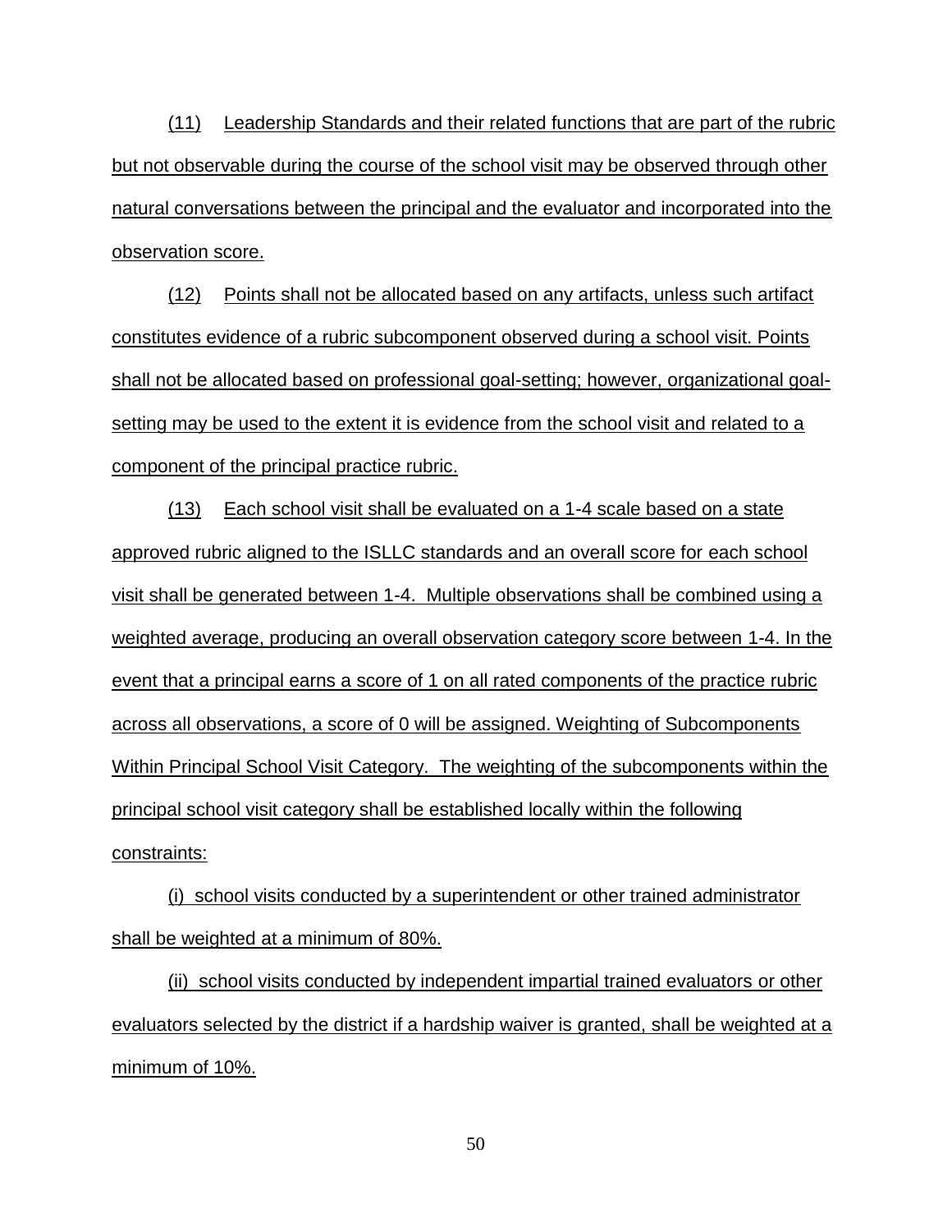(11) Leadership Standards and their related functions that are part of the rubric but not observable during the course of the school visit may be observed through other natural conversations between the principal and the evaluator and incorporated into the observation score.

(12) Points shall not be allocated based on any artifacts, unless such artifact constitutes evidence of a rubric subcomponent observed during a school visit. Points shall not be allocated based on professional goal-setting; however, organizational goal-setting may be used to the extent it is evidence from the school visit and related to a component of the principal practice rubric.

(13) Each school visit shall be evaluated on a 1-4 scale based on a state approved rubric aligned to the ISLLC standards and an overall score for each school visit shall be generated between 1-4. Multiple observations shall be combined using a weighted average, producing an overall observation category score between 1-4. In the event that a principal earns a score of 1 on all rated components of the practice rubric across all observations, a score of 0 will be assigned. Weighting of Subcomponents Within Principal School Visit Category. The weighting of the subcomponents within the principal school visit category shall be established locally within the following constraints:

(i) school visits conducted by a superintendent or other trained administrator shall be weighted at a minimum of 80%.

(ii) school visits conducted by independent impartial trained evaluators or other evaluators selected by the district if a hardship waiver is granted, shall be weighted at a minimum of 10%.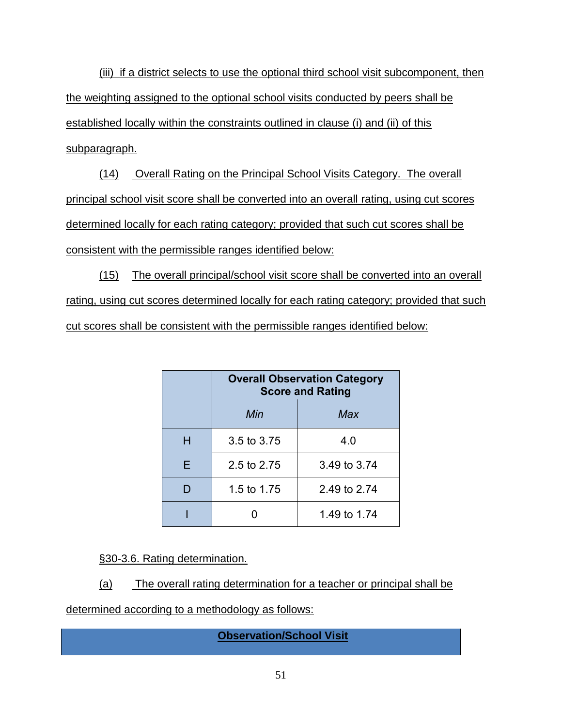(iii) if a district selects to use the optional third school visit subcomponent, then the weighting assigned to the optional school visits conducted by peers shall be established locally within the constraints outlined in clause (i) and (ii) of this subparagraph.

(14) Overall Rating on the Principal School Visits Category. The overall principal school visit score shall be converted into an overall rating, using cut scores determined locally for each rating category; provided that such cut scores shall be consistent with the permissible ranges identified below:

(15) The overall principal/school visit score shall be converted into an overall rating, using cut scores determined locally for each rating category; provided that such cut scores shall be consistent with the permissible ranges identified below:

| | **Overall Observation Category Score and Rating** | |
|---|---|---|
| | *Min* | *Max* |
| H | 3.5 to 3.75 | 4.0 |
| E | 2.5 to 2.75 | 3.49 to 3.74 |
| D | 1.5 to 1.75 | 2.49 to 2.74 |
| I | 0 | 1.49 to 1.74 |

§30-3.6. Rating determination.

(a) The overall rating determination for a teacher or principal shall be determined according to a methodology as follows:

| | **Observation/School Visit** |
|---|---|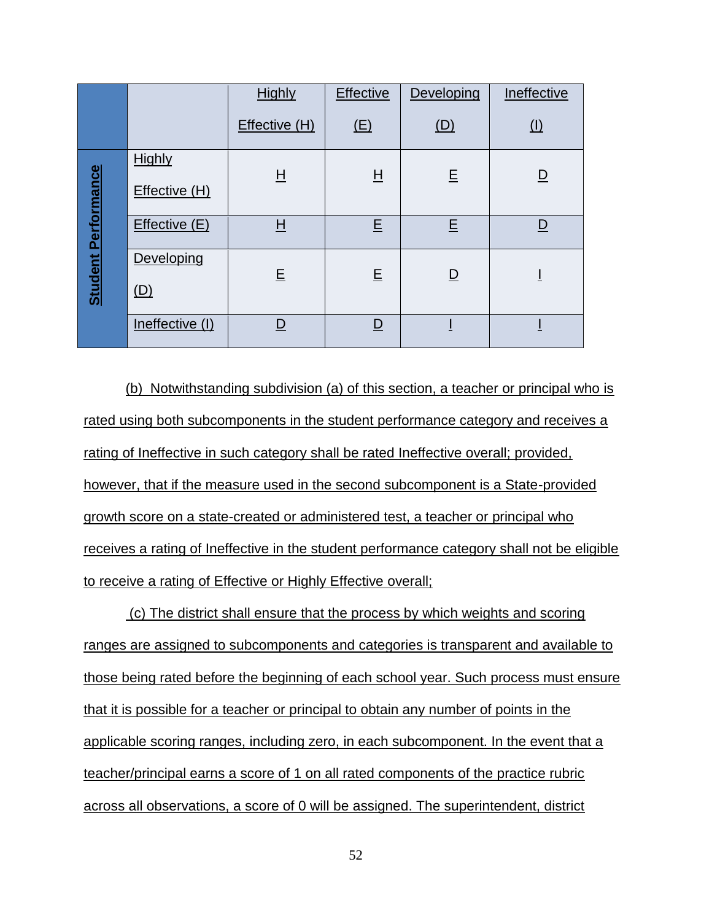| Student Performance | | Highly Effective (H) | Effective (E) | Developing (D) | Ineffective (I) |
|---|---|---|---|---|---|
| | Highly Effective (H) | H | H | E | D |
| | Effective (E) | H | E | E | D |
| | Developing (D) | E | E | D | I |
| | Ineffective (I) | D | D | I | I |

(b) Notwithstanding subdivision (a) of this section, a teacher or principal who is rated using both subcomponents in the student performance category and receives a rating of Ineffective in such category shall be rated Ineffective overall; provided, however, that if the measure used in the second subcomponent is a State-provided growth score on a state-created or administered test, a teacher or principal who receives a rating of Ineffective in the student performance category shall not be eligible to receive a rating of Effective or Highly Effective overall;

(c) The district shall ensure that the process by which weights and scoring ranges are assigned to subcomponents and categories is transparent and available to those being rated before the beginning of each school year. Such process must ensure that it is possible for a teacher or principal to obtain any number of points in the applicable scoring ranges, including zero, in each subcomponent. In the event that a teacher/principal earns a score of 1 on all rated components of the practice rubric across all observations, a score of 0 will be assigned. The superintendent, district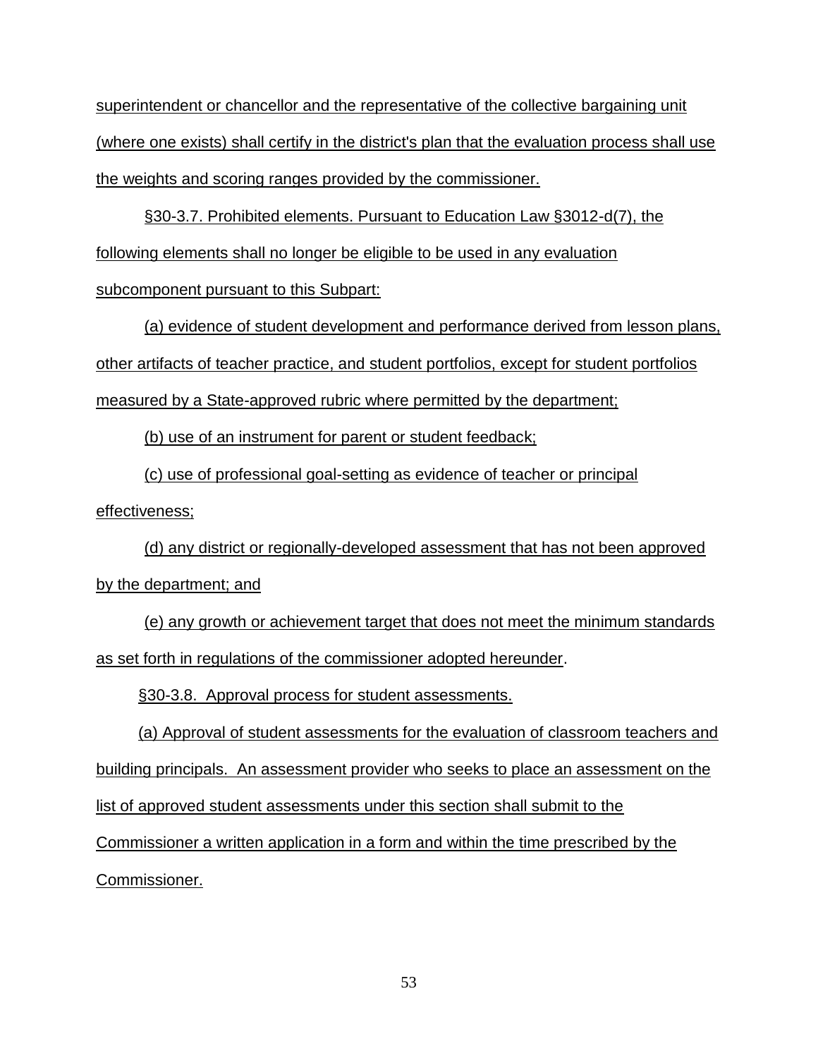superintendent or chancellor and the representative of the collective bargaining unit (where one exists) shall certify in the district's plan that the evaluation process shall use the weights and scoring ranges provided by the commissioner.

§30-3.7. Prohibited elements. Pursuant to Education Law §3012-d(7), the following elements shall no longer be eligible to be used in any evaluation subcomponent pursuant to this Subpart:

(a) evidence of student development and performance derived from lesson plans, other artifacts of teacher practice, and student portfolios, except for student portfolios measured by a State-approved rubric where permitted by the department;

(b) use of an instrument for parent or student feedback;

(c) use of professional goal-setting as evidence of teacher or principal effectiveness;

(d) any district or regionally-developed assessment that has not been approved by the department; and

(e) any growth or achievement target that does not meet the minimum standards as set forth in regulations of the commissioner adopted hereunder.

§30-3.8. Approval process for student assessments.

(a) Approval of student assessments for the evaluation of classroom teachers and building principals. An assessment provider who seeks to place an assessment on the list of approved student assessments under this section shall submit to the Commissioner a written application in a form and within the time prescribed by the Commissioner.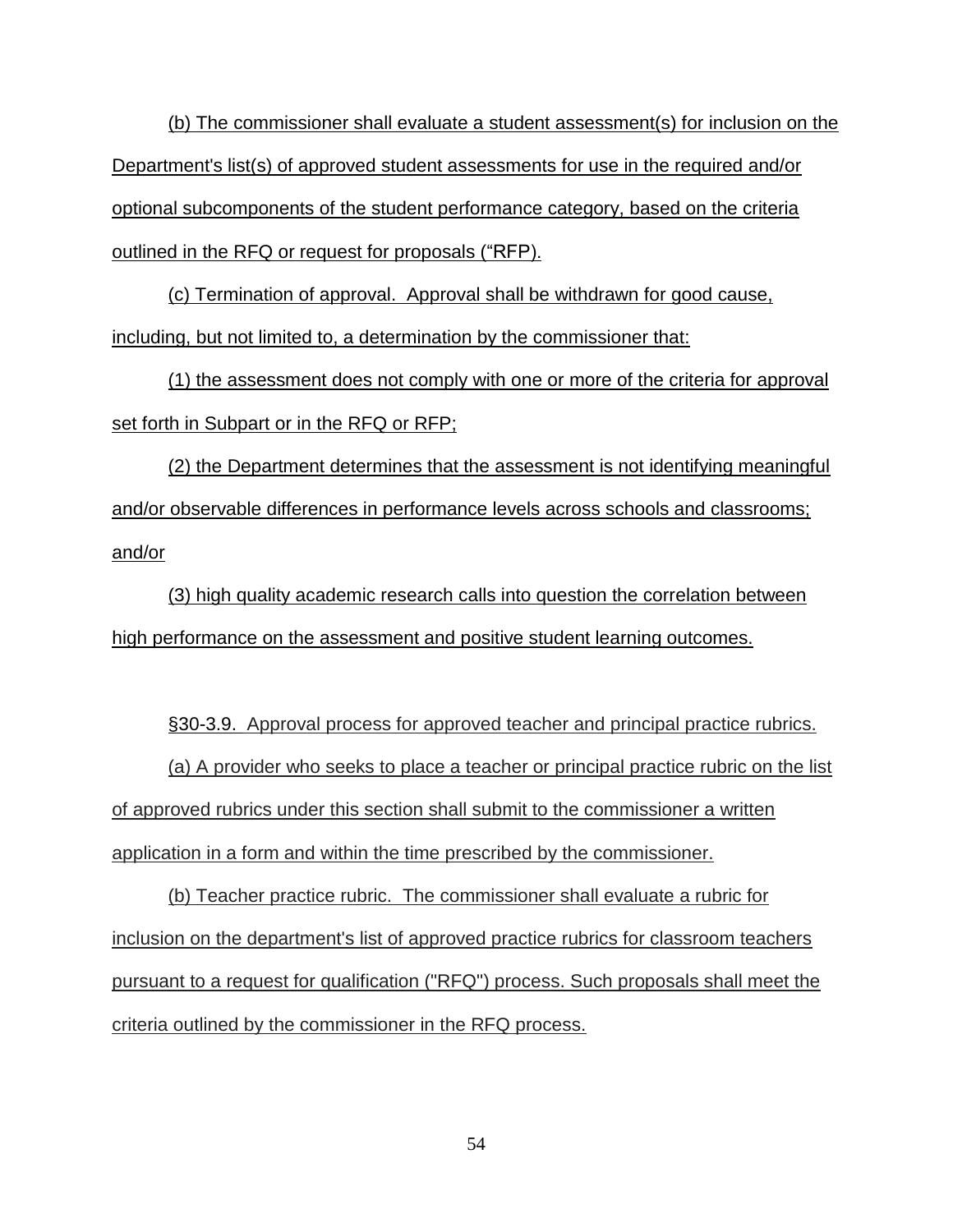(b) The commissioner shall evaluate a student assessment(s) for inclusion on the Department's list(s) of approved student assessments for use in the required and/or optional subcomponents of the student performance category, based on the criteria outlined in the RFQ or request for proposals ("RFP).

(c) Termination of approval. Approval shall be withdrawn for good cause, including, but not limited to, a determination by the commissioner that:

(1) the assessment does not comply with one or more of the criteria for approval set forth in Subpart or in the RFQ or RFP;

(2) the Department determines that the assessment is not identifying meaningful and/or observable differences in performance levels across schools and classrooms; and/or

(3) high quality academic research calls into question the correlation between high performance on the assessment and positive student learning outcomes.

§30-3.9. Approval process for approved teacher and principal practice rubrics.

(a) A provider who seeks to place a teacher or principal practice rubric on the list of approved rubrics under this section shall submit to the commissioner a written application in a form and within the time prescribed by the commissioner.

(b) Teacher practice rubric. The commissioner shall evaluate a rubric for inclusion on the department's list of approved practice rubrics for classroom teachers pursuant to a request for qualification ("RFQ") process. Such proposals shall meet the criteria outlined by the commissioner in the RFQ process.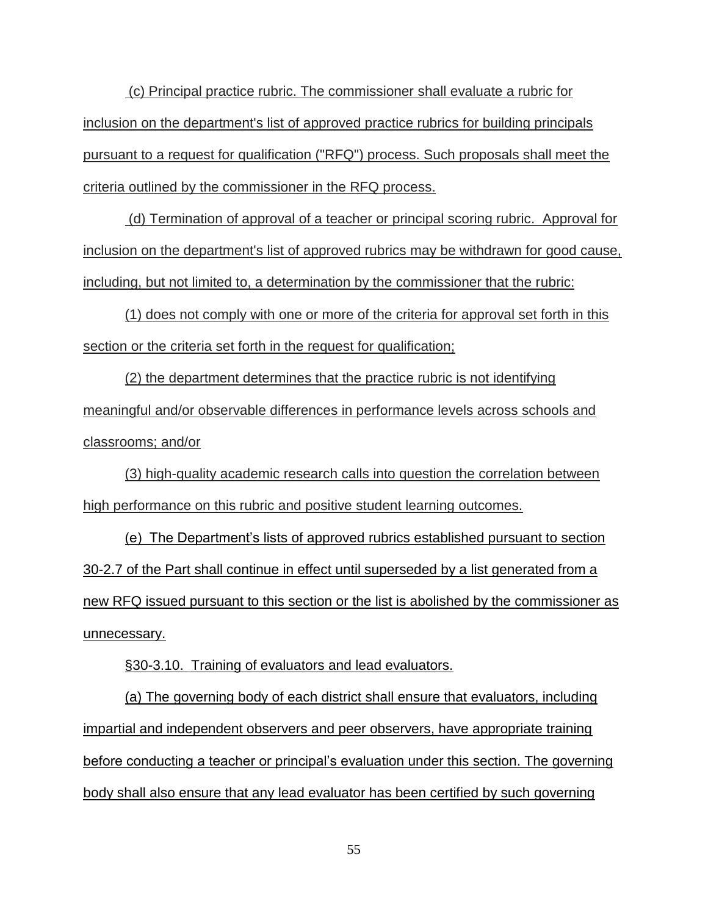(c) Principal practice rubric. The commissioner shall evaluate a rubric for inclusion on the department's list of approved practice rubrics for building principals pursuant to a request for qualification ("RFQ") process. Such proposals shall meet the criteria outlined by the commissioner in the RFQ process.

(d) Termination of approval of a teacher or principal scoring rubric. Approval for inclusion on the department's list of approved rubrics may be withdrawn for good cause, including, but not limited to, a determination by the commissioner that the rubric:

(1) does not comply with one or more of the criteria for approval set forth in this section or the criteria set forth in the request for qualification;

(2) the department determines that the practice rubric is not identifying meaningful and/or observable differences in performance levels across schools and classrooms; and/or

(3) high-quality academic research calls into question the correlation between high performance on this rubric and positive student learning outcomes.

(e) The Department's lists of approved rubrics established pursuant to section 30-2.7 of the Part shall continue in effect until superseded by a list generated from a new RFQ issued pursuant to this section or the list is abolished by the commissioner as unnecessary.

§30-3.10. Training of evaluators and lead evaluators.

(a) The governing body of each district shall ensure that evaluators, including impartial and independent observers and peer observers, have appropriate training before conducting a teacher or principal's evaluation under this section. The governing body shall also ensure that any lead evaluator has been certified by such governing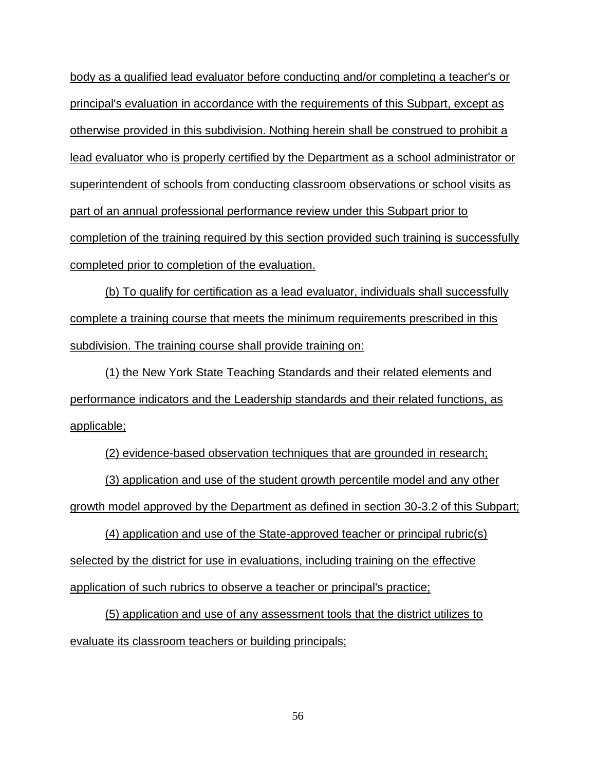body as a qualified lead evaluator before conducting and/or completing a teacher's or principal's evaluation in accordance with the requirements of this Subpart, except as otherwise provided in this subdivision. Nothing herein shall be construed to prohibit a lead evaluator who is properly certified by the Department as a school administrator or superintendent of schools from conducting classroom observations or school visits as part of an annual professional performance review under this Subpart prior to completion of the training required by this section provided such training is successfully completed prior to completion of the evaluation.

(b) To qualify for certification as a lead evaluator, individuals shall successfully complete a training course that meets the minimum requirements prescribed in this subdivision. The training course shall provide training on:

(1) the New York State Teaching Standards and their related elements and performance indicators and the Leadership standards and their related functions, as applicable;

(2) evidence-based observation techniques that are grounded in research;

(3) application and use of the student growth percentile model and any other growth model approved by the Department as defined in section 30-3.2 of this Subpart;

(4) application and use of the State-approved teacher or principal rubric(s) selected by the district for use in evaluations, including training on the effective application of such rubrics to observe a teacher or principal's practice;

(5) application and use of any assessment tools that the district utilizes to evaluate its classroom teachers or building principals;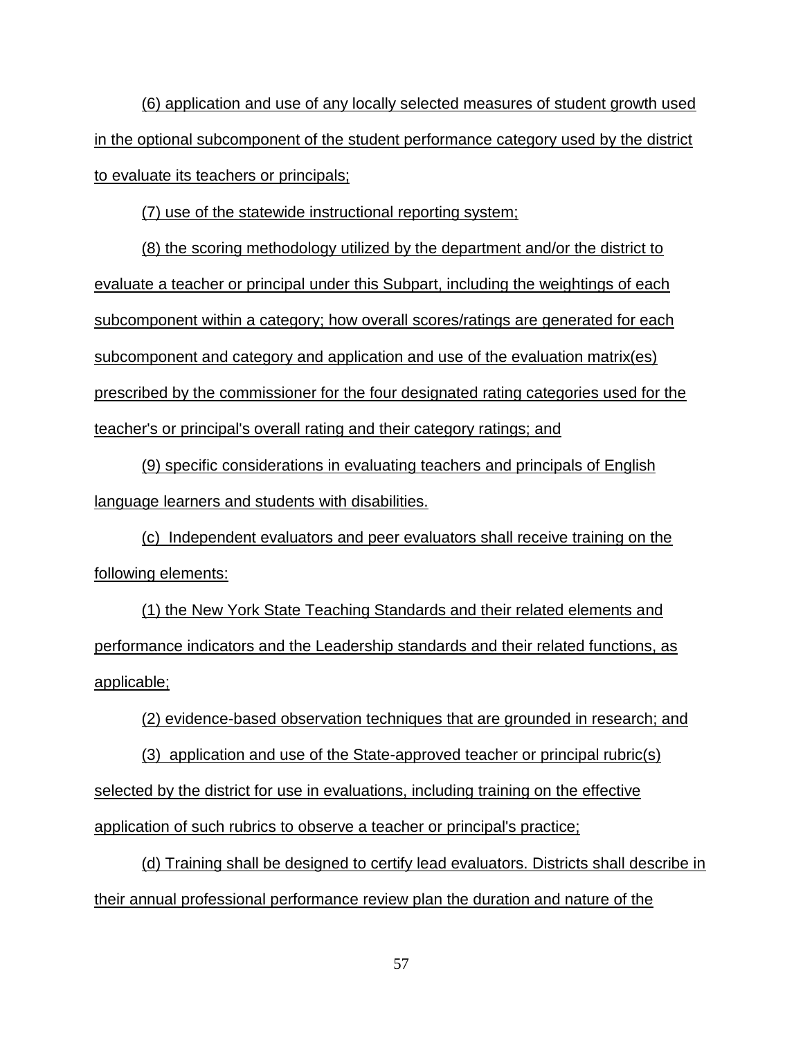(6) application and use of any locally selected measures of student growth used in the optional subcomponent of the student performance category used by the district to evaluate its teachers or principals;

(7) use of the statewide instructional reporting system;

(8) the scoring methodology utilized by the department and/or the district to evaluate a teacher or principal under this Subpart, including the weightings of each subcomponent within a category; how overall scores/ratings are generated for each subcomponent and category and application and use of the evaluation matrix(es) prescribed by the commissioner for the four designated rating categories used for the teacher's or principal's overall rating and their category ratings; and

(9) specific considerations in evaluating teachers and principals of English language learners and students with disabilities.

(c) Independent evaluators and peer evaluators shall receive training on the following elements:

(1) the New York State Teaching Standards and their related elements and performance indicators and the Leadership standards and their related functions, as applicable;

(2) evidence-based observation techniques that are grounded in research; and

(3) application and use of the State-approved teacher or principal rubric(s) selected by the district for use in evaluations, including training on the effective application of such rubrics to observe a teacher or principal's practice;

(d) Training shall be designed to certify lead evaluators. Districts shall describe in their annual professional performance review plan the duration and nature of the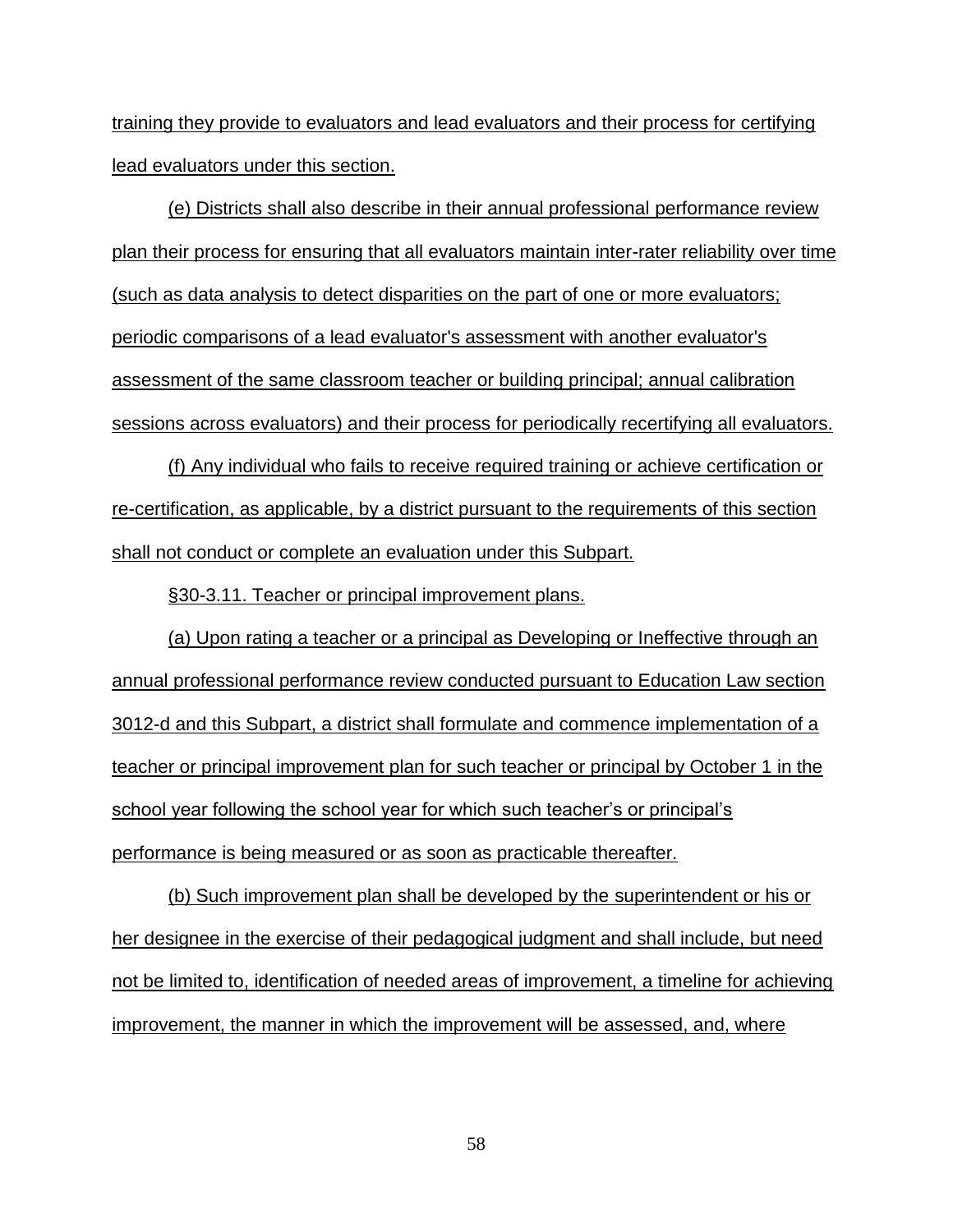training they provide to evaluators and lead evaluators and their process for certifying lead evaluators under this section.

(e) Districts shall also describe in their annual professional performance review plan their process for ensuring that all evaluators maintain inter-rater reliability over time (such as data analysis to detect disparities on the part of one or more evaluators; periodic comparisons of a lead evaluator's assessment with another evaluator's assessment of the same classroom teacher or building principal; annual calibration sessions across evaluators) and their process for periodically recertifying all evaluators.

(f) Any individual who fails to receive required training or achieve certification or re-certification, as applicable, by a district pursuant to the requirements of this section shall not conduct or complete an evaluation under this Subpart.

§30-3.11. Teacher or principal improvement plans.

(a) Upon rating a teacher or a principal as Developing or Ineffective through an annual professional performance review conducted pursuant to Education Law section 3012-d and this Subpart, a district shall formulate and commence implementation of a teacher or principal improvement plan for such teacher or principal by October 1 in the school year following the school year for which such teacher's or principal's performance is being measured or as soon as practicable thereafter.

(b) Such improvement plan shall be developed by the superintendent or his or her designee in the exercise of their pedagogical judgment and shall include, but need not be limited to, identification of needed areas of improvement, a timeline for achieving improvement, the manner in which the improvement will be assessed, and, where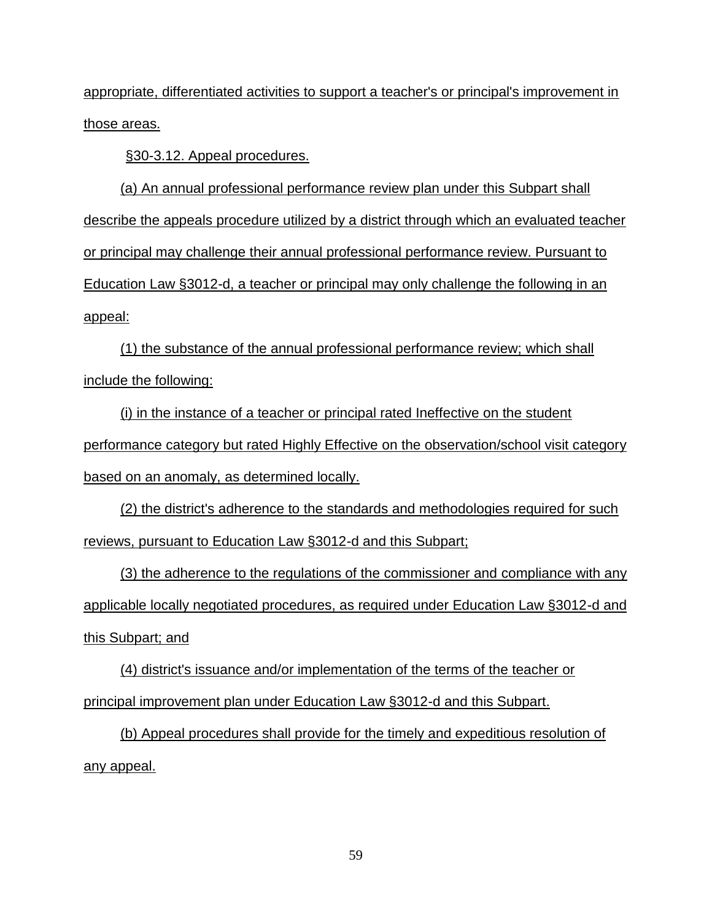appropriate, differentiated activities to support a teacher's or principal's improvement in those areas.

§30-3.12. Appeal procedures.

(a) An annual professional performance review plan under this Subpart shall describe the appeals procedure utilized by a district through which an evaluated teacher or principal may challenge their annual professional performance review. Pursuant to Education Law §3012-d, a teacher or principal may only challenge the following in an appeal:

(1) the substance of the annual professional performance review; which shall include the following:

(i) in the instance of a teacher or principal rated Ineffective on the student performance category but rated Highly Effective on the observation/school visit category based on an anomaly, as determined locally.

(2) the district's adherence to the standards and methodologies required for such reviews, pursuant to Education Law §3012-d and this Subpart;

(3) the adherence to the regulations of the commissioner and compliance with any applicable locally negotiated procedures, as required under Education Law §3012-d and this Subpart; and

(4) district's issuance and/or implementation of the terms of the teacher or principal improvement plan under Education Law §3012-d and this Subpart.

(b) Appeal procedures shall provide for the timely and expeditious resolution of any appeal.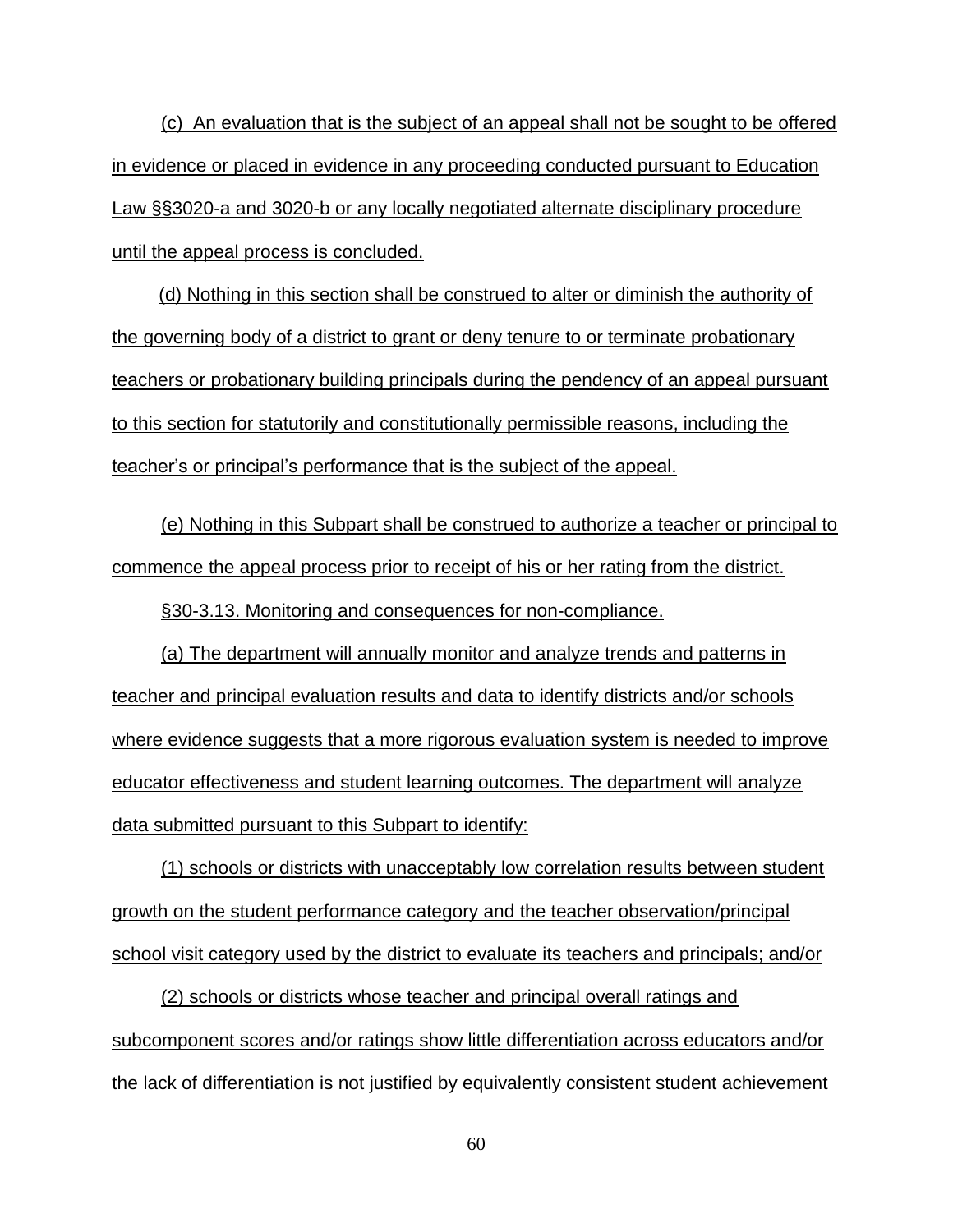(c) An evaluation that is the subject of an appeal shall not be sought to be offered in evidence or placed in evidence in any proceeding conducted pursuant to Education Law §§3020-a and 3020-b or any locally negotiated alternate disciplinary procedure until the appeal process is concluded.

(d) Nothing in this section shall be construed to alter or diminish the authority of the governing body of a district to grant or deny tenure to or terminate probationary teachers or probationary building principals during the pendency of an appeal pursuant to this section for statutorily and constitutionally permissible reasons, including the teacher's or principal's performance that is the subject of the appeal.

(e) Nothing in this Subpart shall be construed to authorize a teacher or principal to commence the appeal process prior to receipt of his or her rating from the district.

§30-3.13. Monitoring and consequences for non-compliance.

(a) The department will annually monitor and analyze trends and patterns in teacher and principal evaluation results and data to identify districts and/or schools where evidence suggests that a more rigorous evaluation system is needed to improve educator effectiveness and student learning outcomes. The department will analyze data submitted pursuant to this Subpart to identify:

(1) schools or districts with unacceptably low correlation results between student growth on the student performance category and the teacher observation/principal school visit category used by the district to evaluate its teachers and principals; and/or

(2) schools or districts whose teacher and principal overall ratings and subcomponent scores and/or ratings show little differentiation across educators and/or the lack of differentiation is not justified by equivalently consistent student achievement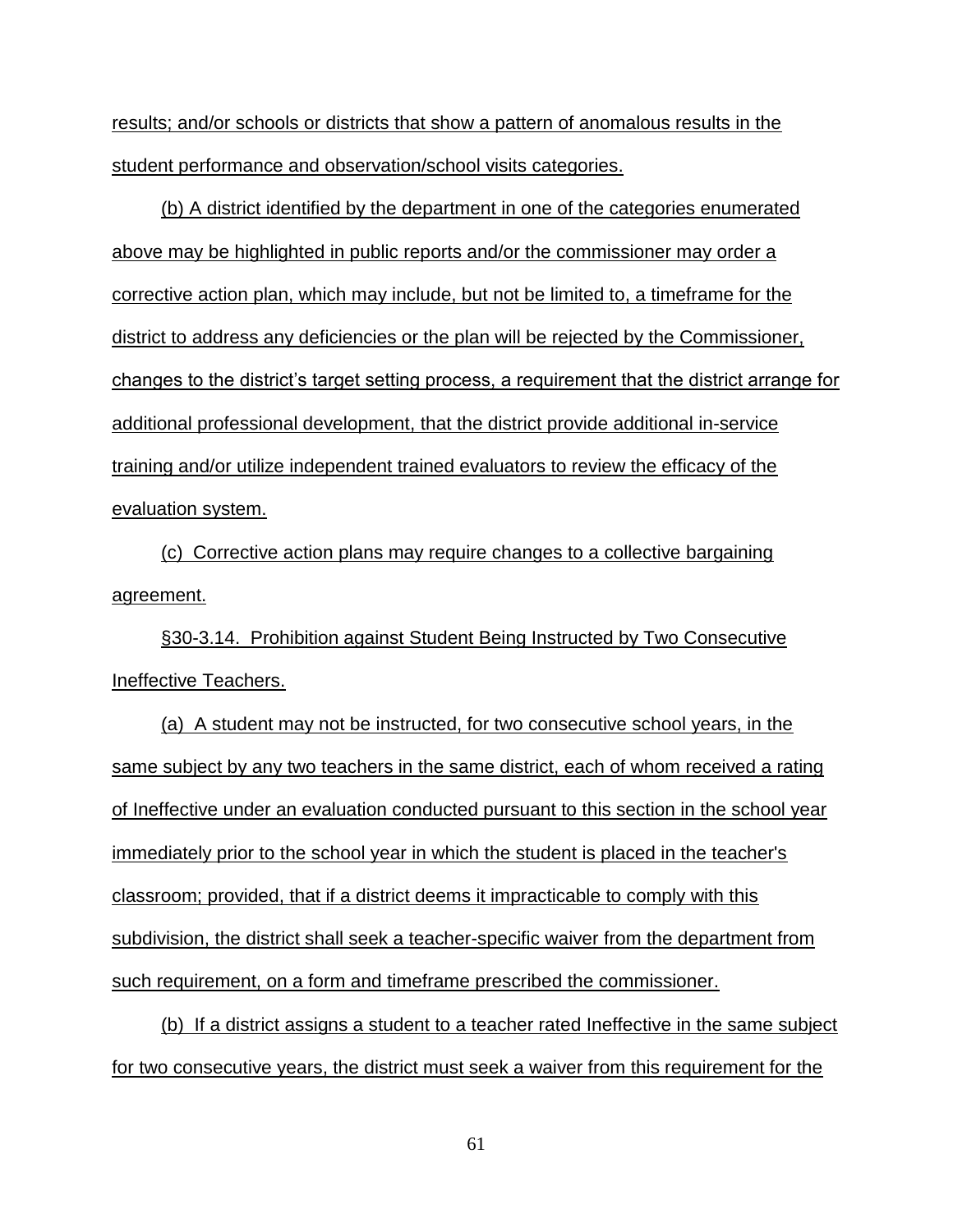results; and/or schools or districts that show a pattern of anomalous results in the student performance and observation/school visits categories.

(b) A district identified by the department in one of the categories enumerated above may be highlighted in public reports and/or the commissioner may order a corrective action plan, which may include, but not be limited to, a timeframe for the district to address any deficiencies or the plan will be rejected by the Commissioner, changes to the district's target setting process, a requirement that the district arrange for additional professional development, that the district provide additional in-service training and/or utilize independent trained evaluators to review the efficacy of the evaluation system.

(c) Corrective action plans may require changes to a collective bargaining agreement.

§30-3.14. Prohibition against Student Being Instructed by Two Consecutive Ineffective Teachers.

(a) A student may not be instructed, for two consecutive school years, in the same subject by any two teachers in the same district, each of whom received a rating of Ineffective under an evaluation conducted pursuant to this section in the school year immediately prior to the school year in which the student is placed in the teacher's classroom; provided, that if a district deems it impracticable to comply with this subdivision, the district shall seek a teacher-specific waiver from the department from such requirement, on a form and timeframe prescribed the commissioner.

(b) If a district assigns a student to a teacher rated Ineffective in the same subject for two consecutive years, the district must seek a waiver from this requirement for the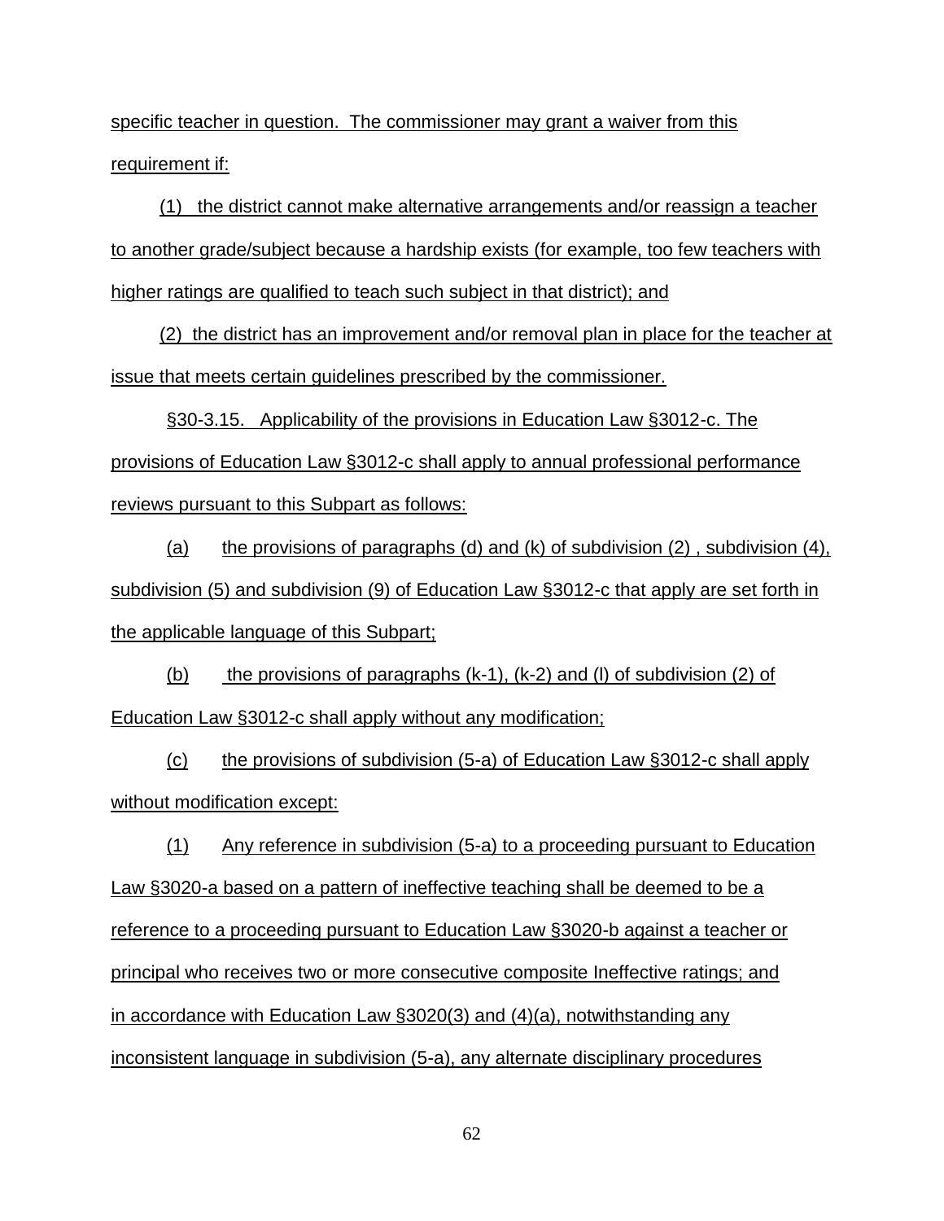specific teacher in question. The commissioner may grant a waiver from this requirement if:

(1) the district cannot make alternative arrangements and/or reassign a teacher to another grade/subject because a hardship exists (for example, too few teachers with higher ratings are qualified to teach such subject in that district); and

(2) the district has an improvement and/or removal plan in place for the teacher at issue that meets certain guidelines prescribed by the commissioner.

§30-3.15. Applicability of the provisions in Education Law §3012-c. The provisions of Education Law §3012-c shall apply to annual professional performance reviews pursuant to this Subpart as follows:

(a) the provisions of paragraphs (d) and (k) of subdivision (2) , subdivision (4), subdivision (5) and subdivision (9) of Education Law §3012-c that apply are set forth in the applicable language of this Subpart;

(b) the provisions of paragraphs (k-1), (k-2) and (l) of subdivision (2) of Education Law §3012-c shall apply without any modification;

(c) the provisions of subdivision (5-a) of Education Law §3012-c shall apply without modification except:

(1) Any reference in subdivision (5-a) to a proceeding pursuant to Education Law §3020-a based on a pattern of ineffective teaching shall be deemed to be a reference to a proceeding pursuant to Education Law §3020-b against a teacher or principal who receives two or more consecutive composite Ineffective ratings; and in accordance with Education Law §3020(3) and (4)(a), notwithstanding any inconsistent language in subdivision (5-a), any alternate disciplinary procedures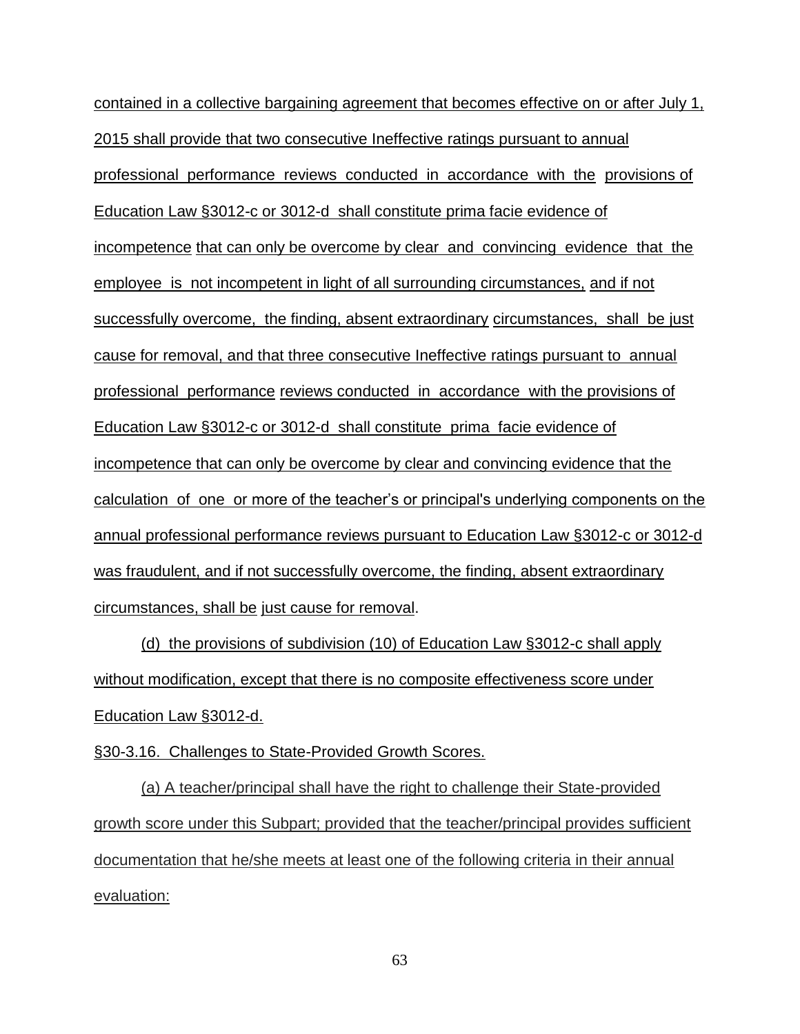contained in a collective bargaining agreement that becomes effective on or after July 1, 2015 shall provide that two consecutive Ineffective ratings pursuant to annual professional performance reviews conducted in accordance with the provisions of Education Law §3012-c or 3012-d shall constitute prima facie evidence of incompetence that can only be overcome by clear and convincing evidence that the employee is not incompetent in light of all surrounding circumstances, and if not successfully overcome, the finding, absent extraordinary circumstances, shall be just cause for removal, and that three consecutive Ineffective ratings pursuant to annual professional performance reviews conducted in accordance with the provisions of Education Law §3012-c or 3012-d shall constitute prima facie evidence of incompetence that can only be overcome by clear and convincing evidence that the calculation of one or more of the teacher's or principal's underlying components on the annual professional performance reviews pursuant to Education Law §3012-c or 3012-d was fraudulent, and if not successfully overcome, the finding, absent extraordinary circumstances, shall be just cause for removal.

(d) the provisions of subdivision (10) of Education Law §3012-c shall apply without modification, except that there is no composite effectiveness score under Education Law §3012-d.

§30-3.16. Challenges to State-Provided Growth Scores.

(a) A teacher/principal shall have the right to challenge their State-provided growth score under this Subpart; provided that the teacher/principal provides sufficient documentation that he/she meets at least one of the following criteria in their annual evaluation: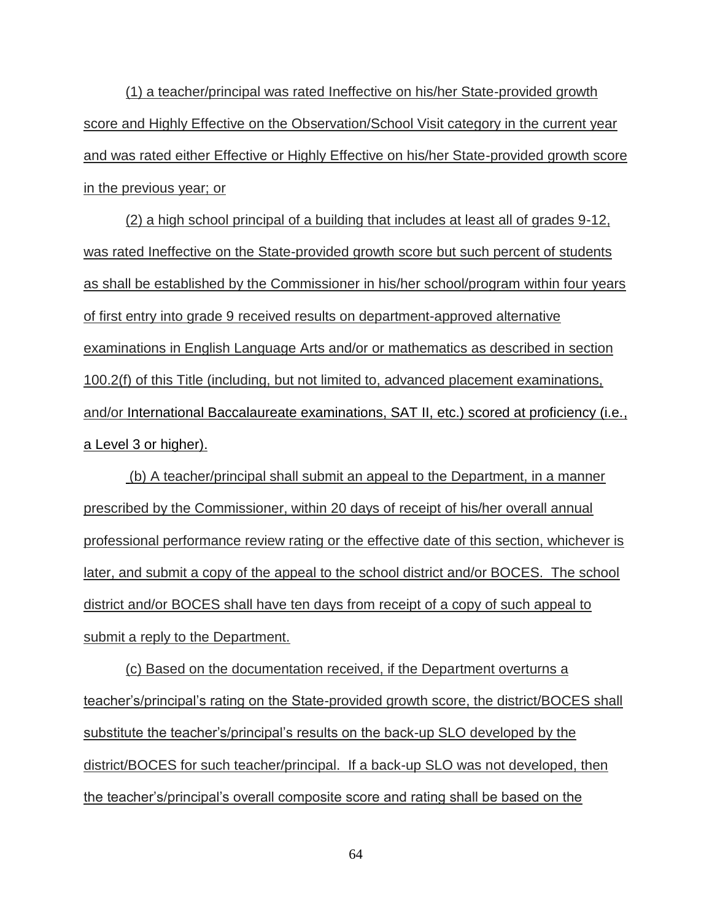(1) a teacher/principal was rated Ineffective on his/her State-provided growth score and Highly Effective on the Observation/School Visit category in the current year and was rated either Effective or Highly Effective on his/her State-provided growth score in the previous year; or

(2) a high school principal of a building that includes at least all of grades 9-12, was rated Ineffective on the State-provided growth score but such percent of students as shall be established by the Commissioner in his/her school/program within four years of first entry into grade 9 received results on department-approved alternative examinations in English Language Arts and/or or mathematics as described in section 100.2(f) of this Title (including, but not limited to, advanced placement examinations, and/or International Baccalaureate examinations, SAT II, etc.) scored at proficiency (i.e., a Level 3 or higher).

(b) A teacher/principal shall submit an appeal to the Department, in a manner prescribed by the Commissioner, within 20 days of receipt of his/her overall annual professional performance review rating or the effective date of this section, whichever is later, and submit a copy of the appeal to the school district and/or BOCES. The school district and/or BOCES shall have ten days from receipt of a copy of such appeal to submit a reply to the Department.

(c) Based on the documentation received, if the Department overturns a teacher's/principal's rating on the State-provided growth score, the district/BOCES shall substitute the teacher's/principal's results on the back-up SLO developed by the district/BOCES for such teacher/principal. If a back-up SLO was not developed, then the teacher's/principal's overall composite score and rating shall be based on the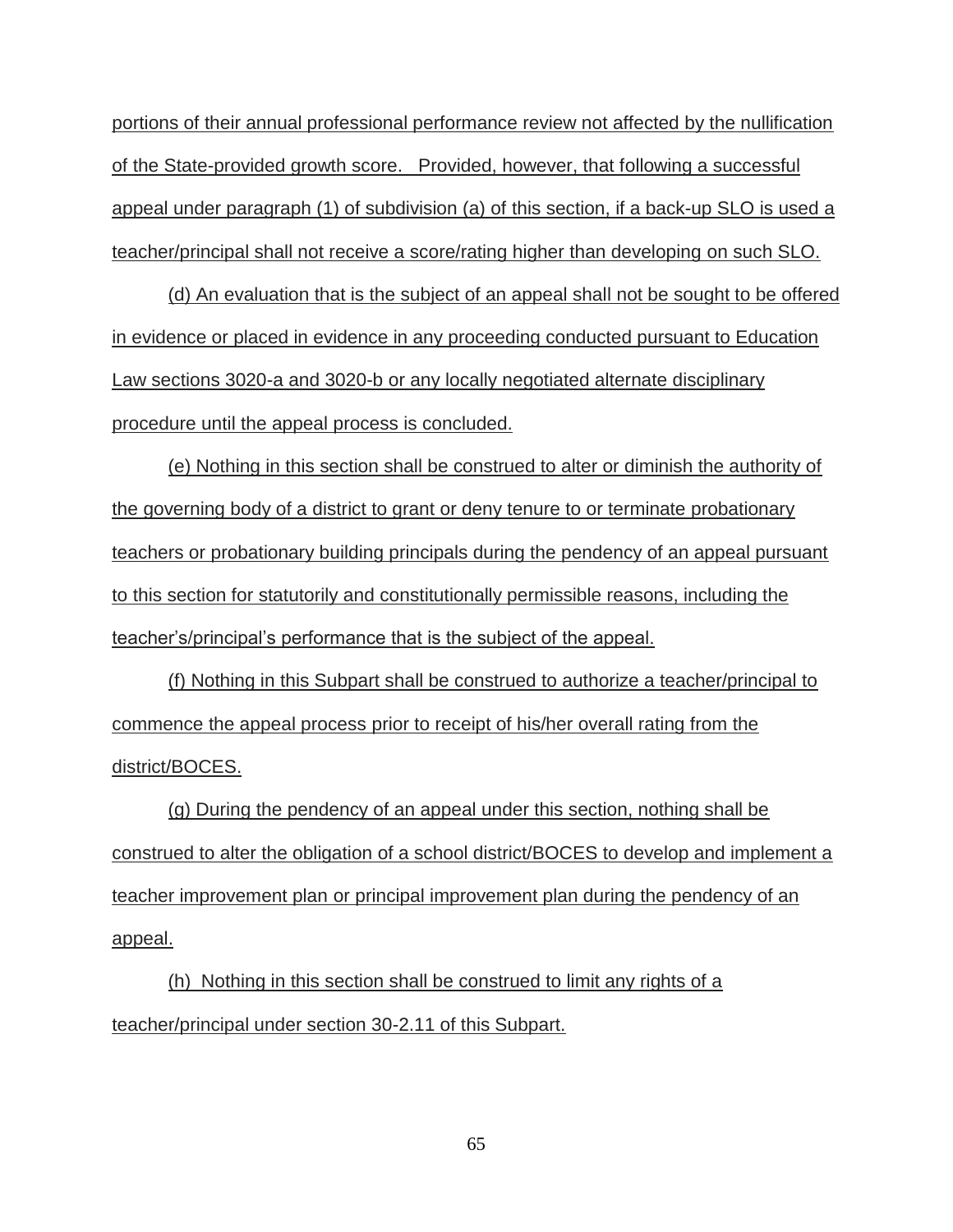portions of their annual professional performance review not affected by the nullification of the State-provided growth score. Provided, however, that following a successful appeal under paragraph (1) of subdivision (a) of this section, if a back-up SLO is used a teacher/principal shall not receive a score/rating higher than developing on such SLO.

(d) An evaluation that is the subject of an appeal shall not be sought to be offered in evidence or placed in evidence in any proceeding conducted pursuant to Education Law sections 3020-a and 3020-b or any locally negotiated alternate disciplinary procedure until the appeal process is concluded.

(e) Nothing in this section shall be construed to alter or diminish the authority of the governing body of a district to grant or deny tenure to or terminate probationary teachers or probationary building principals during the pendency of an appeal pursuant to this section for statutorily and constitutionally permissible reasons, including the teacher's/principal's performance that is the subject of the appeal.

(f) Nothing in this Subpart shall be construed to authorize a teacher/principal to commence the appeal process prior to receipt of his/her overall rating from the district/BOCES.

(g) During the pendency of an appeal under this section, nothing shall be construed to alter the obligation of a school district/BOCES to develop and implement a teacher improvement plan or principal improvement plan during the pendency of an appeal.

(h) Nothing in this section shall be construed to limit any rights of a teacher/principal under section 30-2.11 of this Subpart.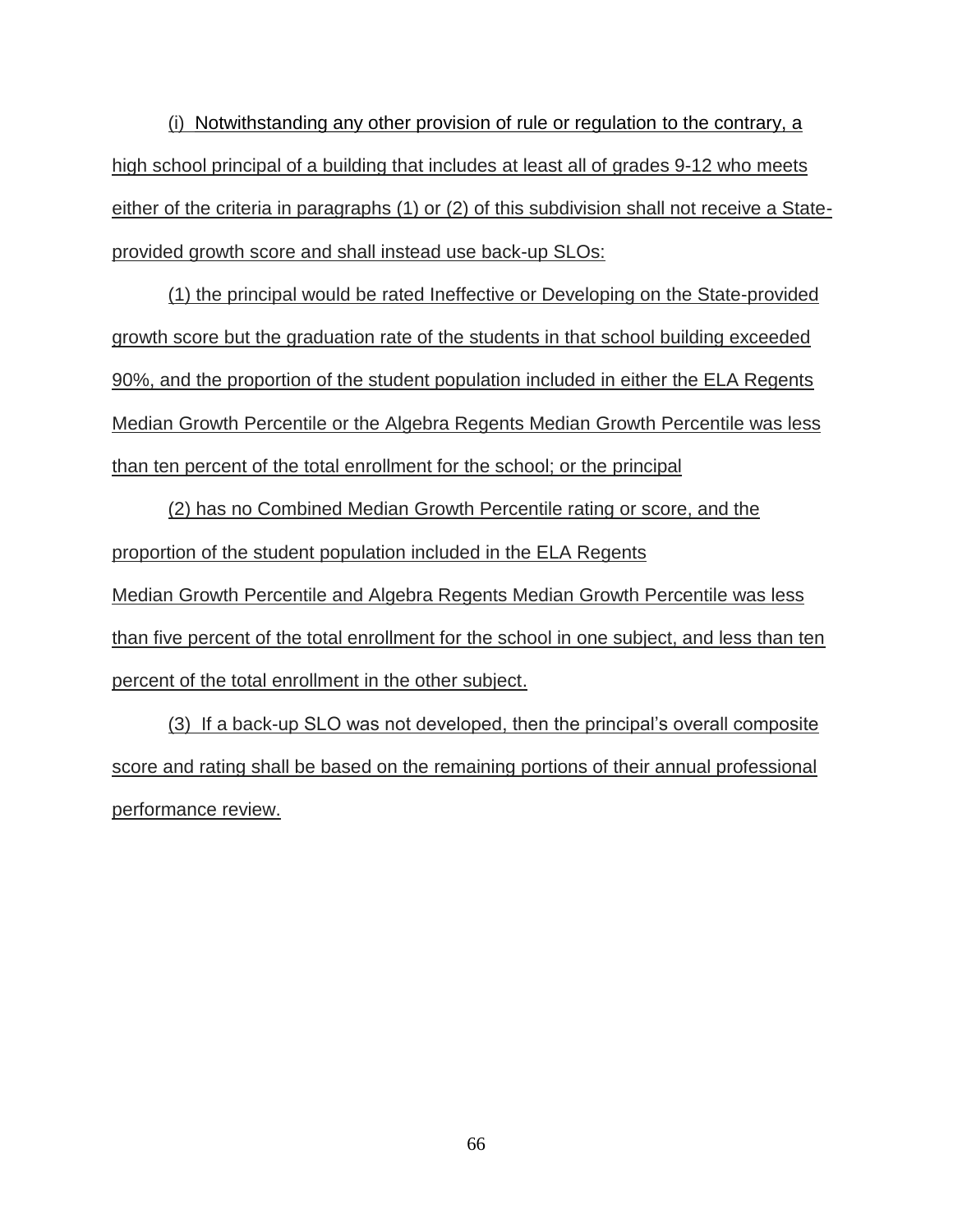(i) Notwithstanding any other provision of rule or regulation to the contrary, a high school principal of a building that includes at least all of grades 9-12 who meets either of the criteria in paragraphs (1) or (2) of this subdivision shall not receive a State-provided growth score and shall instead use back-up SLOs:

(1) the principal would be rated Ineffective or Developing on the State-provided growth score but the graduation rate of the students in that school building exceeded 90%, and the proportion of the student population included in either the ELA Regents Median Growth Percentile or the Algebra Regents Median Growth Percentile was less than ten percent of the total enrollment for the school; or the principal

(2) has no Combined Median Growth Percentile rating or score, and the proportion of the student population included in the ELA Regents Median Growth Percentile and Algebra Regents Median Growth Percentile was less than five percent of the total enrollment for the school in one subject, and less than ten percent of the total enrollment in the other subject.

(3) If a back-up SLO was not developed, then the principal's overall composite score and rating shall be based on the remaining portions of their annual professional performance review.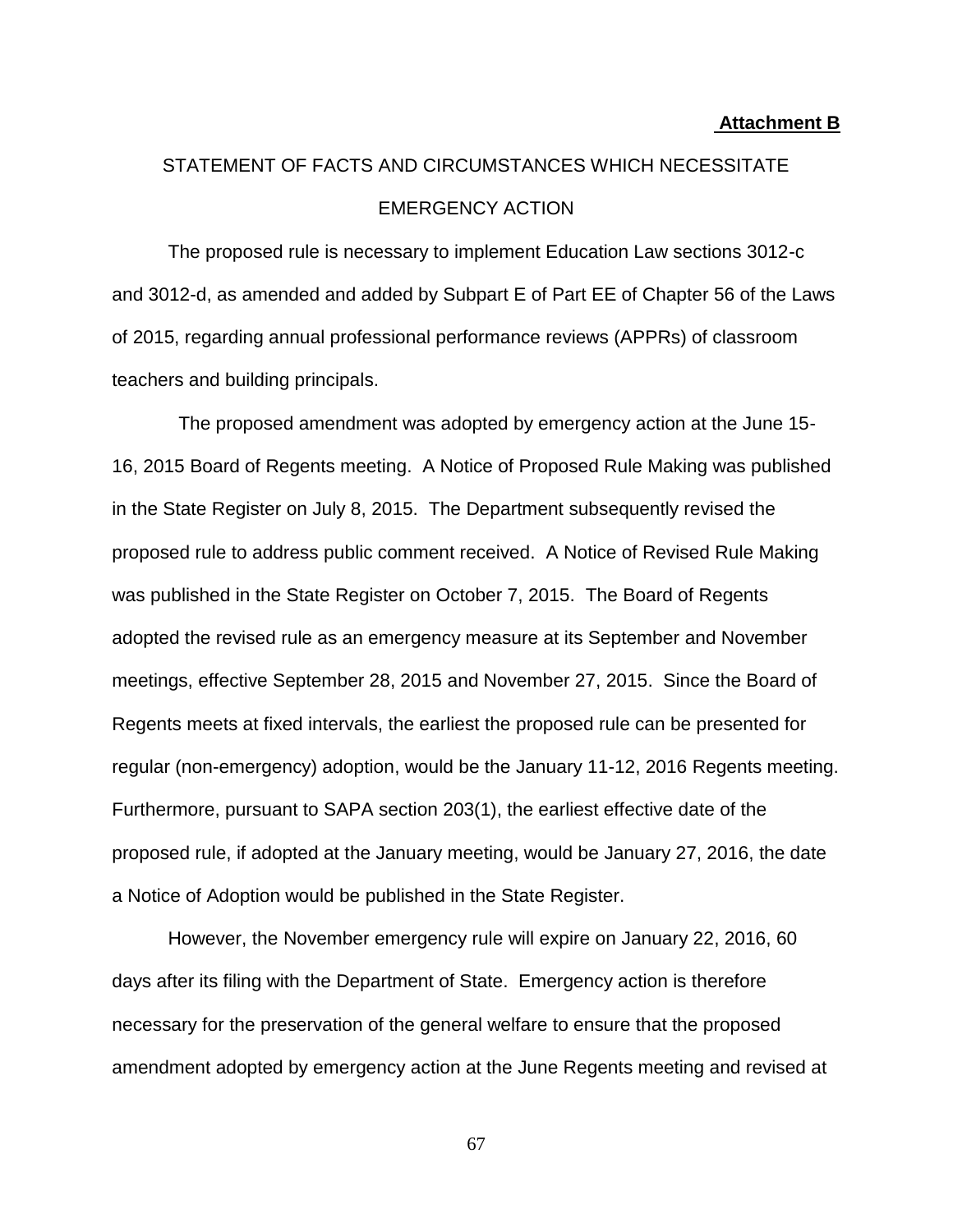**Attachment B**

STATEMENT OF FACTS AND CIRCUMSTANCES WHICH NECESSITATE EMERGENCY ACTION

The proposed rule is necessary to implement Education Law sections 3012-c and 3012-d, as amended and added by Subpart E of Part EE of Chapter 56 of the Laws of 2015, regarding annual professional performance reviews (APPRs) of classroom teachers and building principals.

The proposed amendment was adopted by emergency action at the June 15-16, 2015 Board of Regents meeting. A Notice of Proposed Rule Making was published in the State Register on July 8, 2015. The Department subsequently revised the proposed rule to address public comment received. A Notice of Revised Rule Making was published in the State Register on October 7, 2015. The Board of Regents adopted the revised rule as an emergency measure at its September and November meetings, effective September 28, 2015 and November 27, 2015. Since the Board of Regents meets at fixed intervals, the earliest the proposed rule can be presented for regular (non-emergency) adoption, would be the January 11-12, 2016 Regents meeting. Furthermore, pursuant to SAPA section 203(1), the earliest effective date of the proposed rule, if adopted at the January meeting, would be January 27, 2016, the date a Notice of Adoption would be published in the State Register.

However, the November emergency rule will expire on January 22, 2016, 60 days after its filing with the Department of State. Emergency action is therefore necessary for the preservation of the general welfare to ensure that the proposed amendment adopted by emergency action at the June Regents meeting and revised at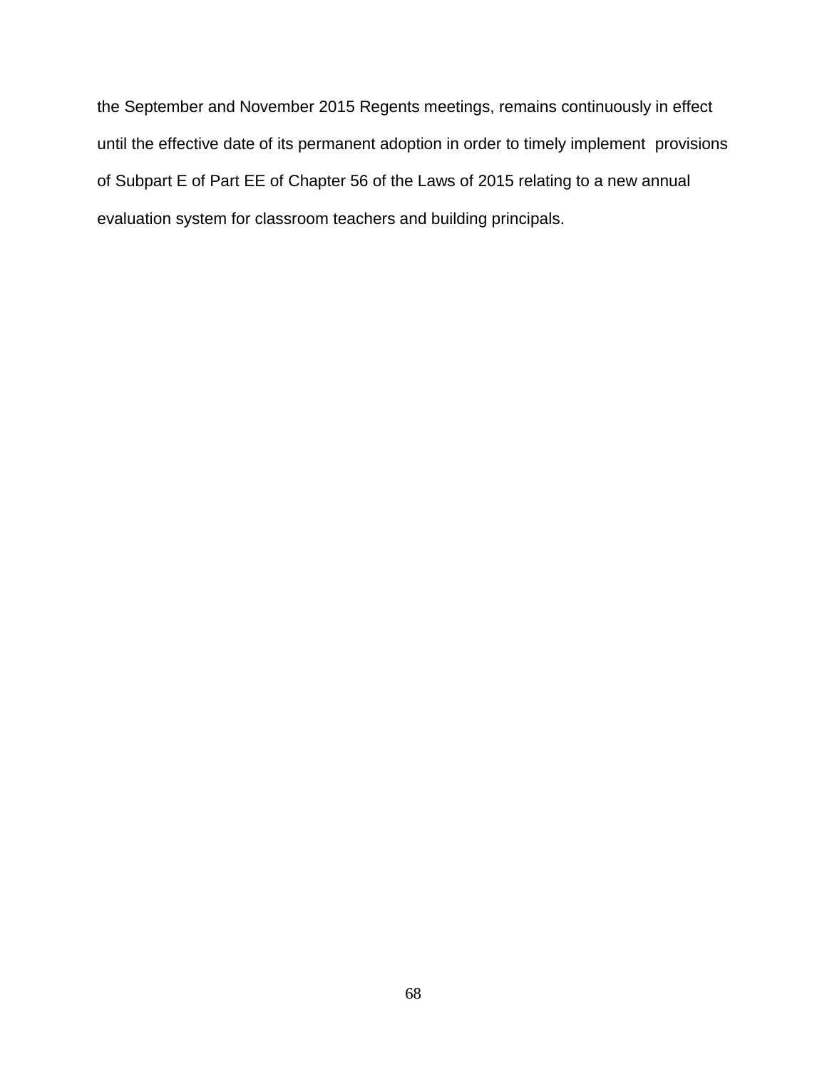the September and November 2015 Regents meetings, remains continuously in effect until the effective date of its permanent adoption in order to timely implement provisions of Subpart E of Part EE of Chapter 56 of the Laws of 2015 relating to a new annual evaluation system for classroom teachers and building principals.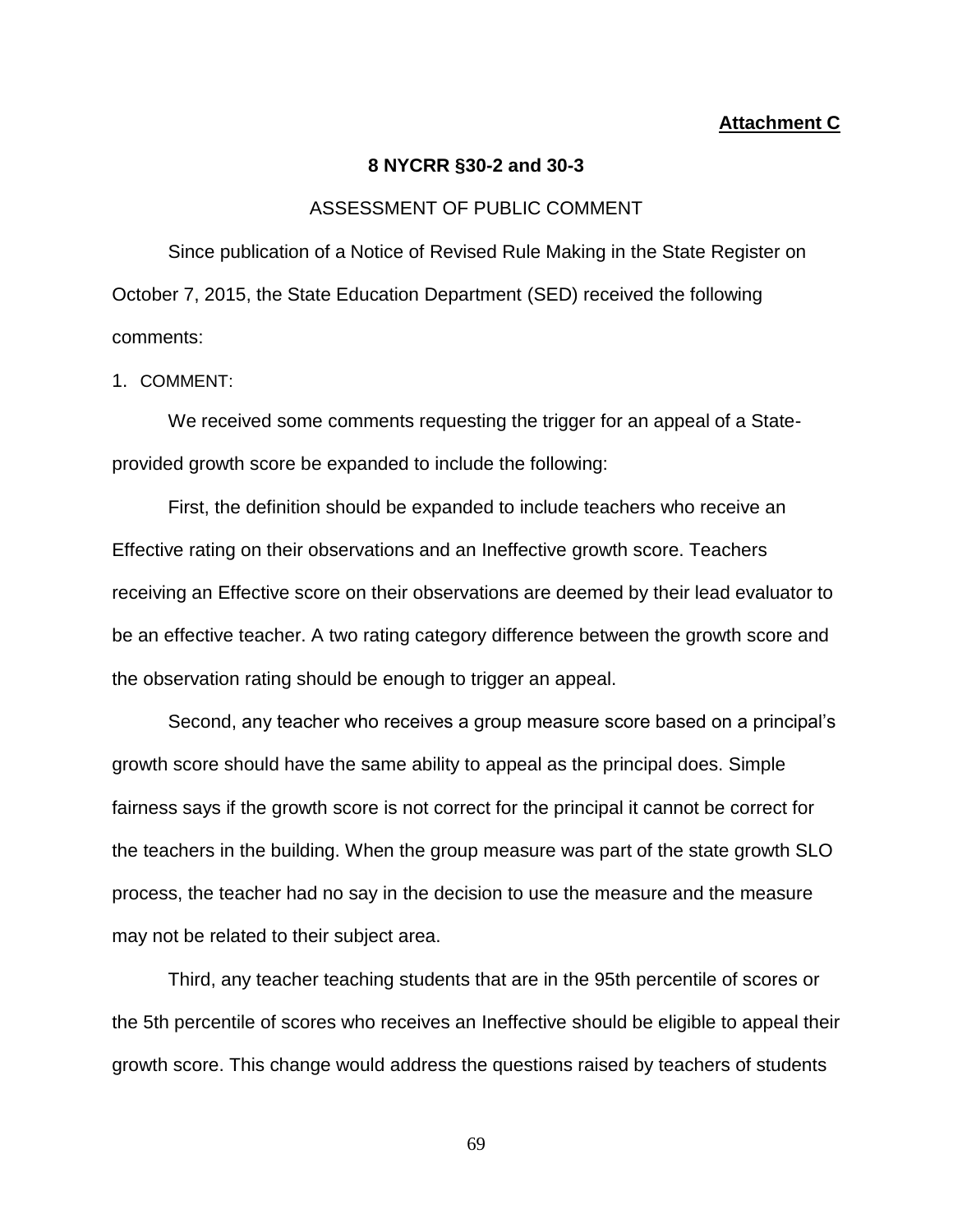**Attachment C**

**8 NYCRR §30-2 and 30-3**

ASSESSMENT OF PUBLIC COMMENT

Since publication of a Notice of Revised Rule Making in the State Register on October 7, 2015, the State Education Department (SED) received the following comments:

1. COMMENT:

We received some comments requesting the trigger for an appeal of a State-provided growth score be expanded to include the following:

First, the definition should be expanded to include teachers who receive an Effective rating on their observations and an Ineffective growth score. Teachers receiving an Effective score on their observations are deemed by their lead evaluator to be an effective teacher. A two rating category difference between the growth score and the observation rating should be enough to trigger an appeal.

Second, any teacher who receives a group measure score based on a principal's growth score should have the same ability to appeal as the principal does. Simple fairness says if the growth score is not correct for the principal it cannot be correct for the teachers in the building. When the group measure was part of the state growth SLO process, the teacher had no say in the decision to use the measure and the measure may not be related to their subject area.

Third, any teacher teaching students that are in the 95th percentile of scores or the 5th percentile of scores who receives an Ineffective should be eligible to appeal their growth score. This change would address the questions raised by teachers of students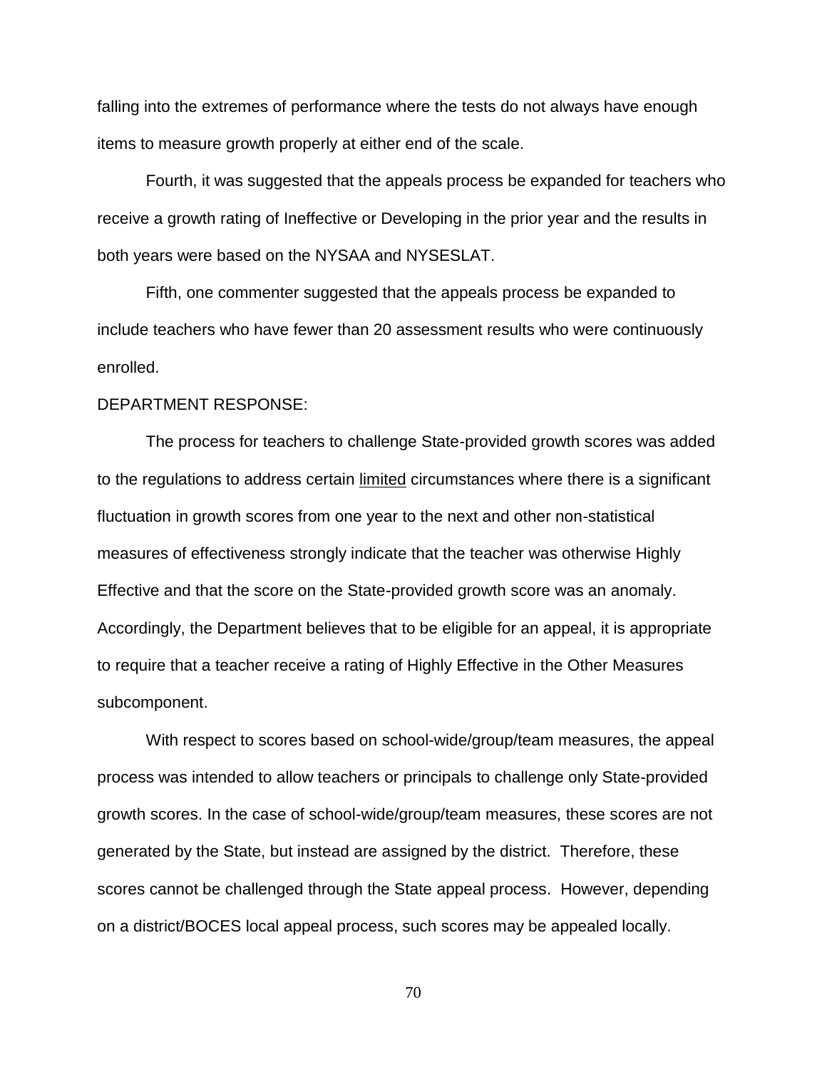falling into the extremes of performance where the tests do not always have enough items to measure growth properly at either end of the scale.

Fourth, it was suggested that the appeals process be expanded for teachers who receive a growth rating of Ineffective or Developing in the prior year and the results in both years were based on the NYSAA and NYSESLAT.

Fifth, one commenter suggested that the appeals process be expanded to include teachers who have fewer than 20 assessment results who were continuously enrolled.

DEPARTMENT RESPONSE:

The process for teachers to challenge State-provided growth scores was added to the regulations to address certain <u>limited</u> circumstances where there is a significant fluctuation in growth scores from one year to the next and other non-statistical measures of effectiveness strongly indicate that the teacher was otherwise Highly Effective and that the score on the State-provided growth score was an anomaly. Accordingly, the Department believes that to be eligible for an appeal, it is appropriate to require that a teacher receive a rating of Highly Effective in the Other Measures subcomponent.

With respect to scores based on school-wide/group/team measures, the appeal process was intended to allow teachers or principals to challenge only State-provided growth scores. In the case of school-wide/group/team measures, these scores are not generated by the State, but instead are assigned by the district. Therefore, these scores cannot be challenged through the State appeal process. However, depending on a district/BOCES local appeal process, such scores may be appealed locally.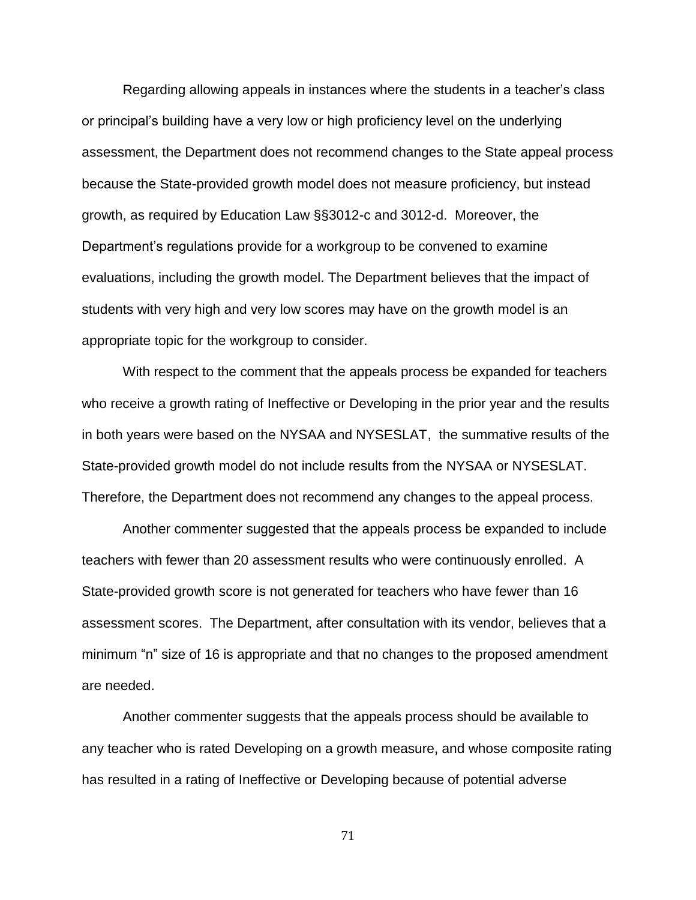Regarding allowing appeals in instances where the students in a teacher's class or principal's building have a very low or high proficiency level on the underlying assessment, the Department does not recommend changes to the State appeal process because the State-provided growth model does not measure proficiency, but instead growth, as required by Education Law §§3012-c and 3012-d. Moreover, the Department's regulations provide for a workgroup to be convened to examine evaluations, including the growth model. The Department believes that the impact of students with very high and very low scores may have on the growth model is an appropriate topic for the workgroup to consider.

With respect to the comment that the appeals process be expanded for teachers who receive a growth rating of Ineffective or Developing in the prior year and the results in both years were based on the NYSAA and NYSESLAT, the summative results of the State-provided growth model do not include results from the NYSAA or NYSESLAT. Therefore, the Department does not recommend any changes to the appeal process.

Another commenter suggested that the appeals process be expanded to include teachers with fewer than 20 assessment results who were continuously enrolled. A State-provided growth score is not generated for teachers who have fewer than 16 assessment scores. The Department, after consultation with its vendor, believes that a minimum "n" size of 16 is appropriate and that no changes to the proposed amendment are needed.

Another commenter suggests that the appeals process should be available to any teacher who is rated Developing on a growth measure, and whose composite rating has resulted in a rating of Ineffective or Developing because of potential adverse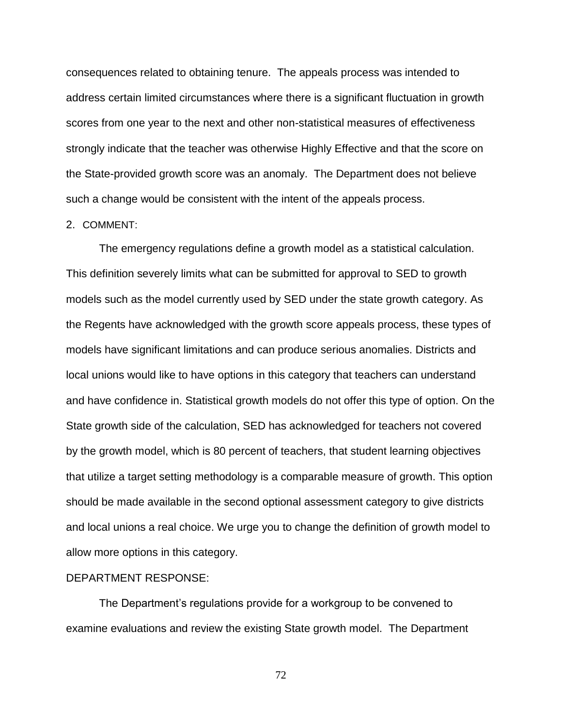consequences related to obtaining tenure. The appeals process was intended to address certain limited circumstances where there is a significant fluctuation in growth scores from one year to the next and other non-statistical measures of effectiveness strongly indicate that the teacher was otherwise Highly Effective and that the score on the State-provided growth score was an anomaly. The Department does not believe such a change would be consistent with the intent of the appeals process.

2. COMMENT:

The emergency regulations define a growth model as a statistical calculation. This definition severely limits what can be submitted for approval to SED to growth models such as the model currently used by SED under the state growth category. As the Regents have acknowledged with the growth score appeals process, these types of models have significant limitations and can produce serious anomalies. Districts and local unions would like to have options in this category that teachers can understand and have confidence in. Statistical growth models do not offer this type of option. On the State growth side of the calculation, SED has acknowledged for teachers not covered by the growth model, which is 80 percent of teachers, that student learning objectives that utilize a target setting methodology is a comparable measure of growth. This option should be made available in the second optional assessment category to give districts and local unions a real choice. We urge you to change the definition of growth model to allow more options in this category.

DEPARTMENT RESPONSE:

The Department's regulations provide for a workgroup to be convened to examine evaluations and review the existing State growth model. The Department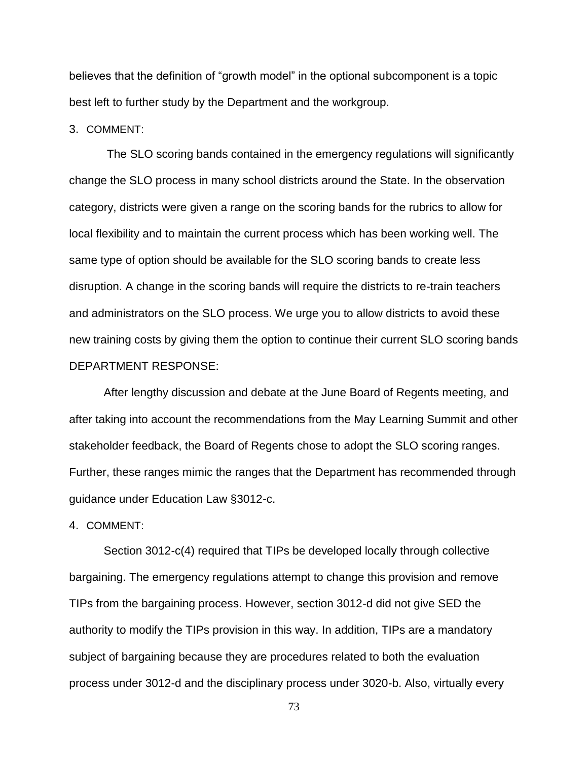believes that the definition of "growth model" in the optional subcomponent is a topic best left to further study by the Department and the workgroup.

3. COMMENT:

The SLO scoring bands contained in the emergency regulations will significantly change the SLO process in many school districts around the State. In the observation category, districts were given a range on the scoring bands for the rubrics to allow for local flexibility and to maintain the current process which has been working well. The same type of option should be available for the SLO scoring bands to create less disruption. A change in the scoring bands will require the districts to re-train teachers and administrators on the SLO process. We urge you to allow districts to avoid these new training costs by giving them the option to continue their current SLO scoring bands

DEPARTMENT RESPONSE:

After lengthy discussion and debate at the June Board of Regents meeting, and after taking into account the recommendations from the May Learning Summit and other stakeholder feedback, the Board of Regents chose to adopt the SLO scoring ranges. Further, these ranges mimic the ranges that the Department has recommended through guidance under Education Law §3012-c.

4. COMMENT:

Section 3012-c(4) required that TIPs be developed locally through collective bargaining. The emergency regulations attempt to change this provision and remove TIPs from the bargaining process. However, section 3012-d did not give SED the authority to modify the TIPs provision in this way. In addition, TIPs are a mandatory subject of bargaining because they are procedures related to both the evaluation process under 3012-d and the disciplinary process under 3020-b. Also, virtually every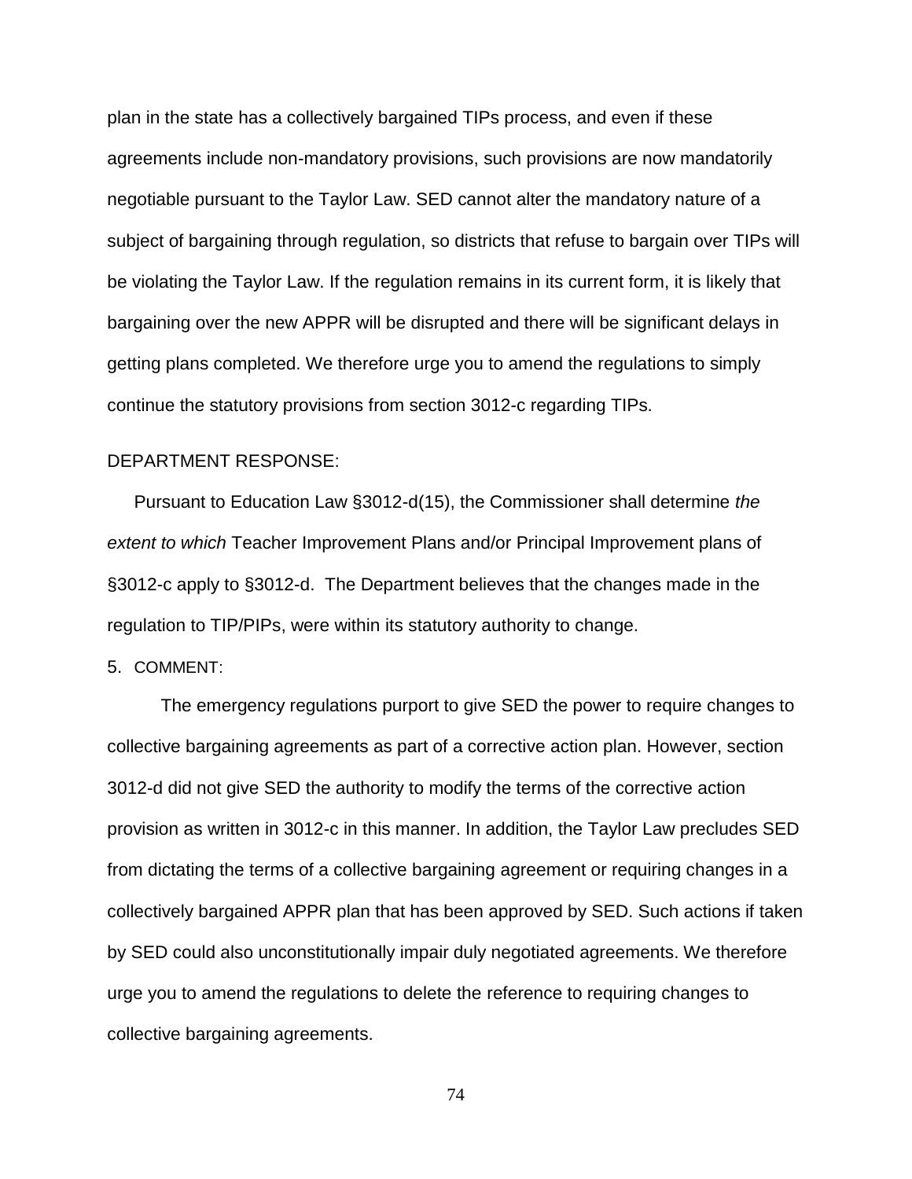plan in the state has a collectively bargained TIPs process, and even if these agreements include non-mandatory provisions, such provisions are now mandatorily negotiable pursuant to the Taylor Law. SED cannot alter the mandatory nature of a subject of bargaining through regulation, so districts that refuse to bargain over TIPs will be violating the Taylor Law. If the regulation remains in its current form, it is likely that bargaining over the new APPR will be disrupted and there will be significant delays in getting plans completed. We therefore urge you to amend the regulations to simply continue the statutory provisions from section 3012-c regarding TIPs.

DEPARTMENT RESPONSE:

Pursuant to Education Law §3012-d(15), the Commissioner shall determine *the extent to which* Teacher Improvement Plans and/or Principal Improvement plans of §3012-c apply to §3012-d. The Department believes that the changes made in the regulation to TIP/PIPs, were within its statutory authority to change.

5. COMMENT:

The emergency regulations purport to give SED the power to require changes to collective bargaining agreements as part of a corrective action plan. However, section 3012-d did not give SED the authority to modify the terms of the corrective action provision as written in 3012-c in this manner. In addition, the Taylor Law precludes SED from dictating the terms of a collective bargaining agreement or requiring changes in a collectively bargained APPR plan that has been approved by SED. Such actions if taken by SED could also unconstitutionally impair duly negotiated agreements. We therefore urge you to amend the regulations to delete the reference to requiring changes to collective bargaining agreements.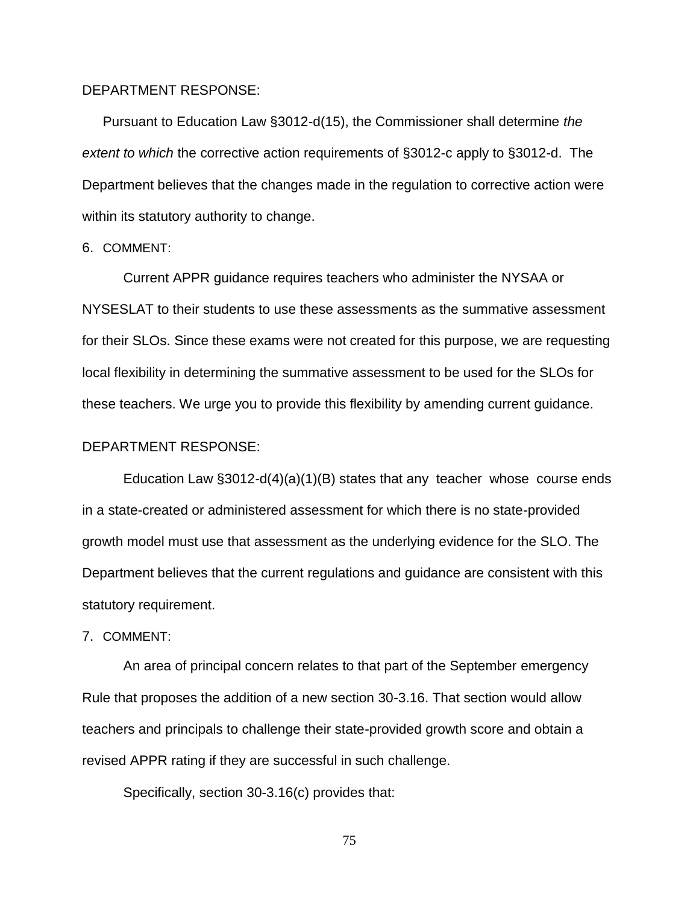DEPARTMENT RESPONSE:

Pursuant to Education Law §3012-d(15), the Commissioner shall determine *the extent to which* the corrective action requirements of §3012-c apply to §3012-d. The Department believes that the changes made in the regulation to corrective action were within its statutory authority to change.

6. COMMENT:

Current APPR guidance requires teachers who administer the NYSAA or NYSESLAT to their students to use these assessments as the summative assessment for their SLOs. Since these exams were not created for this purpose, we are requesting local flexibility in determining the summative assessment to be used for the SLOs for these teachers. We urge you to provide this flexibility by amending current guidance.

DEPARTMENT RESPONSE:

Education Law §3012-d(4)(a)(1)(B) states that any teacher whose course ends in a state-created or administered assessment for which there is no state-provided growth model must use that assessment as the underlying evidence for the SLO. The Department believes that the current regulations and guidance are consistent with this statutory requirement.

7. COMMENT:

An area of principal concern relates to that part of the September emergency Rule that proposes the addition of a new section 30-3.16. That section would allow teachers and principals to challenge their state-provided growth score and obtain a revised APPR rating if they are successful in such challenge.

Specifically, section 30-3.16(c) provides that: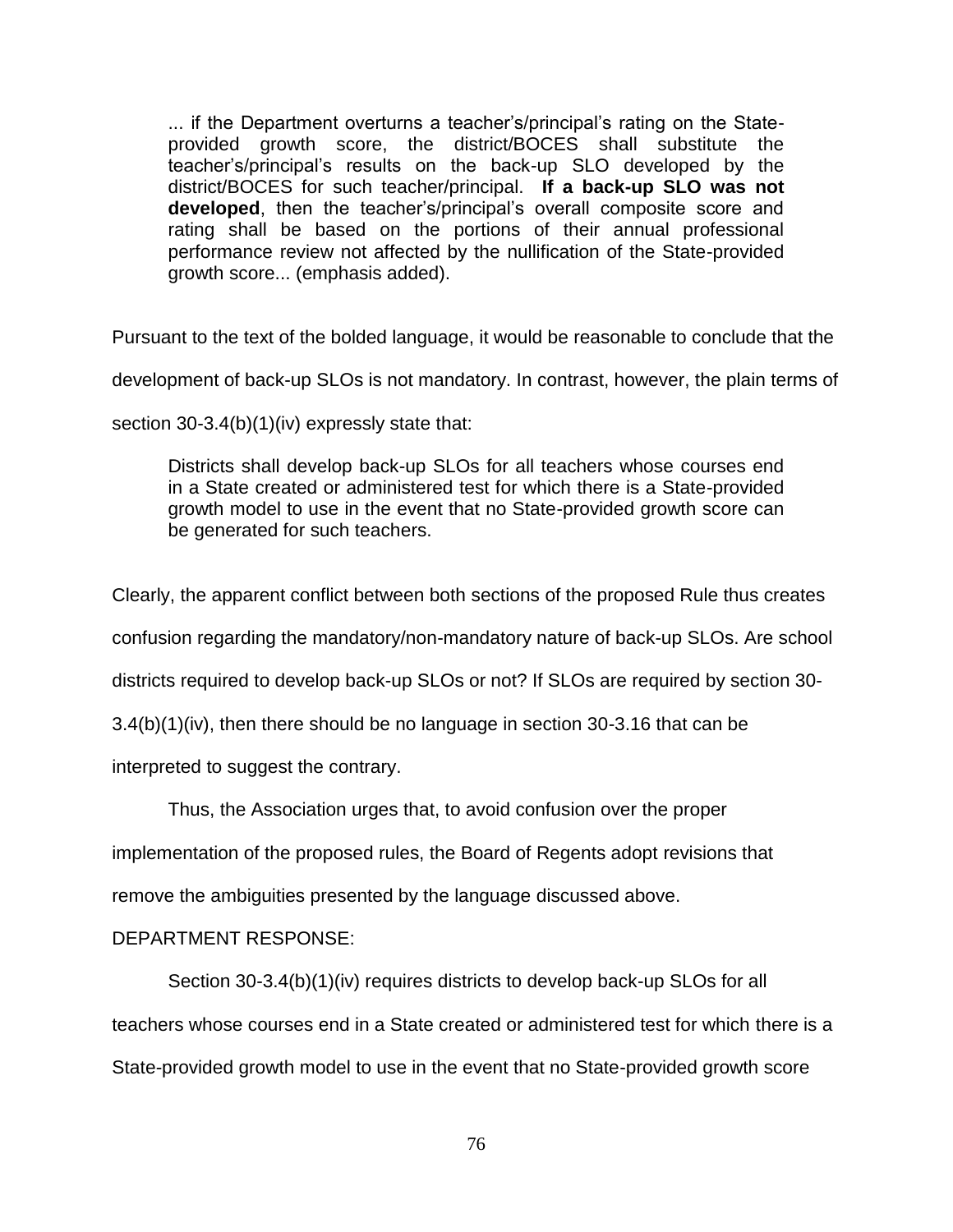> ... if the Department overturns a teacher's/principal's rating on the State-provided growth score, the district/BOCES shall substitute the teacher's/principal's results on the back-up SLO developed by the district/BOCES for such teacher/principal. **If a back-up SLO was not developed**, then the teacher's/principal's overall composite score and rating shall be based on the portions of their annual professional performance review not affected by the nullification of the State-provided growth score... (emphasis added).

Pursuant to the text of the bolded language, it would be reasonable to conclude that the development of back-up SLOs is not mandatory. In contrast, however, the plain terms of section 30-3.4(b)(1)(iv) expressly state that:

> Districts shall develop back-up SLOs for all teachers whose courses end in a State created or administered test for which there is a State-provided growth model to use in the event that no State-provided growth score can be generated for such teachers.

Clearly, the apparent conflict between both sections of the proposed Rule thus creates confusion regarding the mandatory/non-mandatory nature of back-up SLOs. Are school districts required to develop back-up SLOs or not? If SLOs are required by section 30-3.4(b)(1)(iv), then there should be no language in section 30-3.16 that can be interpreted to suggest the contrary.

Thus, the Association urges that, to avoid confusion over the proper implementation of the proposed rules, the Board of Regents adopt revisions that remove the ambiguities presented by the language discussed above.

DEPARTMENT RESPONSE:

Section 30-3.4(b)(1)(iv) requires districts to develop back-up SLOs for all teachers whose courses end in a State created or administered test for which there is a State-provided growth model to use in the event that no State-provided growth score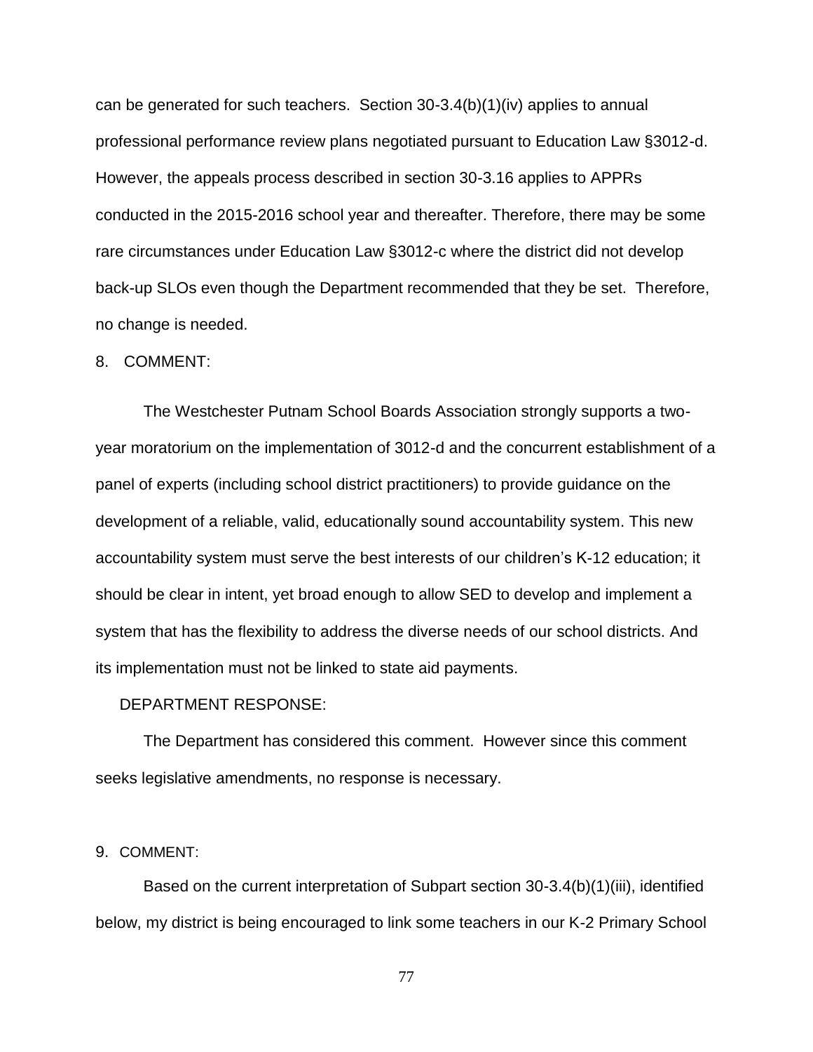can be generated for such teachers. Section 30-3.4(b)(1)(iv) applies to annual professional performance review plans negotiated pursuant to Education Law §3012-d. However, the appeals process described in section 30-3.16 applies to APPRs conducted in the 2015-2016 school year and thereafter. Therefore, there may be some rare circumstances under Education Law §3012-c where the district did not develop back-up SLOs even though the Department recommended that they be set. Therefore, no change is needed.

8. COMMENT:

The Westchester Putnam School Boards Association strongly supports a two-year moratorium on the implementation of 3012-d and the concurrent establishment of a panel of experts (including school district practitioners) to provide guidance on the development of a reliable, valid, educationally sound accountability system. This new accountability system must serve the best interests of our children's K-12 education; it should be clear in intent, yet broad enough to allow SED to develop and implement a system that has the flexibility to address the diverse needs of our school districts. And its implementation must not be linked to state aid payments.

DEPARTMENT RESPONSE:

The Department has considered this comment. However since this comment seeks legislative amendments, no response is necessary.

9. COMMENT:

Based on the current interpretation of Subpart section 30-3.4(b)(1)(iii), identified below, my district is being encouraged to link some teachers in our K-2 Primary School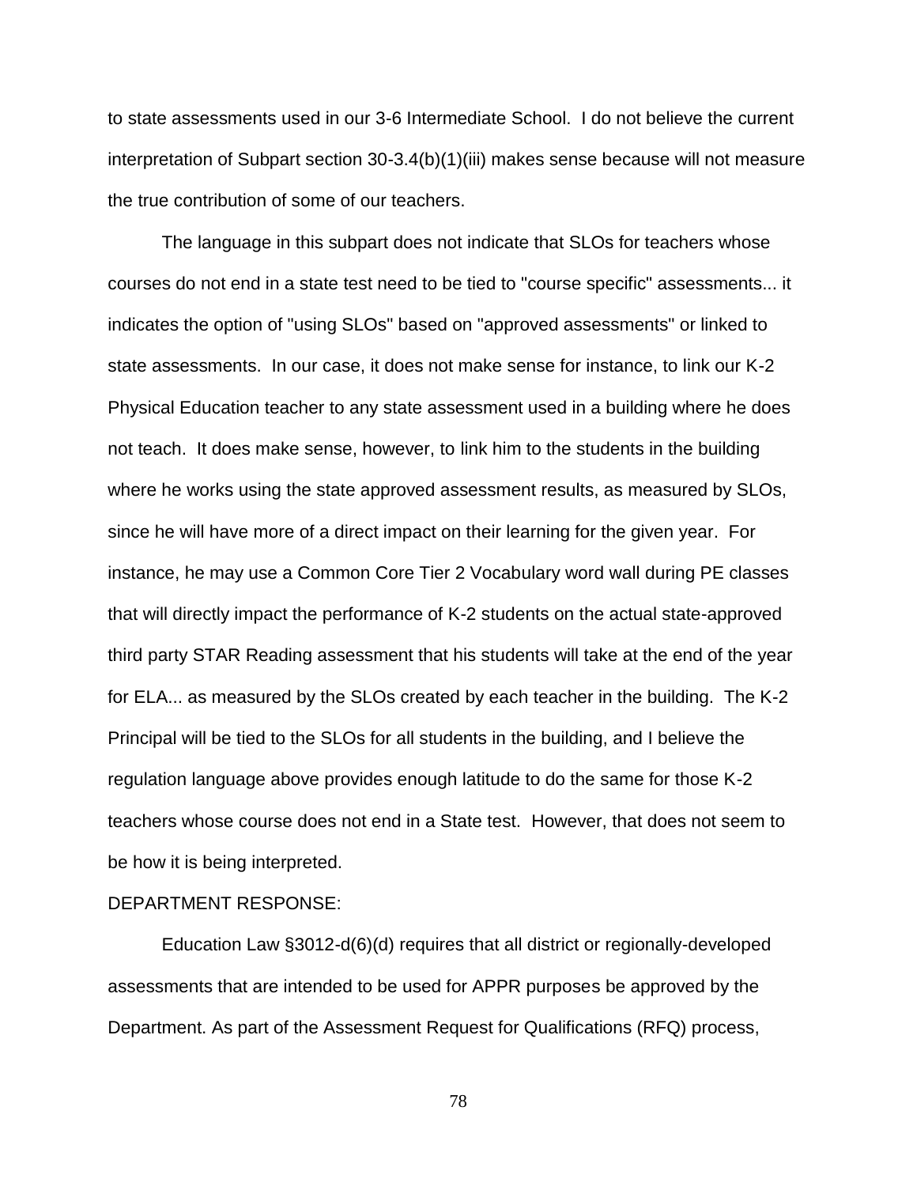to state assessments used in our 3-6 Intermediate School. I do not believe the current interpretation of Subpart section 30-3.4(b)(1)(iii) makes sense because will not measure the true contribution of some of our teachers.

The language in this subpart does not indicate that SLOs for teachers whose courses do not end in a state test need to be tied to "course specific" assessments... it indicates the option of "using SLOs" based on "approved assessments" or linked to state assessments. In our case, it does not make sense for instance, to link our K-2 Physical Education teacher to any state assessment used in a building where he does not teach. It does make sense, however, to link him to the students in the building where he works using the state approved assessment results, as measured by SLOs, since he will have more of a direct impact on their learning for the given year. For instance, he may use a Common Core Tier 2 Vocabulary word wall during PE classes that will directly impact the performance of K-2 students on the actual state-approved third party STAR Reading assessment that his students will take at the end of the year for ELA... as measured by the SLOs created by each teacher in the building. The K-2 Principal will be tied to the SLOs for all students in the building, and I believe the regulation language above provides enough latitude to do the same for those K-2 teachers whose course does not end in a State test. However, that does not seem to be how it is being interpreted.

DEPARTMENT RESPONSE:

Education Law §3012-d(6)(d) requires that all district or regionally-developed assessments that are intended to be used for APPR purposes be approved by the Department. As part of the Assessment Request for Qualifications (RFQ) process,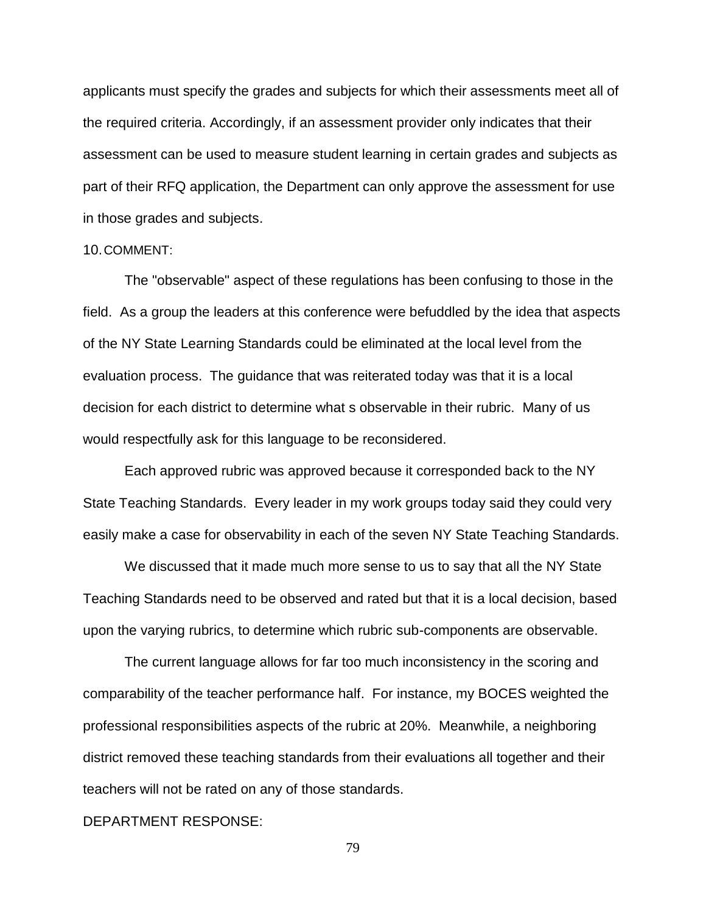applicants must specify the grades and subjects for which their assessments meet all of the required criteria. Accordingly, if an assessment provider only indicates that their assessment can be used to measure student learning in certain grades and subjects as part of their RFQ application, the Department can only approve the assessment for use in those grades and subjects.

10. COMMENT:

The "observable" aspect of these regulations has been confusing to those in the field. As a group the leaders at this conference were befuddled by the idea that aspects of the NY State Learning Standards could be eliminated at the local level from the evaluation process. The guidance that was reiterated today was that it is a local decision for each district to determine what s observable in their rubric. Many of us would respectfully ask for this language to be reconsidered.

Each approved rubric was approved because it corresponded back to the NY State Teaching Standards. Every leader in my work groups today said they could very easily make a case for observability in each of the seven NY State Teaching Standards.

We discussed that it made much more sense to us to say that all the NY State Teaching Standards need to be observed and rated but that it is a local decision, based upon the varying rubrics, to determine which rubric sub-components are observable.

The current language allows for far too much inconsistency in the scoring and comparability of the teacher performance half. For instance, my BOCES weighted the professional responsibilities aspects of the rubric at 20%. Meanwhile, a neighboring district removed these teaching standards from their evaluations all together and their teachers will not be rated on any of those standards.

DEPARTMENT RESPONSE: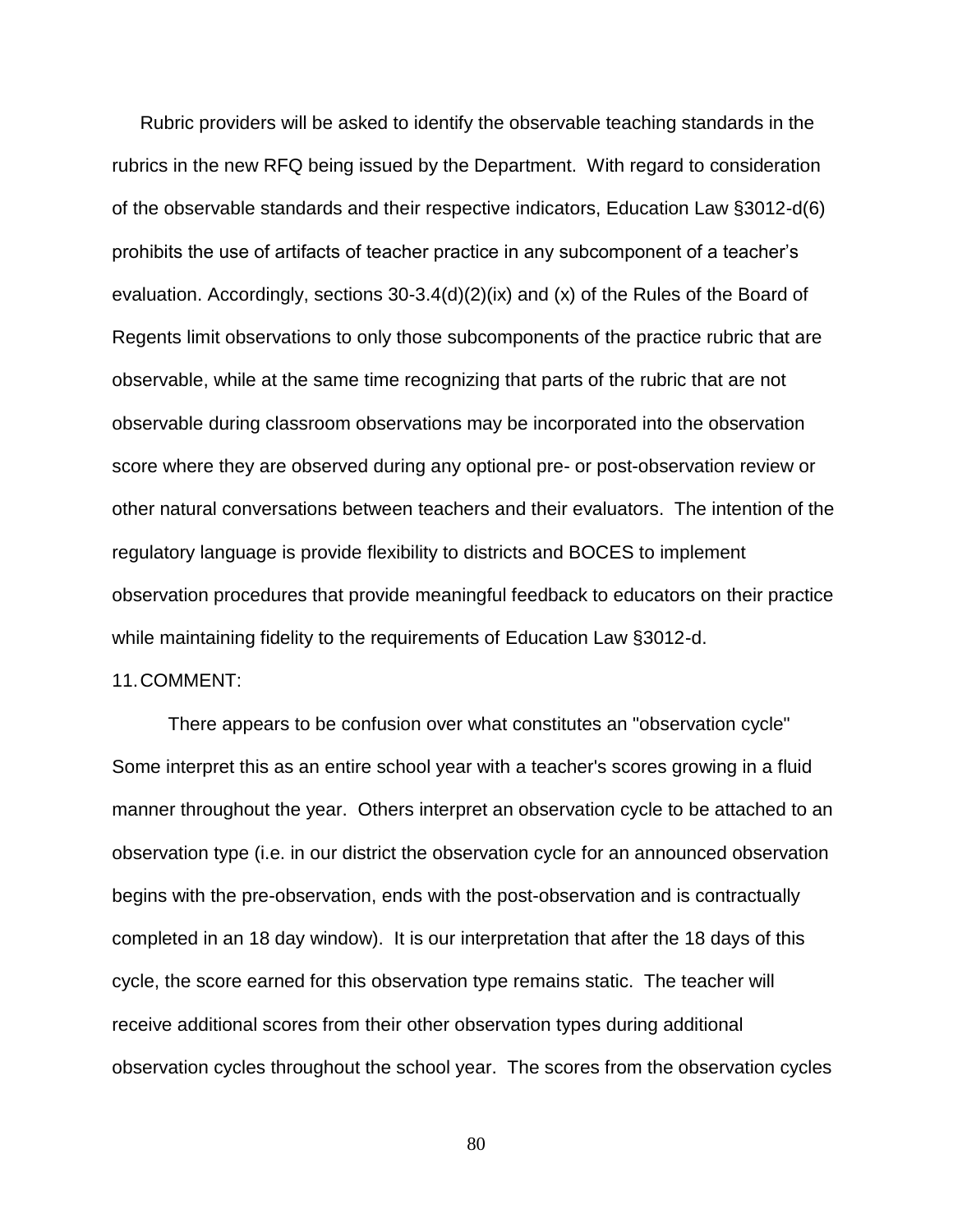Rubric providers will be asked to identify the observable teaching standards in the rubrics in the new RFQ being issued by the Department. With regard to consideration of the observable standards and their respective indicators, Education Law §3012-d(6) prohibits the use of artifacts of teacher practice in any subcomponent of a teacher's evaluation. Accordingly, sections 30-3.4(d)(2)(ix) and (x) of the Rules of the Board of Regents limit observations to only those subcomponents of the practice rubric that are observable, while at the same time recognizing that parts of the rubric that are not observable during classroom observations may be incorporated into the observation score where they are observed during any optional pre- or post-observation review or other natural conversations between teachers and their evaluators. The intention of the regulatory language is provide flexibility to districts and BOCES to implement observation procedures that provide meaningful feedback to educators on their practice while maintaining fidelity to the requirements of Education Law §3012-d.

11. COMMENT:

There appears to be confusion over what constitutes an "observation cycle" Some interpret this as an entire school year with a teacher's scores growing in a fluid manner throughout the year. Others interpret an observation cycle to be attached to an observation type (i.e. in our district the observation cycle for an announced observation begins with the pre-observation, ends with the post-observation and is contractually completed in an 18 day window). It is our interpretation that after the 18 days of this cycle, the score earned for this observation type remains static. The teacher will receive additional scores from their other observation types during additional observation cycles throughout the school year. The scores from the observation cycles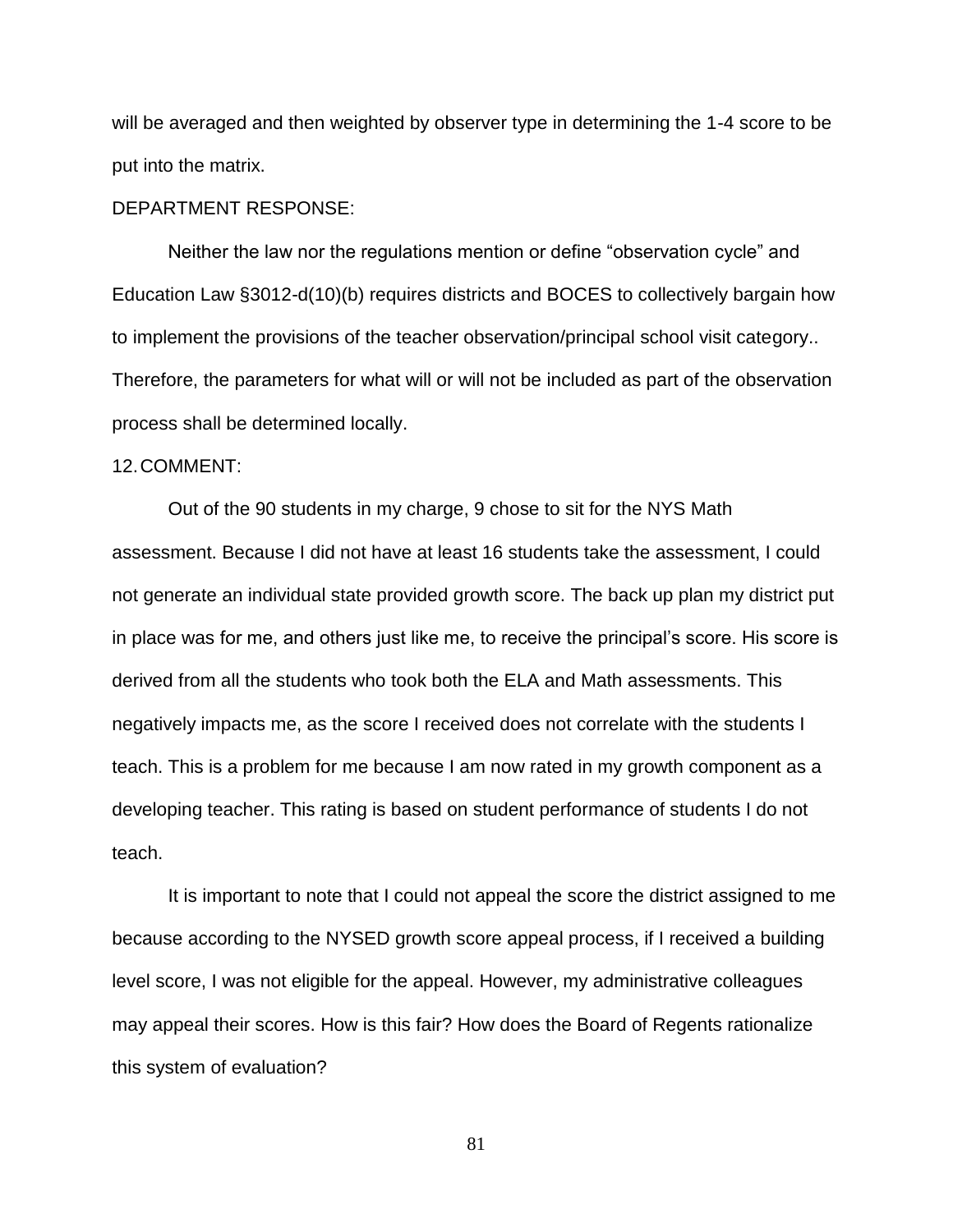will be averaged and then weighted by observer type in determining the 1-4 score to be put into the matrix.

DEPARTMENT RESPONSE:

Neither the law nor the regulations mention or define "observation cycle" and Education Law §3012-d(10)(b) requires districts and BOCES to collectively bargain how to implement the provisions of the teacher observation/principal school visit category.. Therefore, the parameters for what will or will not be included as part of the observation process shall be determined locally.

12. COMMENT:

Out of the 90 students in my charge, 9 chose to sit for the NYS Math assessment. Because I did not have at least 16 students take the assessment, I could not generate an individual state provided growth score. The back up plan my district put in place was for me, and others just like me, to receive the principal's score. His score is derived from all the students who took both the ELA and Math assessments. This negatively impacts me, as the score I received does not correlate with the students I teach. This is a problem for me because I am now rated in my growth component as a developing teacher. This rating is based on student performance of students I do not teach.

It is important to note that I could not appeal the score the district assigned to me because according to the NYSED growth score appeal process, if I received a building level score, I was not eligible for the appeal. However, my administrative colleagues may appeal their scores. How is this fair? How does the Board of Regents rationalize this system of evaluation?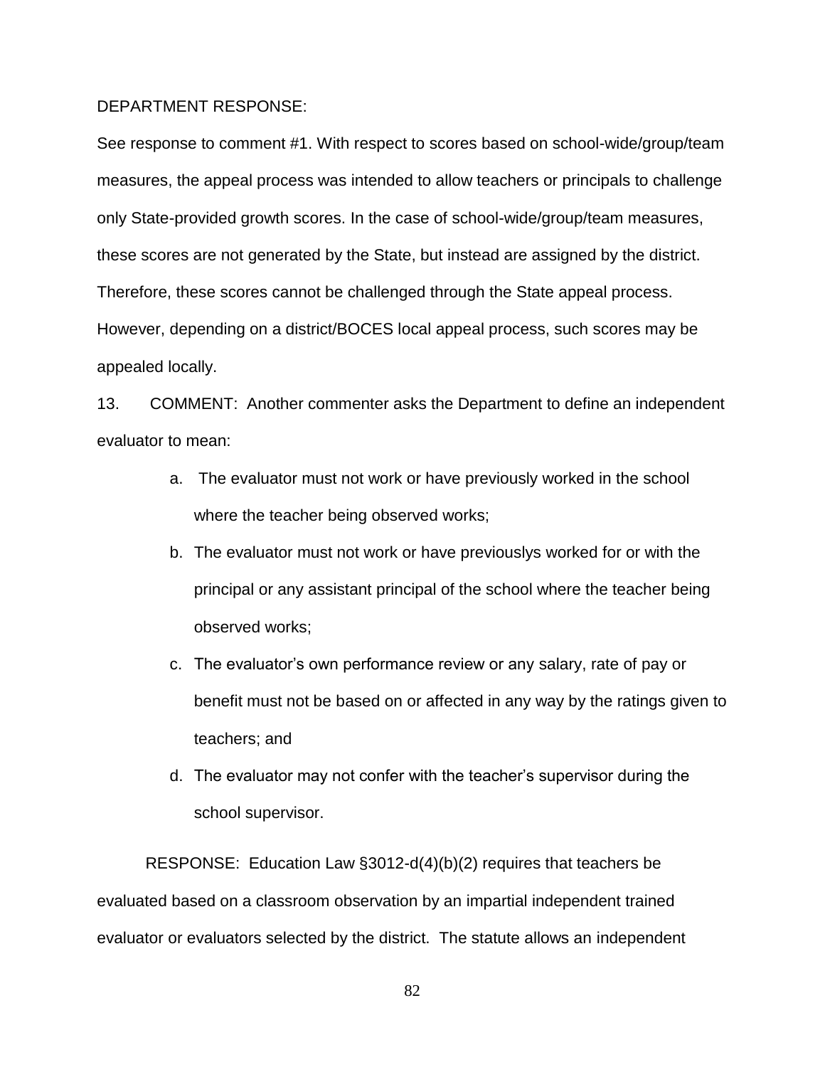DEPARTMENT RESPONSE:

See response to comment #1. With respect to scores based on school-wide/group/team measures, the appeal process was intended to allow teachers or principals to challenge only State-provided growth scores. In the case of school-wide/group/team measures, these scores are not generated by the State, but instead are assigned by the district. Therefore, these scores cannot be challenged through the State appeal process. However, depending on a district/BOCES local appeal process, such scores may be appealed locally.

13. COMMENT: Another commenter asks the Department to define an independent evaluator to mean:

a. The evaluator must not work or have previously worked in the school where the teacher being observed works;
b. The evaluator must not work or have previouslys worked for or with the principal or any assistant principal of the school where the teacher being observed works;
c. The evaluator's own performance review or any salary, rate of pay or benefit must not be based on or affected in any way by the ratings given to teachers; and
d. The evaluator may not confer with the teacher's supervisor during the school supervisor.

RESPONSE: Education Law §3012-d(4)(b)(2) requires that teachers be evaluated based on a classroom observation by an impartial independent trained evaluator or evaluators selected by the district. The statute allows an independent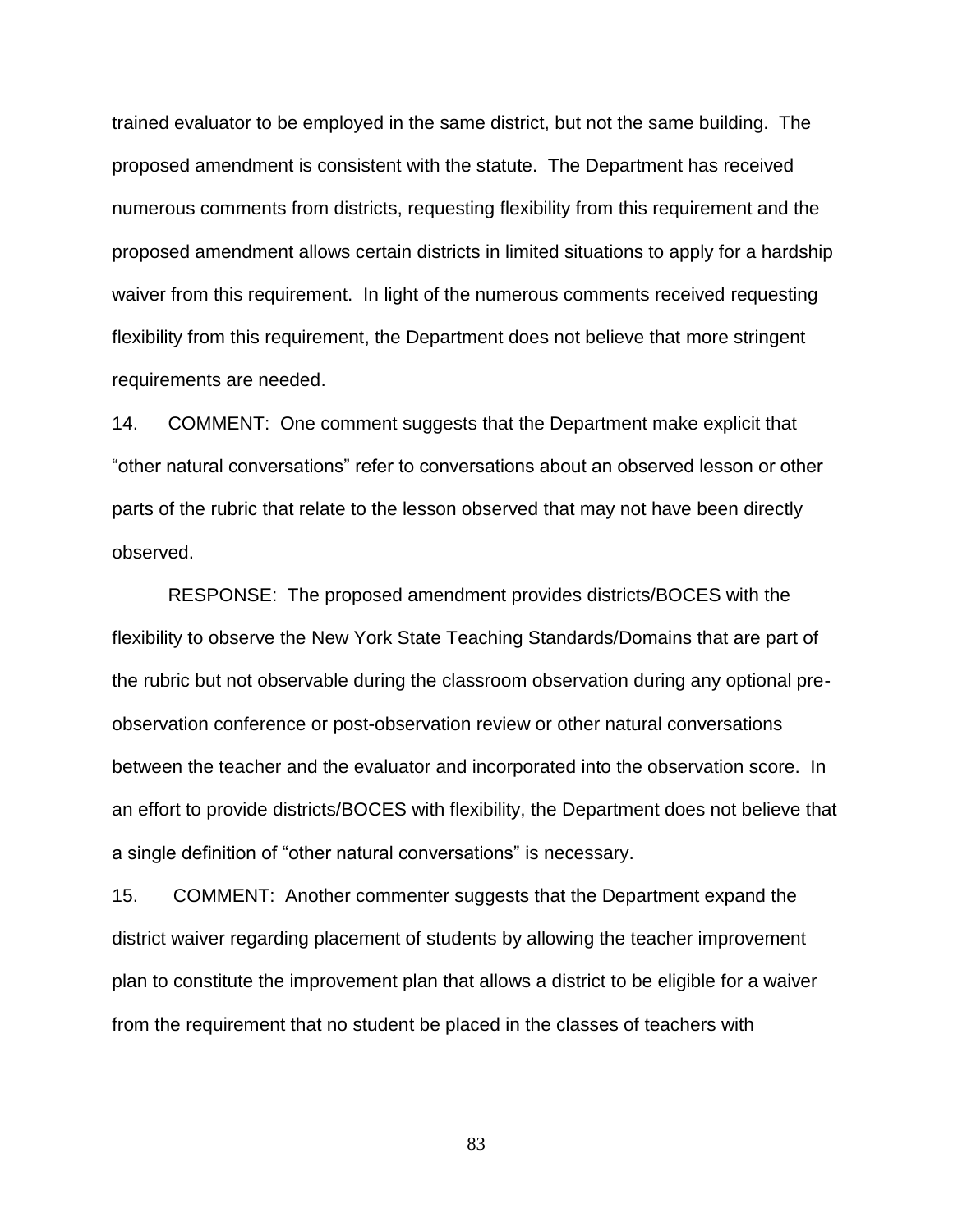trained evaluator to be employed in the same district, but not the same building. The proposed amendment is consistent with the statute. The Department has received numerous comments from districts, requesting flexibility from this requirement and the proposed amendment allows certain districts in limited situations to apply for a hardship waiver from this requirement. In light of the numerous comments received requesting flexibility from this requirement, the Department does not believe that more stringent requirements are needed.

14. COMMENT: One comment suggests that the Department make explicit that "other natural conversations" refer to conversations about an observed lesson or other parts of the rubric that relate to the lesson observed that may not have been directly observed.

RESPONSE: The proposed amendment provides districts/BOCES with the flexibility to observe the New York State Teaching Standards/Domains that are part of the rubric but not observable during the classroom observation during any optional pre-observation conference or post-observation review or other natural conversations between the teacher and the evaluator and incorporated into the observation score. In an effort to provide districts/BOCES with flexibility, the Department does not believe that a single definition of "other natural conversations" is necessary.

15. COMMENT: Another commenter suggests that the Department expand the district waiver regarding placement of students by allowing the teacher improvement plan to constitute the improvement plan that allows a district to be eligible for a waiver from the requirement that no student be placed in the classes of teachers with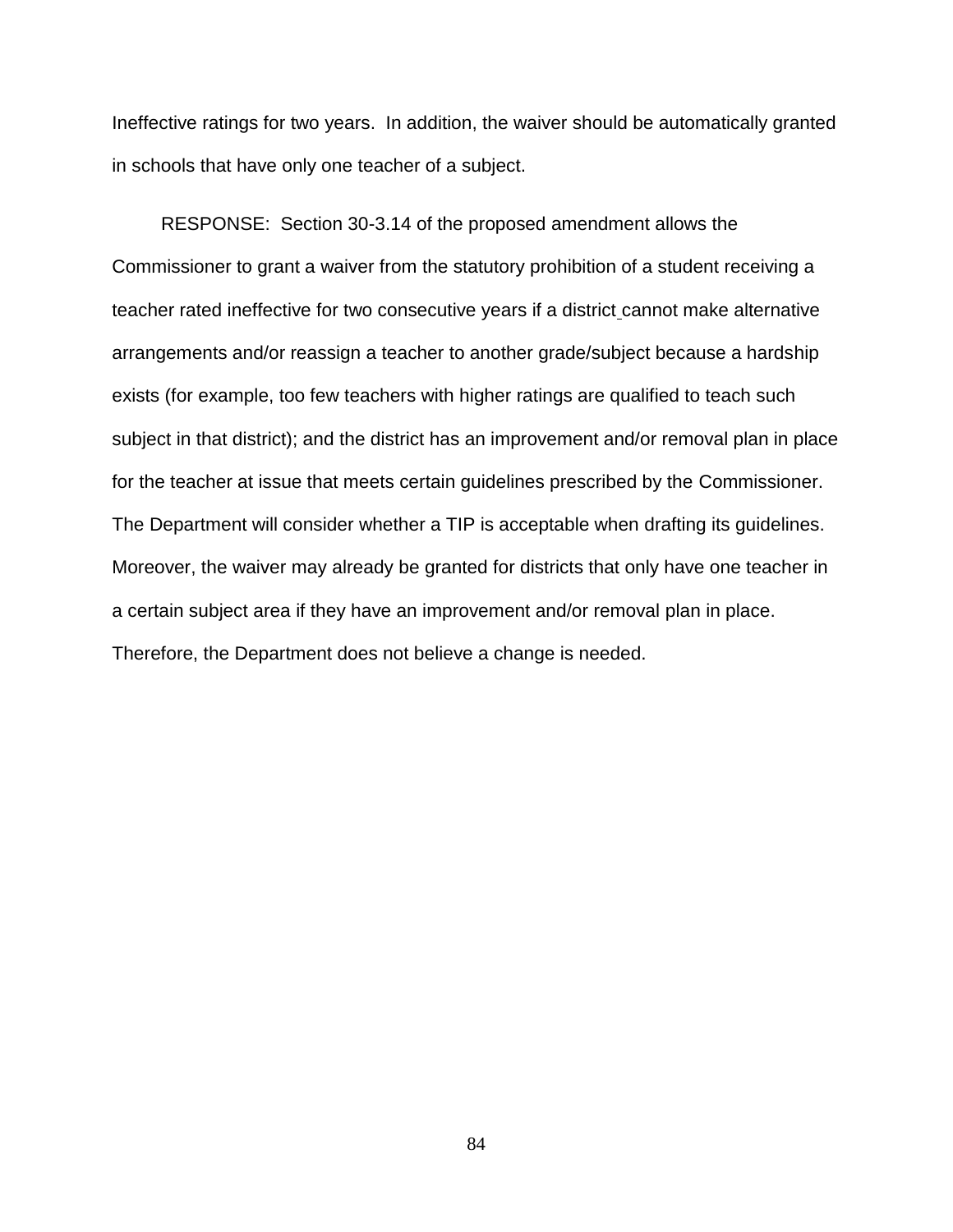Ineffective ratings for two years. In addition, the waiver should be automatically granted in schools that have only one teacher of a subject.

RESPONSE: Section 30-3.14 of the proposed amendment allows the Commissioner to grant a waiver from the statutory prohibition of a student receiving a teacher rated ineffective for two consecutive years if a district cannot make alternative arrangements and/or reassign a teacher to another grade/subject because a hardship exists (for example, too few teachers with higher ratings are qualified to teach such subject in that district); and the district has an improvement and/or removal plan in place for the teacher at issue that meets certain guidelines prescribed by the Commissioner. The Department will consider whether a TIP is acceptable when drafting its guidelines. Moreover, the waiver may already be granted for districts that only have one teacher in a certain subject area if they have an improvement and/or removal plan in place. Therefore, the Department does not believe a change is needed.